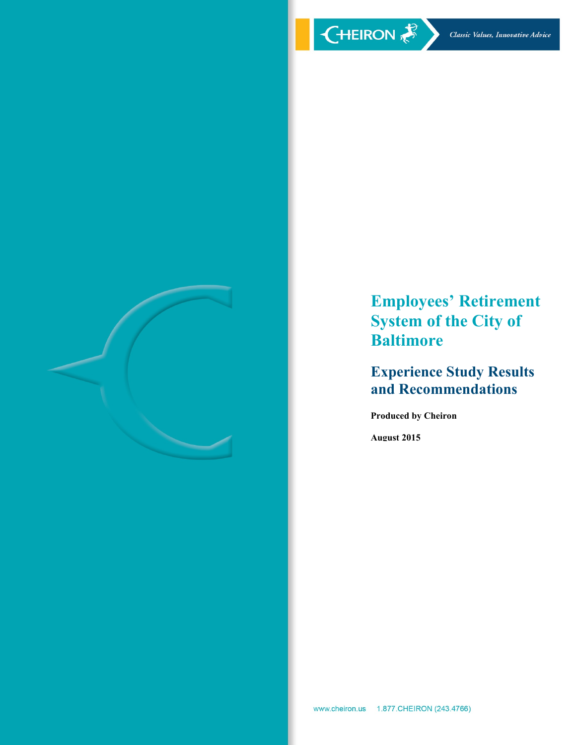CHEIRON

*Classic Values, Innovative Advice*

# Employees' Retirement System of the City of Baltimore

## Experience Study Results and Recommendations

**Produced by Cheiron**

**August 2015**

www.cheiron.us 1.877.CHEIRON (243.4766)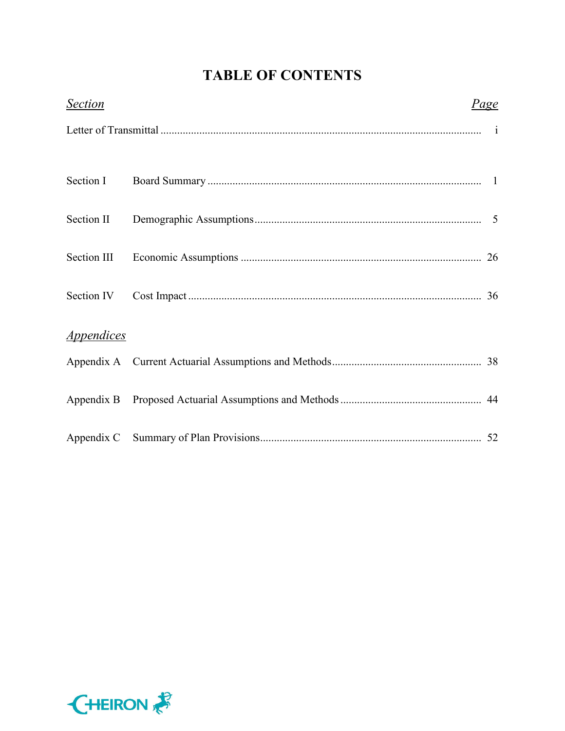# TABLE OF CONTENTS

| *Section* | | *Page* |
|---|---|---|
| Letter of Transmittal | | i |
| Section I | Board Summary | 1 |
| Section II | Demographic Assumptions | 5 |
| Section III | Economic Assumptions | 26 |
| Section IV | Cost Impact | 36 |
| *Appendices* | | |
| Appendix A | Current Actuarial Assumptions and Methods | 38 |
| Appendix B | Proposed Actuarial Assumptions and Methods | 44 |
| Appendix C | Summary of Plan Provisions | 52 |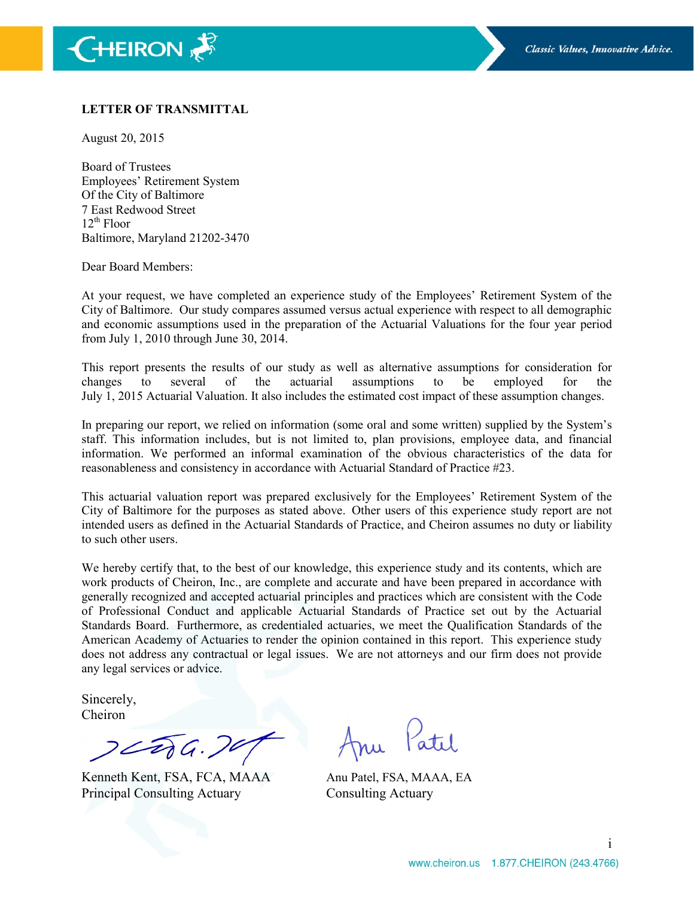**LETTER OF TRANSMITTAL**

August 20, 2015

Board of Trustees
Employees' Retirement System
Of the City of Baltimore
7 East Redwood Street
12th Floor
Baltimore, Maryland 21202-3470

Dear Board Members:

At your request, we have completed an experience study of the Employees' Retirement System of the City of Baltimore. Our study compares assumed versus actual experience with respect to all demographic and economic assumptions used in the preparation of the Actuarial Valuations for the four year period from July 1, 2010 through June 30, 2014.

This report presents the results of our study as well as alternative assumptions for consideration for changes to several of the actuarial assumptions to be employed for the July 1, 2015 Actuarial Valuation. It also includes the estimated cost impact of these assumption changes.

In preparing our report, we relied on information (some oral and some written) supplied by the System's staff. This information includes, but is not limited to, plan provisions, employee data, and financial information. We performed an informal examination of the obvious characteristics of the data for reasonableness and consistency in accordance with Actuarial Standard of Practice #23.

This actuarial valuation report was prepared exclusively for the Employees' Retirement System of the City of Baltimore for the purposes as stated above. Other users of this experience study report are not intended users as defined in the Actuarial Standards of Practice, and Cheiron assumes no duty or liability to such other users.

We hereby certify that, to the best of our knowledge, this experience study and its contents, which are work products of Cheiron, Inc., are complete and accurate and have been prepared in accordance with generally recognized and accepted actuarial principles and practices which are consistent with the Code of Professional Conduct and applicable Actuarial Standards of Practice set out by the Actuarial Standards Board. Furthermore, as credentialed actuaries, we meet the Qualification Standards of the American Academy of Actuaries to render the opinion contained in this report. This experience study does not address any contractual or legal issues. We are not attorneys and our firm does not provide any legal services or advice.

Sincerely,
Cheiron

Kenneth Kent, FSA, FCA, MAAA
Principal Consulting Actuary

Anu Patel, FSA, MAAA, EA
Consulting Actuary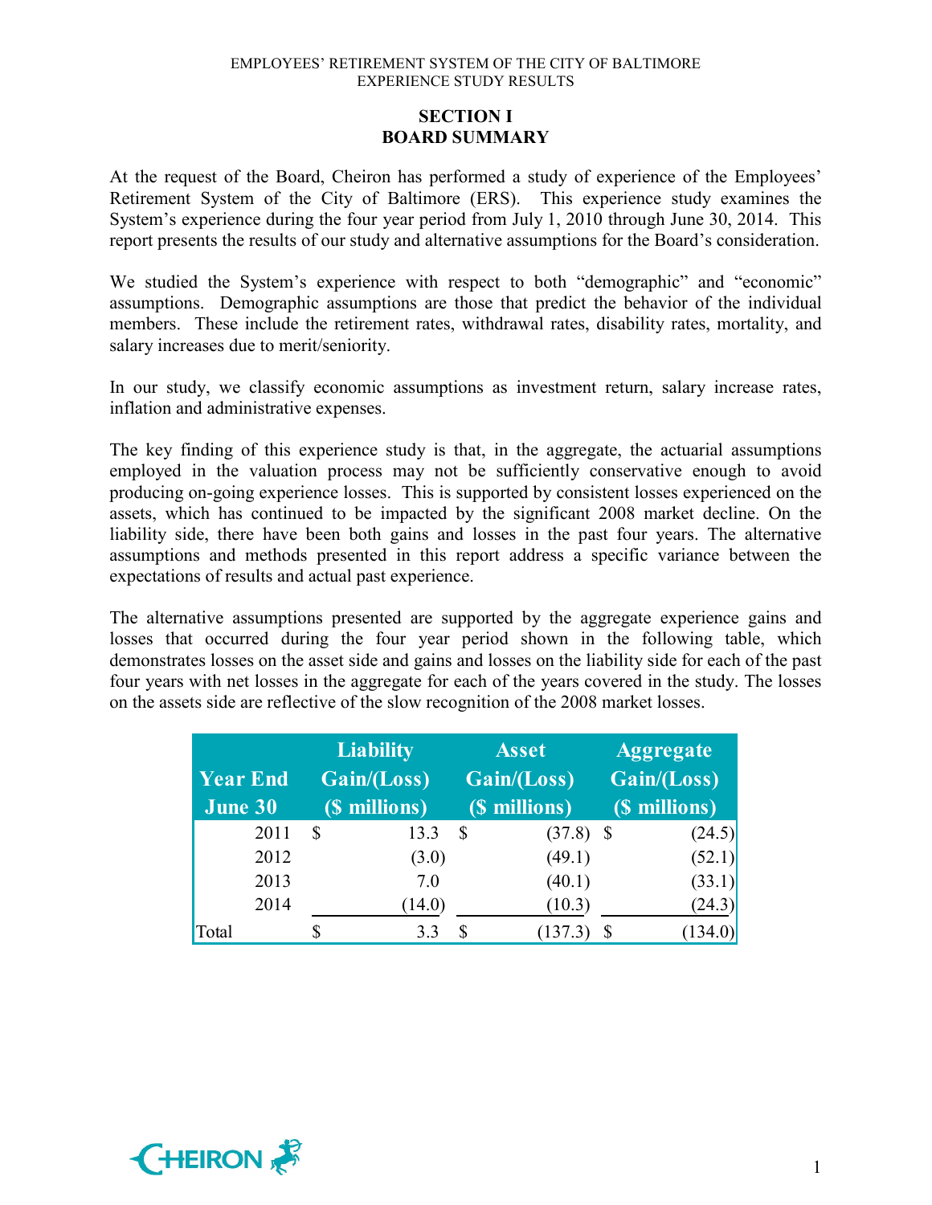# SECTION I
# BOARD SUMMARY

At the request of the Board, Cheiron has performed a study of experience of the Employees' Retirement System of the City of Baltimore (ERS). This experience study examines the System's experience during the four year period from July 1, 2010 through June 30, 2014. This report presents the results of our study and alternative assumptions for the Board's consideration.

We studied the System's experience with respect to both "demographic" and "economic" assumptions. Demographic assumptions are those that predict the behavior of the individual members. These include the retirement rates, withdrawal rates, disability rates, mortality, and salary increases due to merit/seniority.

In our study, we classify economic assumptions as investment return, salary increase rates, inflation and administrative expenses.

The key finding of this experience study is that, in the aggregate, the actuarial assumptions employed in the valuation process may not be sufficiently conservative enough to avoid producing on-going experience losses. This is supported by consistent losses experienced on the assets, which has continued to be impacted by the significant 2008 market decline. On the liability side, there have been both gains and losses in the past four years. The alternative assumptions and methods presented in this report address a specific variance between the expectations of results and actual past experience.

The alternative assumptions presented are supported by the aggregate experience gains and losses that occurred during the four year period shown in the following table, which demonstrates losses on the asset side and gains and losses on the liability side for each of the past four years with net losses in the aggregate for each of the years covered in the study. The losses on the assets side are reflective of the slow recognition of the 2008 market losses.

| Year End June 30 | Liability Gain/(Loss) ($ millions) | Asset Gain/(Loss) ($ millions) | Aggregate Gain/(Loss) ($ millions) |
|---|---|---|---|
| 2011 | $ 13.3 | $ (37.8) | $ (24.5) |
| 2012 | (3.0) | (49.1) | (52.1) |
| 2013 | 7.0 | (40.1) | (33.1) |
| 2014 | (14.0) | (10.3) | (24.3) |
| Total | $ 3.3 | $ (137.3) | $ (134.0) |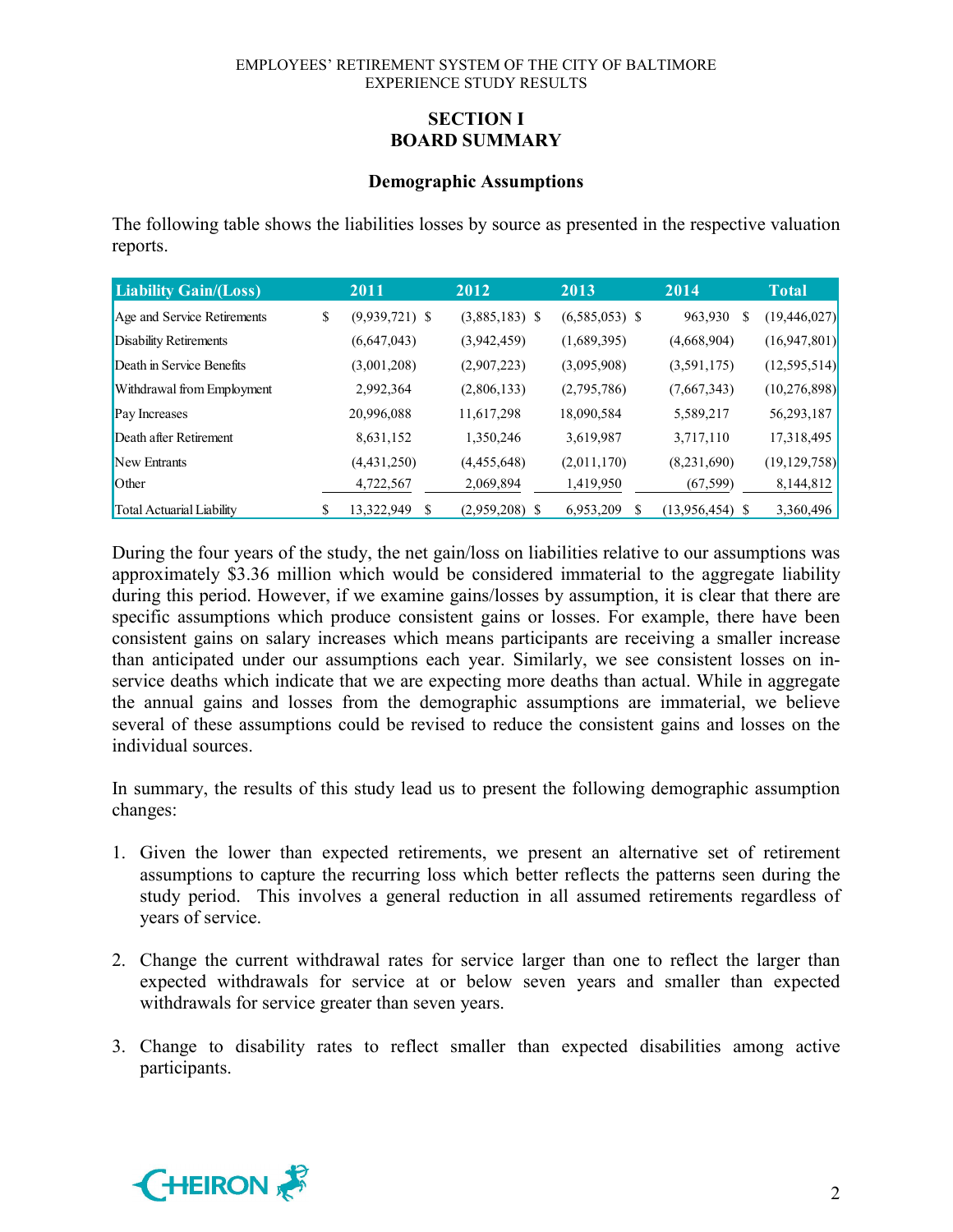## SECTION I
## BOARD SUMMARY

### Demographic Assumptions

The following table shows the liabilities losses by source as presented in the respective valuation reports.

| Liability Gain/(Loss) | 2011 | 2012 | 2013 | 2014 | Total |
|---|---|---|---|---|---|
| Age and Service Retirements | $ (9,939,721) | $ (3,885,183) | $ (6,585,053) | $ 963,930 | $ (19,446,027) |
| Disability Retirements | (6,647,043) | (3,942,459) | (1,689,395) | (4,668,904) | (16,947,801) |
| Death in Service Benefits | (3,001,208) | (2,907,223) | (3,095,908) | (3,591,175) | (12,595,514) |
| Withdrawal from Employment | 2,992,364 | (2,806,133) | (2,795,786) | (7,667,343) | (10,276,898) |
| Pay Increases | 20,996,088 | 11,617,298 | 18,090,584 | 5,589,217 | 56,293,187 |
| Death after Retirement | 8,631,152 | 1,350,246 | 3,619,987 | 3,717,110 | 17,318,495 |
| New Entrants | (4,431,250) | (4,455,648) | (2,011,170) | (8,231,690) | (19,129,758) |
| Other | 4,722,567 | 2,069,894 | 1,419,950 | (67,599) | 8,144,812 |
| Total Actuarial Liability | $ 13,322,949 | $ (2,959,208) | $ 6,953,209 | $ (13,956,454) | $ 3,360,496 |

During the four years of the study, the net gain/loss on liabilities relative to our assumptions was approximately $3.36 million which would be considered immaterial to the aggregate liability during this period. However, if we examine gains/losses by assumption, it is clear that there are specific assumptions which produce consistent gains or losses. For example, there have been consistent gains on salary increases which means participants are receiving a smaller increase than anticipated under our assumptions each year. Similarly, we see consistent losses on in-service deaths which indicate that we are expecting more deaths than actual. While in aggregate the annual gains and losses from the demographic assumptions are immaterial, we believe several of these assumptions could be revised to reduce the consistent gains and losses on the individual sources.

In summary, the results of this study lead us to present the following demographic assumption changes:

1. Given the lower than expected retirements, we present an alternative set of retirement assumptions to capture the recurring loss which better reflects the patterns seen during the study period. This involves a general reduction in all assumed retirements regardless of years of service.

2. Change the current withdrawal rates for service larger than one to reflect the larger than expected withdrawals for service at or below seven years and smaller than expected withdrawals for service greater than seven years.

3. Change to disability rates to reflect smaller than expected disabilities among active participants.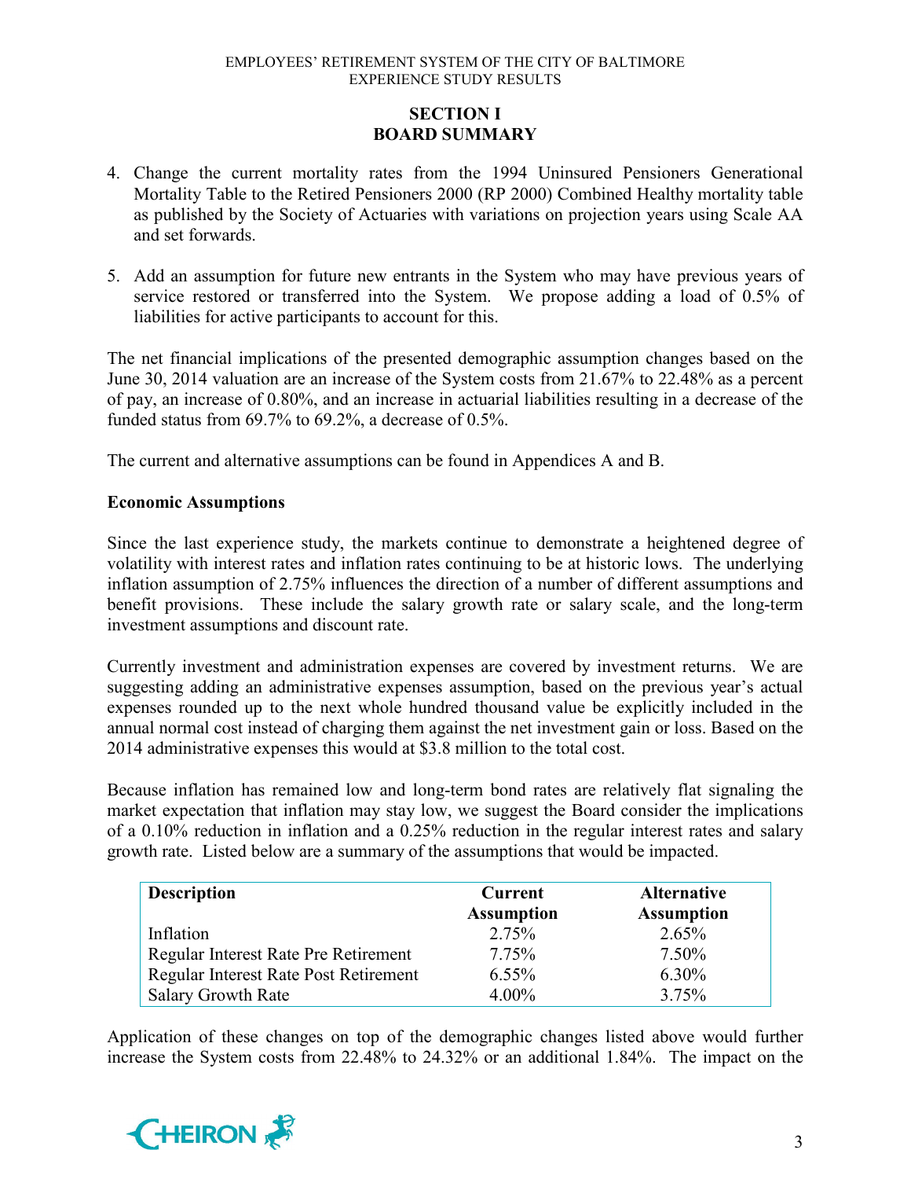## SECTION I
## BOARD SUMMARY

4. Change the current mortality rates from the 1994 Uninsured Pensioners Generational Mortality Table to the Retired Pensioners 2000 (RP 2000) Combined Healthy mortality table as published by the Society of Actuaries with variations on projection years using Scale AA and set forwards.

5. Add an assumption for future new entrants in the System who may have previous years of service restored or transferred into the System. We propose adding a load of 0.5% of liabilities for active participants to account for this.

The net financial implications of the presented demographic assumption changes based on the June 30, 2014 valuation are an increase of the System costs from 21.67% to 22.48% as a percent of pay, an increase of 0.80%, and an increase in actuarial liabilities resulting in a decrease of the funded status from 69.7% to 69.2%, a decrease of 0.5%.

The current and alternative assumptions can be found in Appendices A and B.

**Economic Assumptions**

Since the last experience study, the markets continue to demonstrate a heightened degree of volatility with interest rates and inflation rates continuing to be at historic lows. The underlying inflation assumption of 2.75% influences the direction of a number of different assumptions and benefit provisions. These include the salary growth rate or salary scale, and the long-term investment assumptions and discount rate.

Currently investment and administration expenses are covered by investment returns. We are suggesting adding an administrative expenses assumption, based on the previous year's actual expenses rounded up to the next whole hundred thousand value be explicitly included in the annual normal cost instead of charging them against the net investment gain or loss. Based on the 2014 administrative expenses this would at $3.8 million to the total cost.

Because inflation has remained low and long-term bond rates are relatively flat signaling the market expectation that inflation may stay low, we suggest the Board consider the implications of a 0.10% reduction in inflation and a 0.25% reduction in the regular interest rates and salary growth rate. Listed below are a summary of the assumptions that would be impacted.

| Description | Current Assumption | Alternative Assumption |
|---|---|---|
| Inflation | 2.75% | 2.65% |
| Regular Interest Rate Pre Retirement | 7.75% | 7.50% |
| Regular Interest Rate Post Retirement | 6.55% | 6.30% |
| Salary Growth Rate | 4.00% | 3.75% |

Application of these changes on top of the demographic changes listed above would further increase the System costs from 22.48% to 24.32% or an additional 1.84%. The impact on the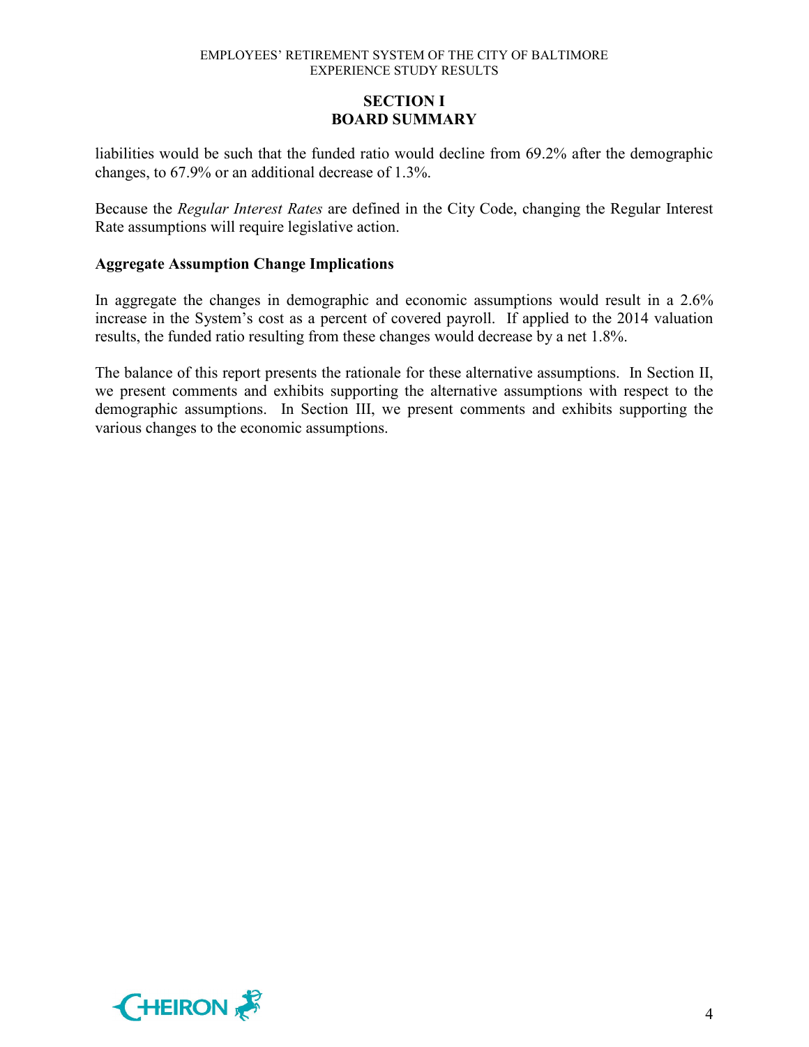liabilities would be such that the funded ratio would decline from 69.2% after the demographic changes, to 67.9% or an additional decrease of 1.3%.

Because the *Regular Interest Rates* are defined in the City Code, changing the Regular Interest Rate assumptions will require legislative action.

**Aggregate Assumption Change Implications**

In aggregate the changes in demographic and economic assumptions would result in a 2.6% increase in the System's cost as a percent of covered payroll. If applied to the 2014 valuation results, the funded ratio resulting from these changes would decrease by a net 1.8%.

The balance of this report presents the rationale for these alternative assumptions. In Section II, we present comments and exhibits supporting the alternative assumptions with respect to the demographic assumptions. In Section III, we present comments and exhibits supporting the various changes to the economic assumptions.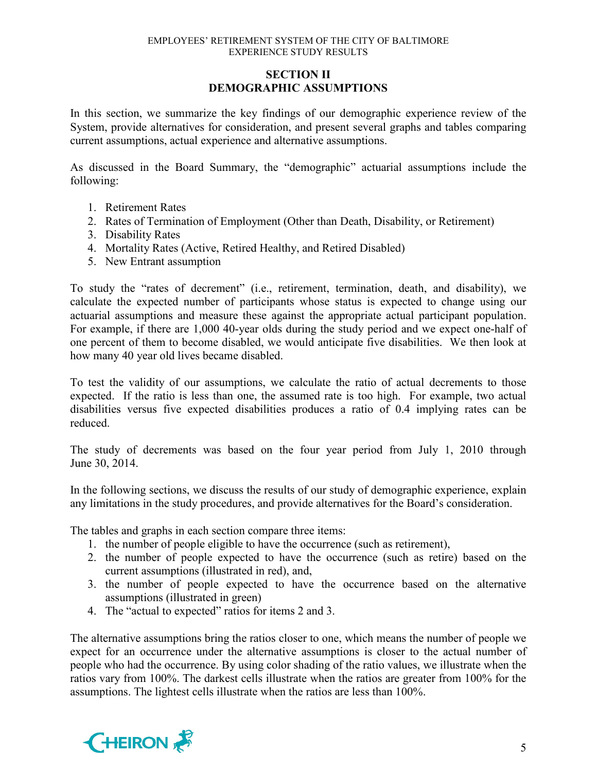# SECTION II
# DEMOGRAPHIC ASSUMPTIONS

In this section, we summarize the key findings of our demographic experience review of the System, provide alternatives for consideration, and present several graphs and tables comparing current assumptions, actual experience and alternative assumptions.

As discussed in the Board Summary, the "demographic" actuarial assumptions include the following:

1. Retirement Rates
2. Rates of Termination of Employment (Other than Death, Disability, or Retirement)
3. Disability Rates
4. Mortality Rates (Active, Retired Healthy, and Retired Disabled)
5. New Entrant assumption

To study the "rates of decrement" (i.e., retirement, termination, death, and disability), we calculate the expected number of participants whose status is expected to change using our actuarial assumptions and measure these against the appropriate actual participant population. For example, if there are 1,000 40-year olds during the study period and we expect one-half of one percent of them to become disabled, we would anticipate five disabilities. We then look at how many 40 year old lives became disabled.

To test the validity of our assumptions, we calculate the ratio of actual decrements to those expected. If the ratio is less than one, the assumed rate is too high. For example, two actual disabilities versus five expected disabilities produces a ratio of 0.4 implying rates can be reduced.

The study of decrements was based on the four year period from July 1, 2010 through June 30, 2014.

In the following sections, we discuss the results of our study of demographic experience, explain any limitations in the study procedures, and provide alternatives for the Board's consideration.

The tables and graphs in each section compare three items:

1. the number of people eligible to have the occurrence (such as retirement),
2. the number of people expected to have the occurrence (such as retire) based on the current assumptions (illustrated in red), and,
3. the number of people expected to have the occurrence based on the alternative assumptions (illustrated in green)
4. The "actual to expected" ratios for items 2 and 3.

The alternative assumptions bring the ratios closer to one, which means the number of people we expect for an occurrence under the alternative assumptions is closer to the actual number of people who had the occurrence. By using color shading of the ratio values, we illustrate when the ratios vary from 100%. The darkest cells illustrate when the ratios are greater from 100% for the assumptions. The lightest cells illustrate when the ratios are less than 100%.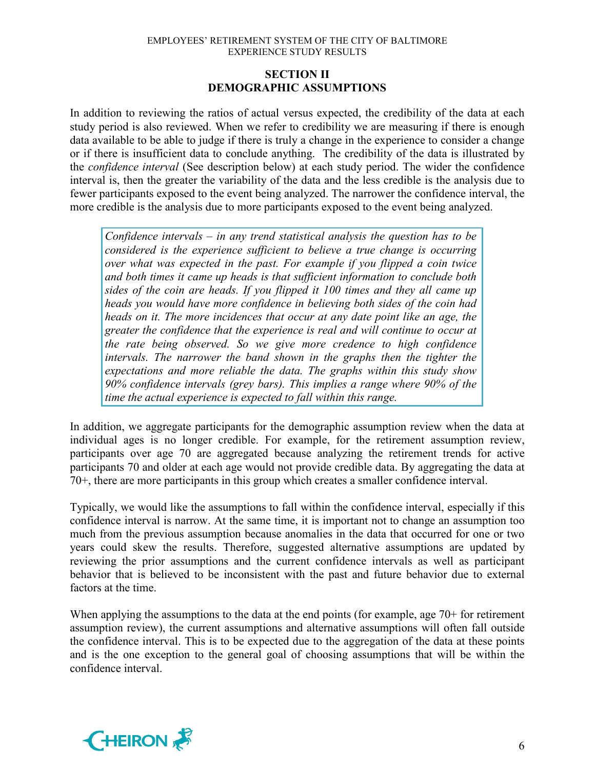## SECTION II
## DEMOGRAPHIC ASSUMPTIONS

In addition to reviewing the ratios of actual versus expected, the credibility of the data at each study period is also reviewed. When we refer to credibility we are measuring if there is enough data available to be able to judge if there is truly a change in the experience to consider a change or if there is insufficient data to conclude anything. The credibility of the data is illustrated by the *confidence interval* (See description below) at each study period. The wider the confidence interval is, then the greater the variability of the data and the less credible is the analysis due to fewer participants exposed to the event being analyzed. The narrower the confidence interval, the more credible is the analysis due to more participants exposed to the event being analyzed.

> *Confidence intervals – in any trend statistical analysis the question has to be considered is the experience sufficient to believe a true change is occurring over what was expected in the past. For example if you flipped a coin twice and both times it came up heads is that sufficient information to conclude both sides of the coin are heads. If you flipped it 100 times and they all came up heads you would have more confidence in believing both sides of the coin had heads on it. The more incidences that occur at any date point like an age, the greater the confidence that the experience is real and will continue to occur at the rate being observed. So we give more credence to high confidence intervals. The narrower the band shown in the graphs then the tighter the expectations and more reliable the data. The graphs within this study show 90% confidence intervals (grey bars). This implies a range where 90% of the time the actual experience is expected to fall within this range.*

In addition, we aggregate participants for the demographic assumption review when the data at individual ages is no longer credible. For example, for the retirement assumption review, participants over age 70 are aggregated because analyzing the retirement trends for active participants 70 and older at each age would not provide credible data. By aggregating the data at 70+, there are more participants in this group which creates a smaller confidence interval.

Typically, we would like the assumptions to fall within the confidence interval, especially if this confidence interval is narrow. At the same time, it is important not to change an assumption too much from the previous assumption because anomalies in the data that occurred for one or two years could skew the results. Therefore, suggested alternative assumptions are updated by reviewing the prior assumptions and the current confidence intervals as well as participant behavior that is believed to be inconsistent with the past and future behavior due to external factors at the time.

When applying the assumptions to the data at the end points (for example, age 70+ for retirement assumption review), the current assumptions and alternative assumptions will often fall outside the confidence interval. This is to be expected due to the aggregation of the data at these points and is the one exception to the general goal of choosing assumptions that will be within the confidence interval.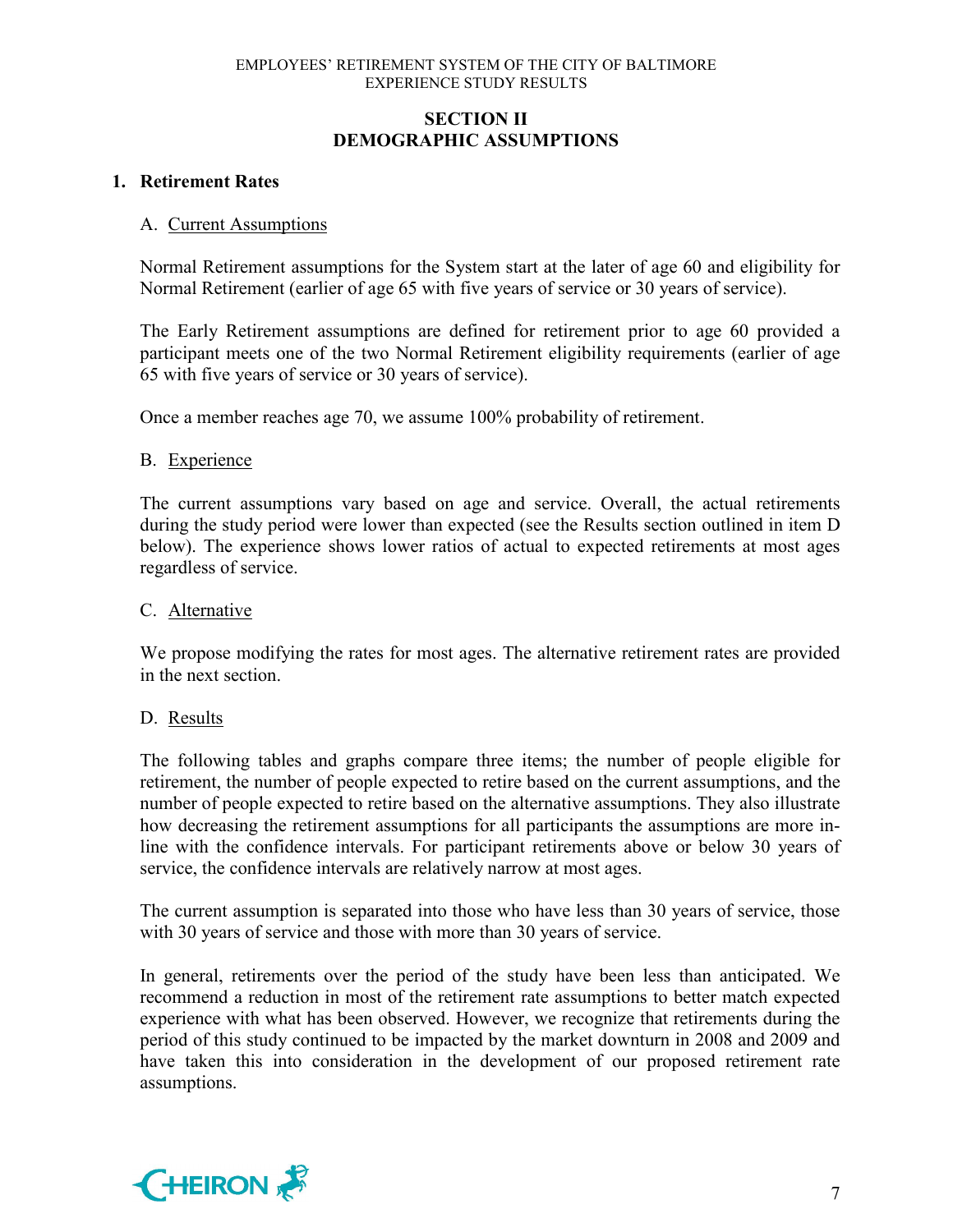## SECTION II
## DEMOGRAPHIC ASSUMPTIONS

### 1. Retirement Rates

A. Current Assumptions

Normal Retirement assumptions for the System start at the later of age 60 and eligibility for Normal Retirement (earlier of age 65 with five years of service or 30 years of service).

The Early Retirement assumptions are defined for retirement prior to age 60 provided a participant meets one of the two Normal Retirement eligibility requirements (earlier of age 65 with five years of service or 30 years of service).

Once a member reaches age 70, we assume 100% probability of retirement.

B. Experience

The current assumptions vary based on age and service. Overall, the actual retirements during the study period were lower than expected (see the Results section outlined in item D below). The experience shows lower ratios of actual to expected retirements at most ages regardless of service.

C. Alternative

We propose modifying the rates for most ages. The alternative retirement rates are provided in the next section.

D. Results

The following tables and graphs compare three items; the number of people eligible for retirement, the number of people expected to retire based on the current assumptions, and the number of people expected to retire based on the alternative assumptions. They also illustrate how decreasing the retirement assumptions for all participants the assumptions are more in-line with the confidence intervals. For participant retirements above or below 30 years of service, the confidence intervals are relatively narrow at most ages.

The current assumption is separated into those who have less than 30 years of service, those with 30 years of service and those with more than 30 years of service.

In general, retirements over the period of the study have been less than anticipated. We recommend a reduction in most of the retirement rate assumptions to better match expected experience with what has been observed. However, we recognize that retirements during the period of this study continued to be impacted by the market downturn in 2008 and 2009 and have taken this into consideration in the development of our proposed retirement rate assumptions.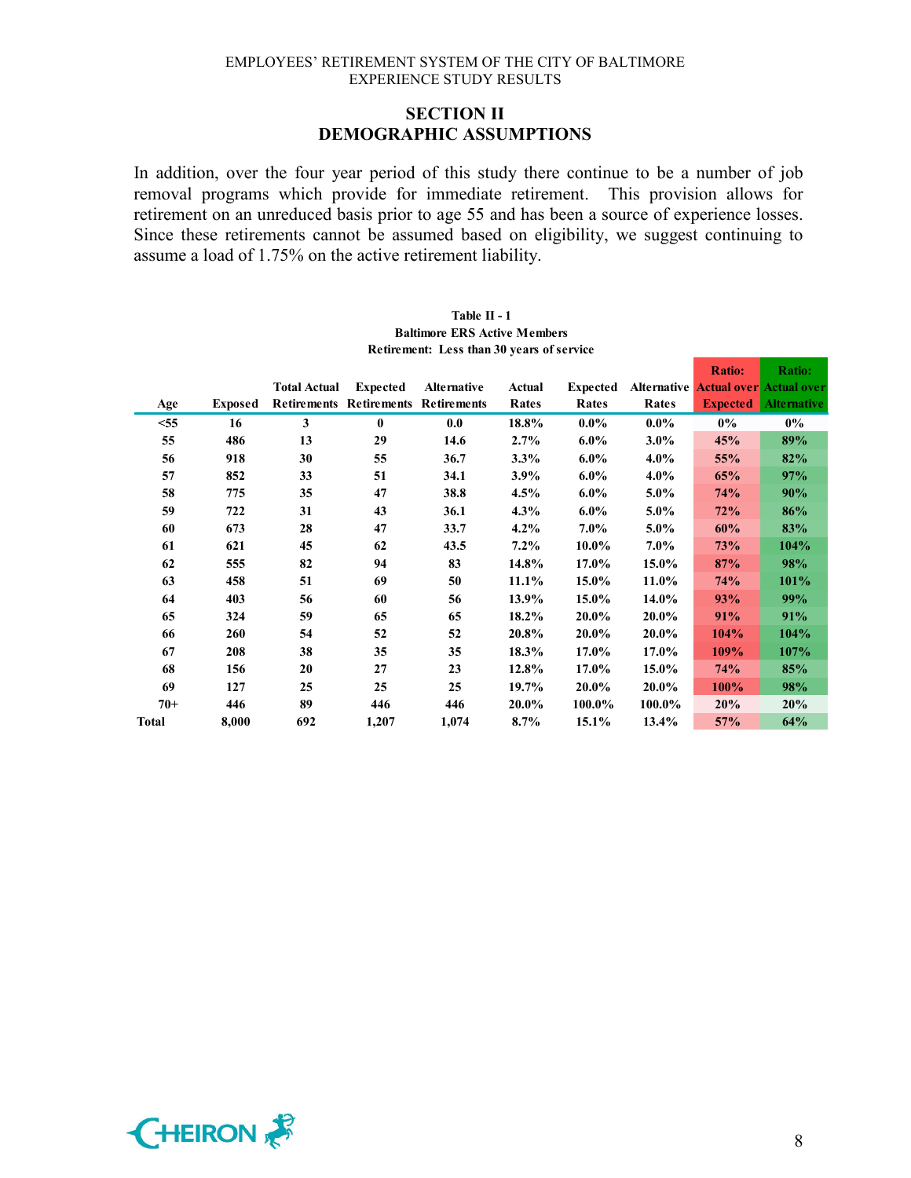## SECTION II
## DEMOGRAPHIC ASSUMPTIONS

In addition, over the four year period of this study there continue to be a number of job removal programs which provide for immediate retirement. This provision allows for retirement on an unreduced basis prior to age 55 and has been a source of experience losses. Since these retirements cannot be assumed based on eligibility, we suggest continuing to assume a load of 1.75% on the active retirement liability.

**Table II - 1**
**Baltimore ERS Active Members**
**Retirement: Less than 30 years of service**

| Age | Exposed | Total Actual Retirements | Expected Retirements | Alternative Retirements | Actual Rates | Expected Rates | Alternative Rates | Ratio: Actual over Expected | Ratio: Actual over Alternative |
|---|---|---|---|---|---|---|---|---|---|
| <55 | 16 | 3 | 0 | 0.0 | 18.8% | 0.0% | 0.0% | 0% | 0% |
| 55 | 486 | 13 | 29 | 14.6 | 2.7% | 6.0% | 3.0% | 45% | 89% |
| 56 | 918 | 30 | 55 | 36.7 | 3.3% | 6.0% | 4.0% | 55% | 82% |
| 57 | 852 | 33 | 51 | 34.1 | 3.9% | 6.0% | 4.0% | 65% | 97% |
| 58 | 775 | 35 | 47 | 38.8 | 4.5% | 6.0% | 5.0% | 74% | 90% |
| 59 | 722 | 31 | 43 | 36.1 | 4.3% | 6.0% | 5.0% | 72% | 86% |
| 60 | 673 | 28 | 47 | 33.7 | 4.2% | 7.0% | 5.0% | 60% | 83% |
| 61 | 621 | 45 | 62 | 43.5 | 7.2% | 10.0% | 7.0% | 73% | 104% |
| 62 | 555 | 82 | 94 | 83 | 14.8% | 17.0% | 15.0% | 87% | 98% |
| 63 | 458 | 51 | 69 | 50 | 11.1% | 15.0% | 11.0% | 74% | 101% |
| 64 | 403 | 56 | 60 | 56 | 13.9% | 15.0% | 14.0% | 93% | 99% |
| 65 | 324 | 59 | 65 | 65 | 18.2% | 20.0% | 20.0% | 91% | 91% |
| 66 | 260 | 54 | 52 | 52 | 20.8% | 20.0% | 20.0% | 104% | 104% |
| 67 | 208 | 38 | 35 | 35 | 18.3% | 17.0% | 17.0% | 109% | 107% |
| 68 | 156 | 20 | 27 | 23 | 12.8% | 17.0% | 15.0% | 74% | 85% |
| 69 | 127 | 25 | 25 | 25 | 19.7% | 20.0% | 20.0% | 100% | 98% |
| 70+ | 446 | 89 | 446 | 446 | 20.0% | 100.0% | 100.0% | 20% | 20% |
| Total | 8,000 | 692 | 1,207 | 1,074 | 8.7% | 15.1% | 13.4% | 57% | 64% |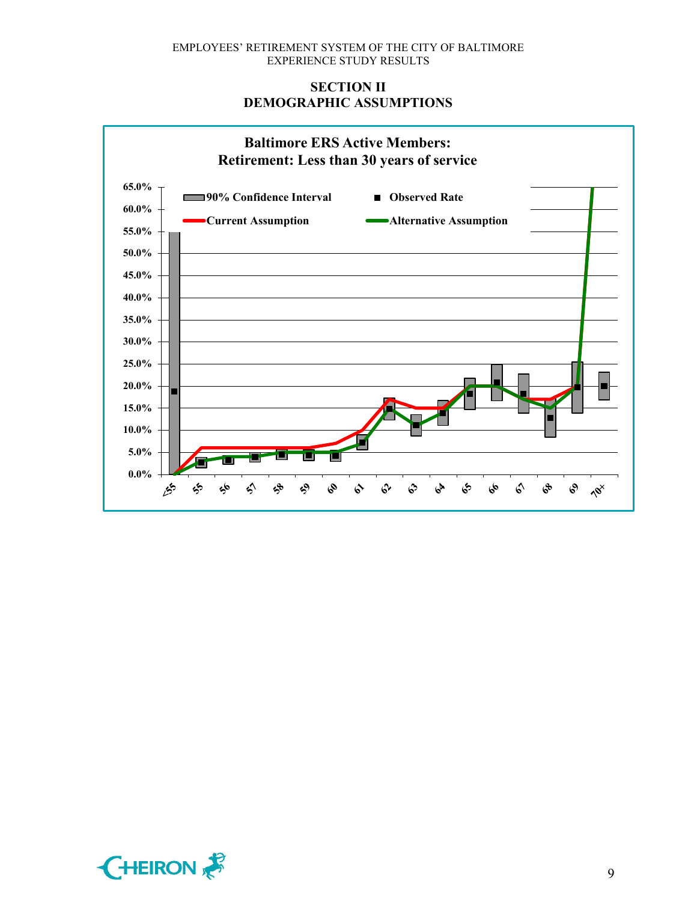## SECTION II
## DEMOGRAPHIC ASSUMPTIONS

**Baltimore ERS Active Members:**
**Retirement: Less than 30 years of service**

90% Confidence Interval | Observed Rate | Current Assumption | Alternative Assumption

65.0% | 60.0% | 55.0% | 50.0% | 45.0% | 40.0% | 35.0% | 30.0% | 25.0% | 20.0% | 15.0% | 10.0% | 5.0% | 0.0%

<55 | 55 | 56 | 57 | 58 | 59 | 60 | 61 | 62 | 63 | 64 | 65 | 66 | 67 | 68 | 69 | 70+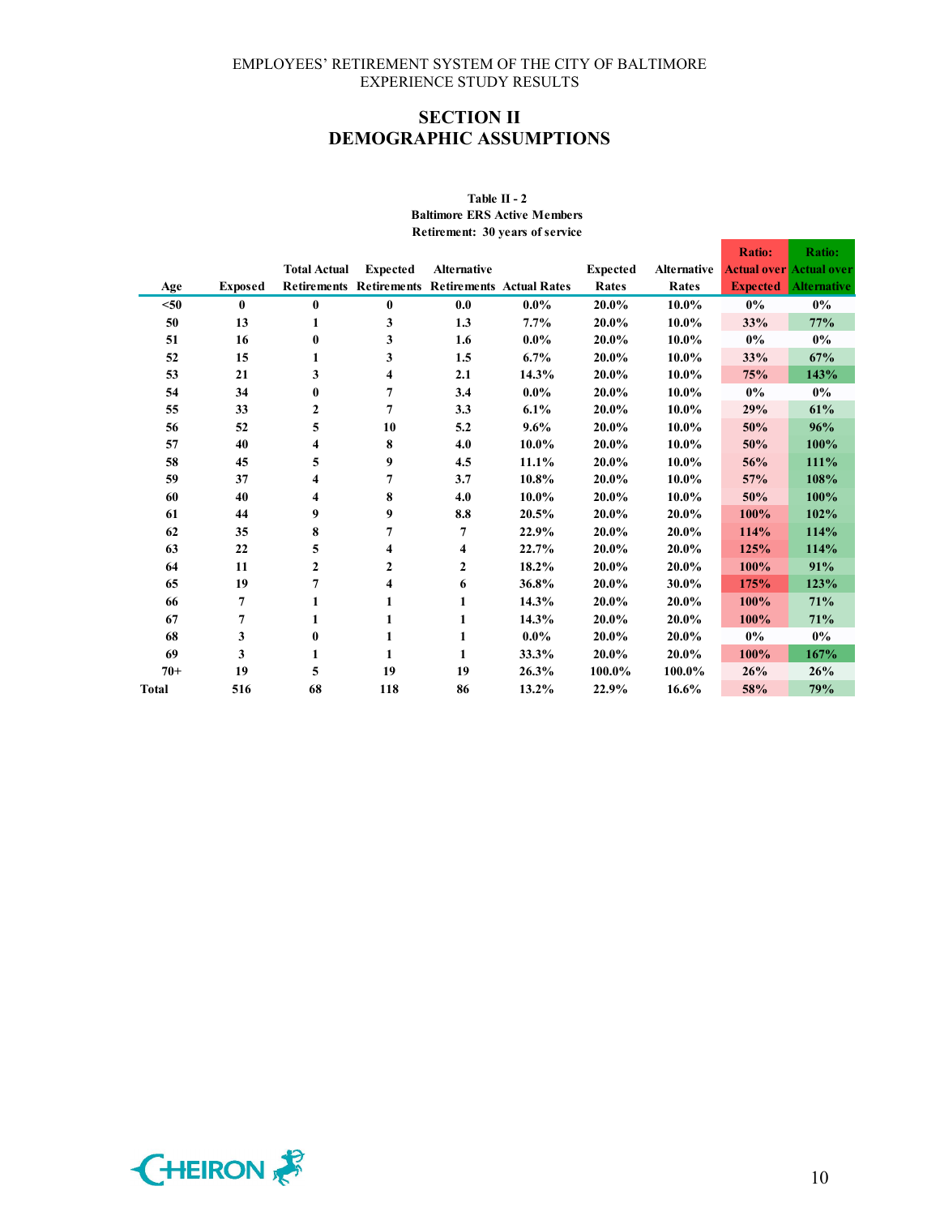## SECTION II
## DEMOGRAPHIC ASSUMPTIONS

**Table II - 2**
**Baltimore ERS Active Members**
**Retirement: 30 years of service**

| Age | Exposed | Total Actual Retirements | Expected Retirements | Alternative Retirements | Actual Rates | Expected Rates | Alternative Rates | Ratio: Actual over Expected | Ratio: Actual over Alternative |
|---|---|---|---|---|---|---|---|---|---|
| <50 | 0 | 0 | 0 | 0.0 | 0.0% | 20.0% | 10.0% | 0% | 0% |
| 50 | 13 | 1 | 3 | 1.3 | 7.7% | 20.0% | 10.0% | 33% | 77% |
| 51 | 16 | 0 | 3 | 1.6 | 0.0% | 20.0% | 10.0% | 0% | 0% |
| 52 | 15 | 1 | 3 | 1.5 | 6.7% | 20.0% | 10.0% | 33% | 67% |
| 53 | 21 | 3 | 4 | 2.1 | 14.3% | 20.0% | 10.0% | 75% | 143% |
| 54 | 34 | 0 | 7 | 3.4 | 0.0% | 20.0% | 10.0% | 0% | 0% |
| 55 | 33 | 2 | 7 | 3.3 | 6.1% | 20.0% | 10.0% | 29% | 61% |
| 56 | 52 | 5 | 10 | 5.2 | 9.6% | 20.0% | 10.0% | 50% | 96% |
| 57 | 40 | 4 | 8 | 4.0 | 10.0% | 20.0% | 10.0% | 50% | 100% |
| 58 | 45 | 5 | 9 | 4.5 | 11.1% | 20.0% | 10.0% | 56% | 111% |
| 59 | 37 | 4 | 7 | 3.7 | 10.8% | 20.0% | 10.0% | 57% | 108% |
| 60 | 40 | 4 | 8 | 4.0 | 10.0% | 20.0% | 10.0% | 50% | 100% |
| 61 | 44 | 9 | 9 | 8.8 | 20.5% | 20.0% | 20.0% | 100% | 102% |
| 62 | 35 | 8 | 7 | 7 | 22.9% | 20.0% | 20.0% | 114% | 114% |
| 63 | 22 | 5 | 4 | 4 | 22.7% | 20.0% | 20.0% | 125% | 114% |
| 64 | 11 | 2 | 2 | 2 | 18.2% | 20.0% | 20.0% | 100% | 91% |
| 65 | 19 | 7 | 4 | 6 | 36.8% | 20.0% | 30.0% | 175% | 123% |
| 66 | 7 | 1 | 1 | 1 | 14.3% | 20.0% | 20.0% | 100% | 71% |
| 67 | 7 | 1 | 1 | 1 | 14.3% | 20.0% | 20.0% | 100% | 71% |
| 68 | 3 | 0 | 1 | 1 | 0.0% | 20.0% | 20.0% | 0% | 0% |
| 69 | 3 | 1 | 1 | 1 | 33.3% | 20.0% | 20.0% | 100% | 167% |
| 70+ | 19 | 5 | 19 | 19 | 26.3% | 100.0% | 100.0% | 26% | 26% |
| Total | 516 | 68 | 118 | 86 | 13.2% | 22.9% | 16.6% | 58% | 79% |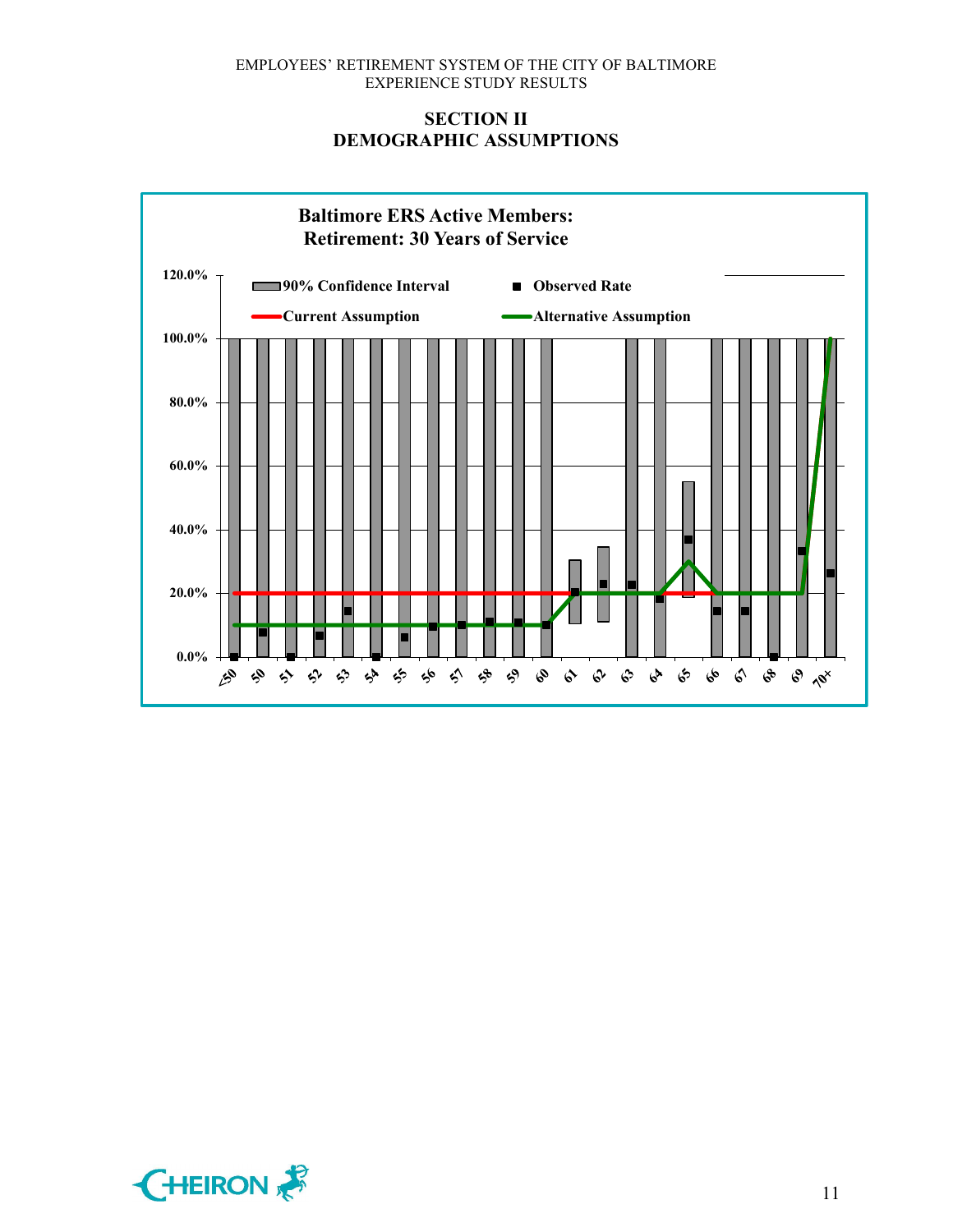## SECTION II
## DEMOGRAPHIC ASSUMPTIONS

**Baltimore ERS Active Members:**
**Retirement: 30 Years of Service**

90% Confidence Interval | Observed Rate | Current Assumption | Alternative Assumption

120.0% | 100.0% | 80.0% | 60.0% | 40.0% | 20.0% | 0.0%

<50 | 50 | 51 | 52 | 53 | 54 | 55 | 56 | 57 | 58 | 59 | 60 | 61 | 62 | 63 | 64 | 65 | 66 | 67 | 68 | 69 | 70+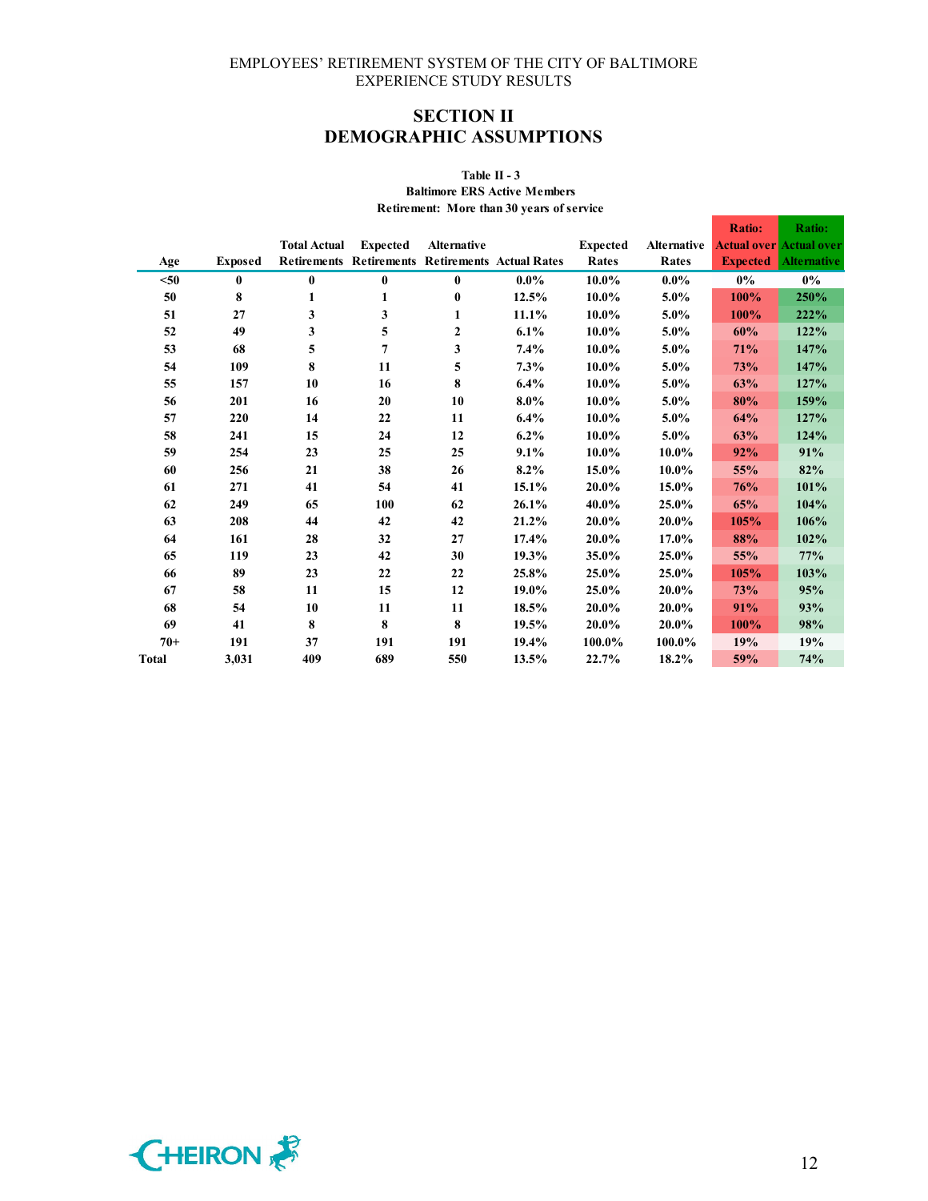EMPLOYEES' RETIREMENT SYSTEM OF THE CITY OF BALTIMORE
EXPERIENCE STUDY RESULTS

## SECTION II
## DEMOGRAPHIC ASSUMPTIONS

**Table II - 3**
**Baltimore ERS Active Members**
**Retirement: More than 30 years of service**

| Age | Exposed | Total Actual Retirements | Expected Retirements | Alternative Retirements | Actual Rates | Expected Rates | Alternative Rates | Ratio: Actual over Expected | Ratio: Actual over Alternative |
|---|---|---|---|---|---|---|---|---|---|
| <50 | 0 | 0 | 0 | 0 | 0.0% | 10.0% | 0.0% | 0% | 0% |
| 50 | 8 | 1 | 1 | 0 | 12.5% | 10.0% | 5.0% | 100% | 250% |
| 51 | 27 | 3 | 3 | 1 | 11.1% | 10.0% | 5.0% | 100% | 222% |
| 52 | 49 | 3 | 5 | 2 | 6.1% | 10.0% | 5.0% | 60% | 122% |
| 53 | 68 | 5 | 7 | 3 | 7.4% | 10.0% | 5.0% | 71% | 147% |
| 54 | 109 | 8 | 11 | 5 | 7.3% | 10.0% | 5.0% | 73% | 147% |
| 55 | 157 | 10 | 16 | 8 | 6.4% | 10.0% | 5.0% | 63% | 127% |
| 56 | 201 | 16 | 20 | 10 | 8.0% | 10.0% | 5.0% | 80% | 159% |
| 57 | 220 | 14 | 22 | 11 | 6.4% | 10.0% | 5.0% | 64% | 127% |
| 58 | 241 | 15 | 24 | 12 | 6.2% | 10.0% | 5.0% | 63% | 124% |
| 59 | 254 | 23 | 25 | 25 | 9.1% | 10.0% | 10.0% | 92% | 91% |
| 60 | 256 | 21 | 38 | 26 | 8.2% | 15.0% | 10.0% | 55% | 82% |
| 61 | 271 | 41 | 54 | 41 | 15.1% | 20.0% | 15.0% | 76% | 101% |
| 62 | 249 | 65 | 100 | 62 | 26.1% | 40.0% | 25.0% | 65% | 104% |
| 63 | 208 | 44 | 42 | 42 | 21.2% | 20.0% | 20.0% | 105% | 106% |
| 64 | 161 | 28 | 32 | 27 | 17.4% | 20.0% | 17.0% | 88% | 102% |
| 65 | 119 | 23 | 42 | 30 | 19.3% | 35.0% | 25.0% | 55% | 77% |
| 66 | 89 | 23 | 22 | 22 | 25.8% | 25.0% | 25.0% | 105% | 103% |
| 67 | 58 | 11 | 15 | 12 | 19.0% | 25.0% | 20.0% | 73% | 95% |
| 68 | 54 | 10 | 11 | 11 | 18.5% | 20.0% | 20.0% | 91% | 93% |
| 69 | 41 | 8 | 8 | 8 | 19.5% | 20.0% | 20.0% | 100% | 98% |
| 70+ | 191 | 37 | 191 | 191 | 19.4% | 100.0% | 100.0% | 19% | 19% |
| Total | 3,031 | 409 | 689 | 550 | 13.5% | 22.7% | 18.2% | 59% | 74% |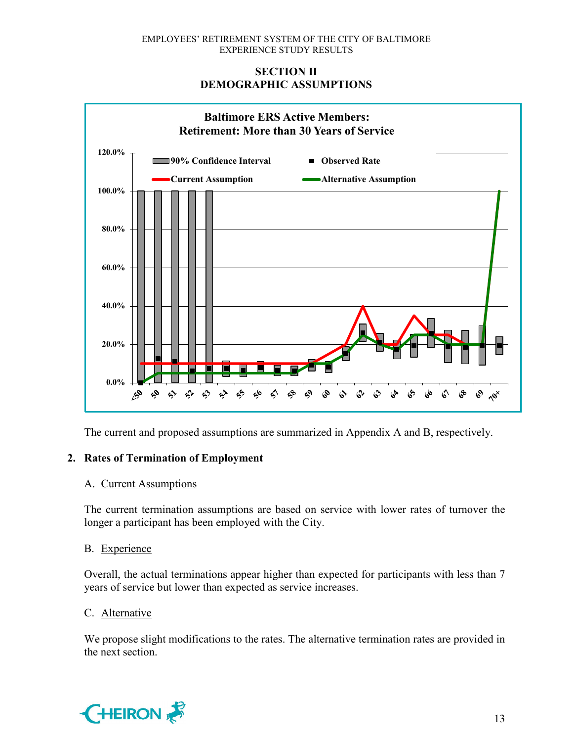## SECTION II
## DEMOGRAPHIC ASSUMPTIONS

**Baltimore ERS Active Members: Retirement: More than 30 Years of Service**

The current and proposed assumptions are summarized in Appendix A and B, respectively.

### 2. Rates of Termination of Employment

A. Current Assumptions

The current termination assumptions are based on service with lower rates of turnover the longer a participant has been employed with the City.

B. Experience

Overall, the actual terminations appear higher than expected for participants with less than 7 years of service but lower than expected as service increases.

C. Alternative

We propose slight modifications to the rates. The alternative termination rates are provided in the next section.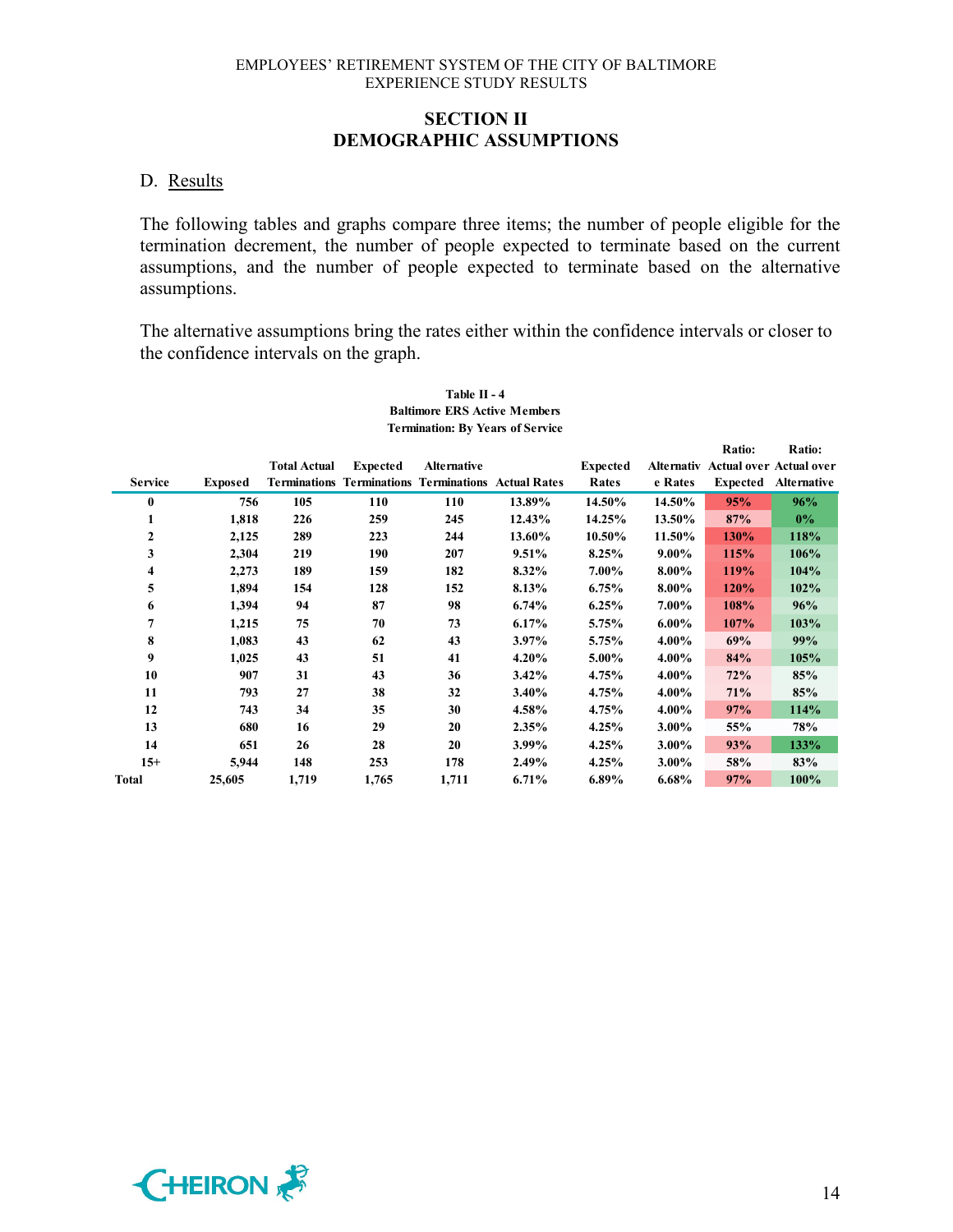# SECTION II
# DEMOGRAPHIC ASSUMPTIONS

D. Results

The following tables and graphs compare three items; the number of people eligible for the termination decrement, the number of people expected to terminate based on the current assumptions, and the number of people expected to terminate based on the alternative assumptions.

The alternative assumptions bring the rates either within the confidence intervals or closer to the confidence intervals on the graph.

**Table II - 4**
**Baltimore ERS Active Members**
**Termination: By Years of Service**

| Service | Exposed | Total Actual Terminations | Expected Terminations | Alternative Terminations | Actual Rates | Expected Rates | Alternative Rates | Ratio: Actual over Expected | Ratio: Actual over Alternative |
|---|---|---|---|---|---|---|---|---|---|
| 0 | 756 | 105 | 110 | 110 | 13.89% | 14.50% | 14.50% | 95% | 96% |
| 1 | 1,818 | 226 | 259 | 245 | 12.43% | 14.25% | 13.50% | 87% | 0% |
| 2 | 2,125 | 289 | 223 | 244 | 13.60% | 10.50% | 11.50% | 130% | 118% |
| 3 | 2,304 | 219 | 190 | 207 | 9.51% | 8.25% | 9.00% | 115% | 106% |
| 4 | 2,273 | 189 | 159 | 182 | 8.32% | 7.00% | 8.00% | 119% | 104% |
| 5 | 1,894 | 154 | 128 | 152 | 8.13% | 6.75% | 8.00% | 120% | 102% |
| 6 | 1,394 | 94 | 87 | 98 | 6.74% | 6.25% | 7.00% | 108% | 96% |
| 7 | 1,215 | 75 | 70 | 73 | 6.17% | 5.75% | 6.00% | 107% | 103% |
| 8 | 1,083 | 43 | 62 | 43 | 3.97% | 5.75% | 4.00% | 69% | 99% |
| 9 | 1,025 | 43 | 51 | 41 | 4.20% | 5.00% | 4.00% | 84% | 105% |
| 10 | 907 | 31 | 43 | 36 | 3.42% | 4.75% | 4.00% | 72% | 85% |
| 11 | 793 | 27 | 38 | 32 | 3.40% | 4.75% | 4.00% | 71% | 85% |
| 12 | 743 | 34 | 35 | 30 | 4.58% | 4.75% | 4.00% | 97% | 114% |
| 13 | 680 | 16 | 29 | 20 | 2.35% | 4.25% | 3.00% | 55% | 78% |
| 14 | 651 | 26 | 28 | 20 | 3.99% | 4.25% | 3.00% | 93% | 133% |
| 15+ | 5,944 | 148 | 253 | 178 | 2.49% | 4.25% | 3.00% | 58% | 83% |
| Total | 25,605 | 1,719 | 1,765 | 1,711 | 6.71% | 6.89% | 6.68% | 97% | 100% |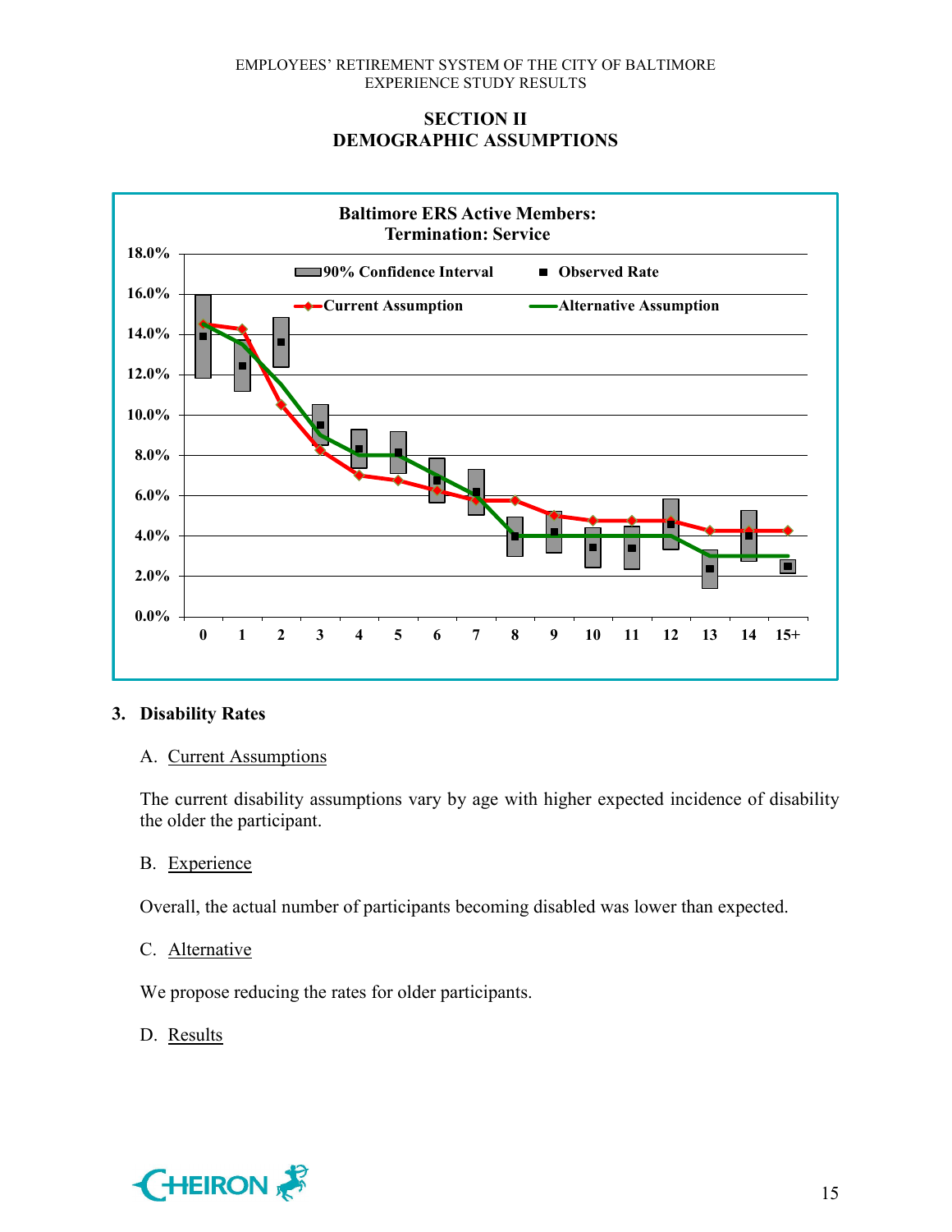## SECTION II
## DEMOGRAPHIC ASSUMPTIONS

**Baltimore ERS Active Members: Termination: Service**

### 3. Disability Rates

A. Current Assumptions

The current disability assumptions vary by age with higher expected incidence of disability the older the participant.

B. Experience

Overall, the actual number of participants becoming disabled was lower than expected.

C. Alternative

We propose reducing the rates for older participants.

D. Results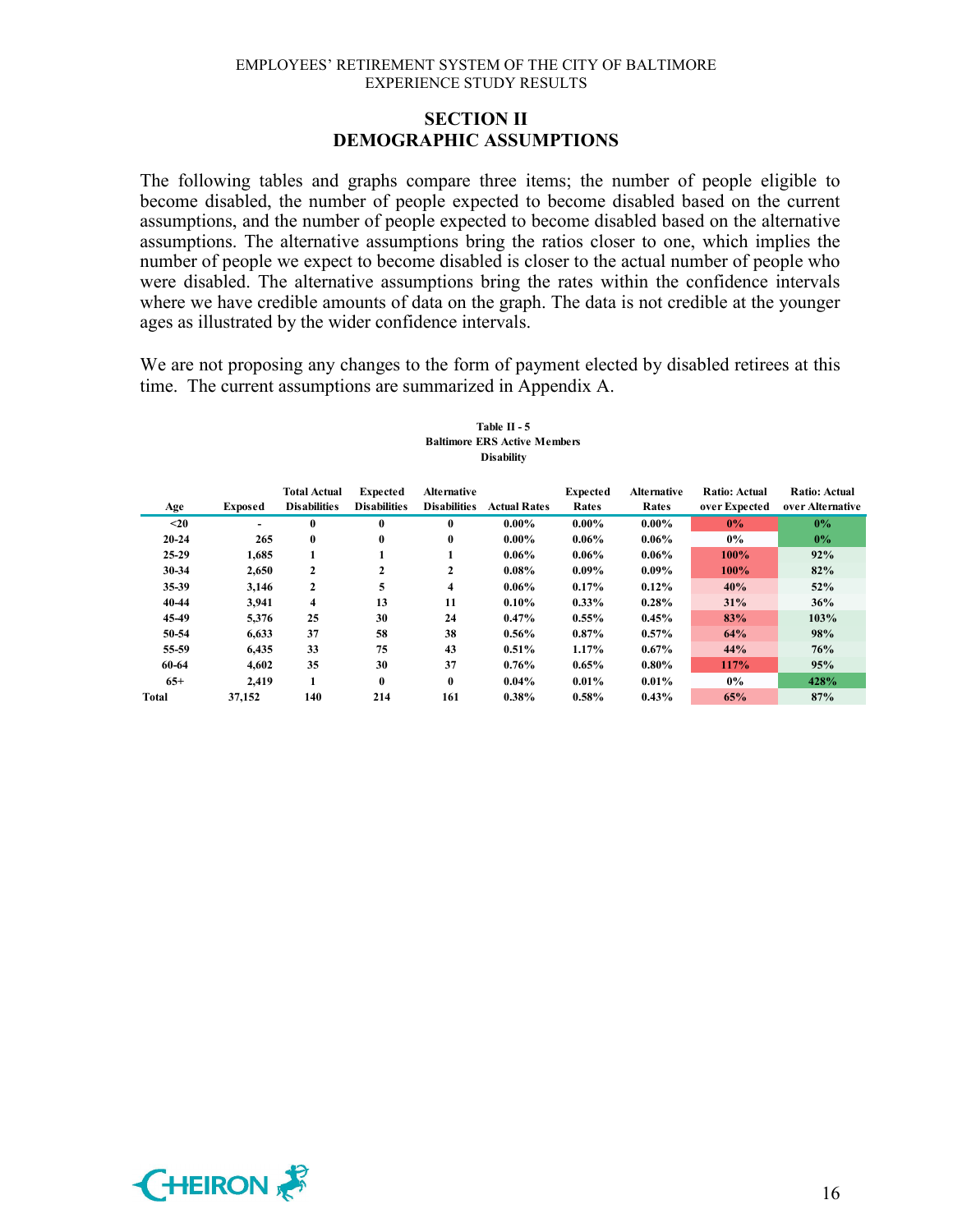## SECTION II
## DEMOGRAPHIC ASSUMPTIONS

The following tables and graphs compare three items; the number of people eligible to become disabled, the number of people expected to become disabled based on the current assumptions, and the number of people expected to become disabled based on the alternative assumptions. The alternative assumptions bring the ratios closer to one, which implies the number of people we expect to become disabled is closer to the actual number of people who were disabled. The alternative assumptions bring the rates within the confidence intervals where we have credible amounts of data on the graph. The data is not credible at the younger ages as illustrated by the wider confidence intervals.

We are not proposing any changes to the form of payment elected by disabled retirees at this time. The current assumptions are summarized in Appendix A.

**Table II - 5**
**Baltimore ERS Active Members**
**Disability**

| Age | Exposed | Total Actual Disabilities | Expected Disabilities | Alternative Disabilities | Actual Rates | Expected Rates | Alternative Rates | Ratio: Actual over Expected | Ratio: Actual over Alternative |
|---|---|---|---|---|---|---|---|---|---|
| <20 | - | 0 | 0 | 0 | 0.00% | 0.00% | 0.00% | 0% | 0% |
| 20-24 | 265 | 0 | 0 | 0 | 0.00% | 0.06% | 0.06% | 0% | 0% |
| 25-29 | 1,685 | 1 | 1 | 1 | 0.06% | 0.06% | 0.06% | 100% | 92% |
| 30-34 | 2,650 | 2 | 2 | 2 | 0.08% | 0.09% | 0.09% | 100% | 82% |
| 35-39 | 3,146 | 2 | 5 | 4 | 0.06% | 0.17% | 0.12% | 40% | 52% |
| 40-44 | 3,941 | 4 | 13 | 11 | 0.10% | 0.33% | 0.28% | 31% | 36% |
| 45-49 | 5,376 | 25 | 30 | 24 | 0.47% | 0.55% | 0.45% | 83% | 103% |
| 50-54 | 6,633 | 37 | 58 | 38 | 0.56% | 0.87% | 0.57% | 64% | 98% |
| 55-59 | 6,435 | 33 | 75 | 43 | 0.51% | 1.17% | 0.67% | 44% | 76% |
| 60-64 | 4,602 | 35 | 30 | 37 | 0.76% | 0.65% | 0.80% | 117% | 95% |
| 65+ | 2,419 | 1 | 0 | 0 | 0.04% | 0.01% | 0.01% | 0% | 428% |
| Total | 37,152 | 140 | 214 | 161 | 0.38% | 0.58% | 0.43% | 65% | 87% |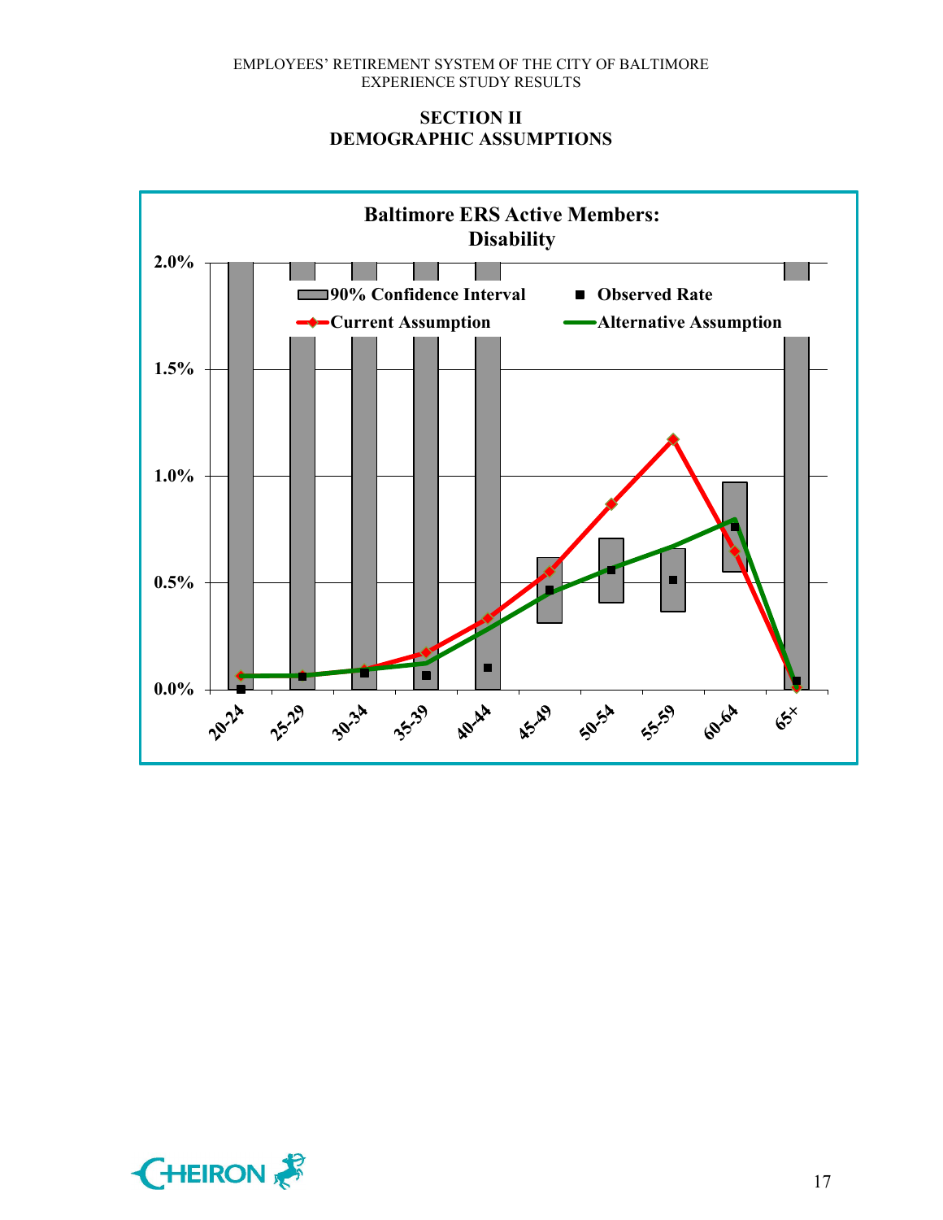## SECTION II
## DEMOGRAPHIC ASSUMPTIONS

**Baltimore ERS Active Members: Disability**

2.0%

90% Confidence Interval | Observed Rate

Current Assumption | Alternative Assumption

1.5%

1.0%

0.5%

0.0%

20-24 | 25-29 | 30-34 | 35-39 | 40-44 | 45-49 | 50-54 | 55-59 | 60-64 | 65+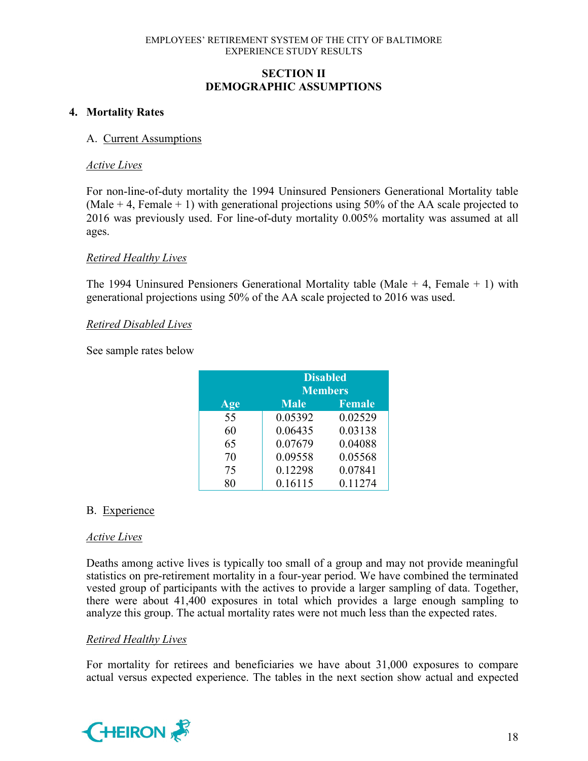## SECTION II
## DEMOGRAPHIC ASSUMPTIONS

### 4. Mortality Rates

A. Current Assumptions

*Active Lives*

For non-line-of-duty mortality the 1994 Uninsured Pensioners Generational Mortality table (Male + 4, Female + 1) with generational projections using 50% of the AA scale projected to 2016 was previously used. For line-of-duty mortality 0.005% mortality was assumed at all ages.

*Retired Healthy Lives*

The 1994 Uninsured Pensioners Generational Mortality table (Male + 4, Female + 1) with generational projections using 50% of the AA scale projected to 2016 was used.

*Retired Disabled Lives*

See sample rates below

| | Disabled Members | |
|---|---|---|
| **Age** | **Male** | **Female** |
| 55 | 0.05392 | 0.02529 |
| 60 | 0.06435 | 0.03138 |
| 65 | 0.07679 | 0.04088 |
| 70 | 0.09558 | 0.05568 |
| 75 | 0.12298 | 0.07841 |
| 80 | 0.16115 | 0.11274 |

B. Experience

*Active Lives*

Deaths among active lives is typically too small of a group and may not provide meaningful statistics on pre-retirement mortality in a four-year period. We have combined the terminated vested group of participants with the actives to provide a larger sampling of data. Together, there were about 41,400 exposures in total which provides a large enough sampling to analyze this group. The actual mortality rates were not much less than the expected rates.

*Retired Healthy Lives*

For mortality for retirees and beneficiaries we have about 31,000 exposures to compare actual versus expected experience. The tables in the next section show actual and expected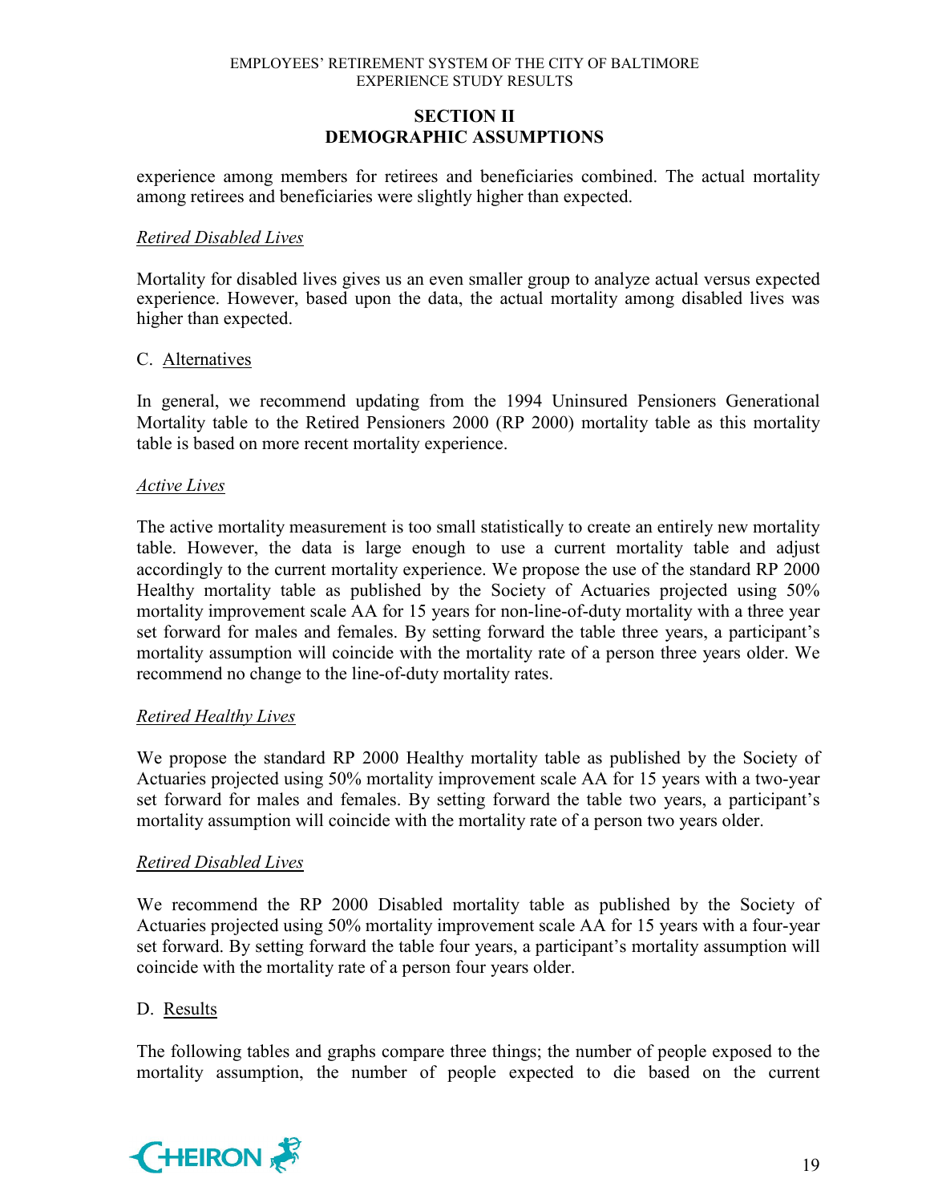experience among members for retirees and beneficiaries combined. The actual mortality among retirees and beneficiaries were slightly higher than expected.

*Retired Disabled Lives*

Mortality for disabled lives gives us an even smaller group to analyze actual versus expected experience. However, based upon the data, the actual mortality among disabled lives was higher than expected.

C. Alternatives

In general, we recommend updating from the 1994 Uninsured Pensioners Generational Mortality table to the Retired Pensioners 2000 (RP 2000) mortality table as this mortality table is based on more recent mortality experience.

*Active Lives*

The active mortality measurement is too small statistically to create an entirely new mortality table. However, the data is large enough to use a current mortality table and adjust accordingly to the current mortality experience. We propose the use of the standard RP 2000 Healthy mortality table as published by the Society of Actuaries projected using 50% mortality improvement scale AA for 15 years for non-line-of-duty mortality with a three year set forward for males and females. By setting forward the table three years, a participant's mortality assumption will coincide with the mortality rate of a person three years older. We recommend no change to the line-of-duty mortality rates.

*Retired Healthy Lives*

We propose the standard RP 2000 Healthy mortality table as published by the Society of Actuaries projected using 50% mortality improvement scale AA for 15 years with a two-year set forward for males and females. By setting forward the table two years, a participant's mortality assumption will coincide with the mortality rate of a person two years older.

*Retired Disabled Lives*

We recommend the RP 2000 Disabled mortality table as published by the Society of Actuaries projected using 50% mortality improvement scale AA for 15 years with a four-year set forward. By setting forward the table four years, a participant's mortality assumption will coincide with the mortality rate of a person four years older.

D. Results

The following tables and graphs compare three things; the number of people exposed to the mortality assumption, the number of people expected to die based on the current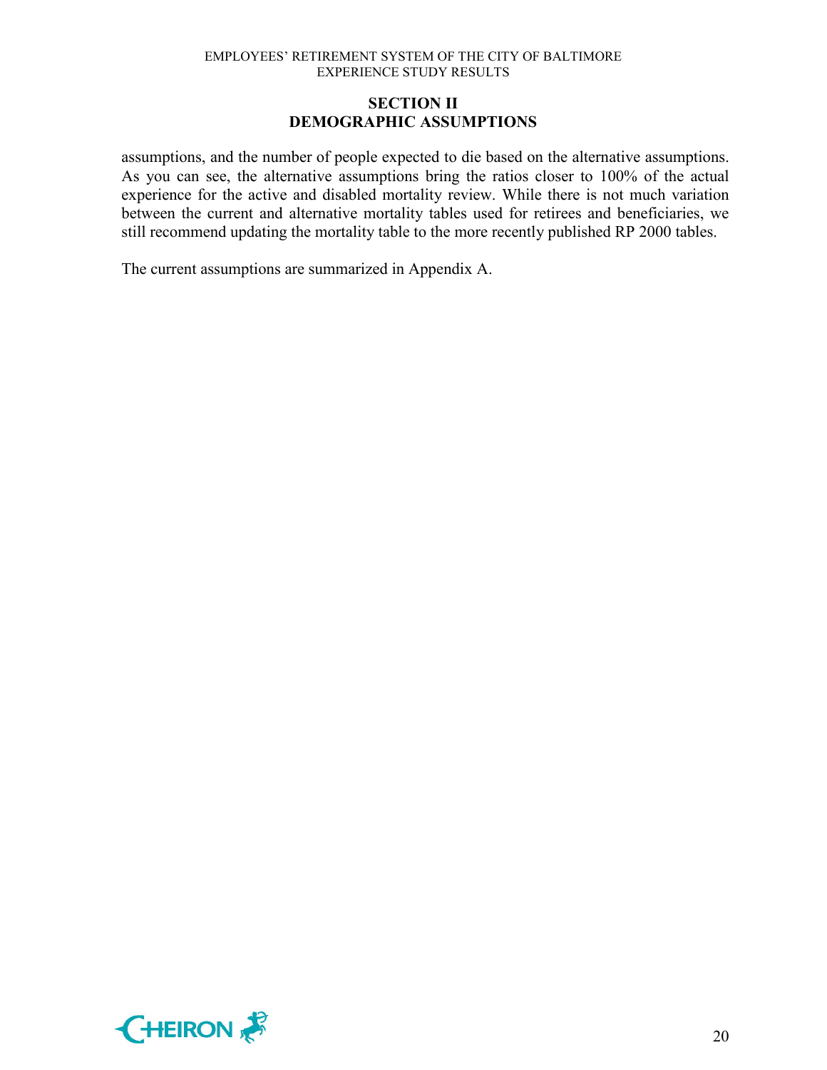## SECTION II
## DEMOGRAPHIC ASSUMPTIONS

assumptions, and the number of people expected to die based on the alternative assumptions. As you can see, the alternative assumptions bring the ratios closer to 100% of the actual experience for the active and disabled mortality review. While there is not much variation between the current and alternative mortality tables used for retirees and beneficiaries, we still recommend updating the mortality table to the more recently published RP 2000 tables.

The current assumptions are summarized in Appendix A.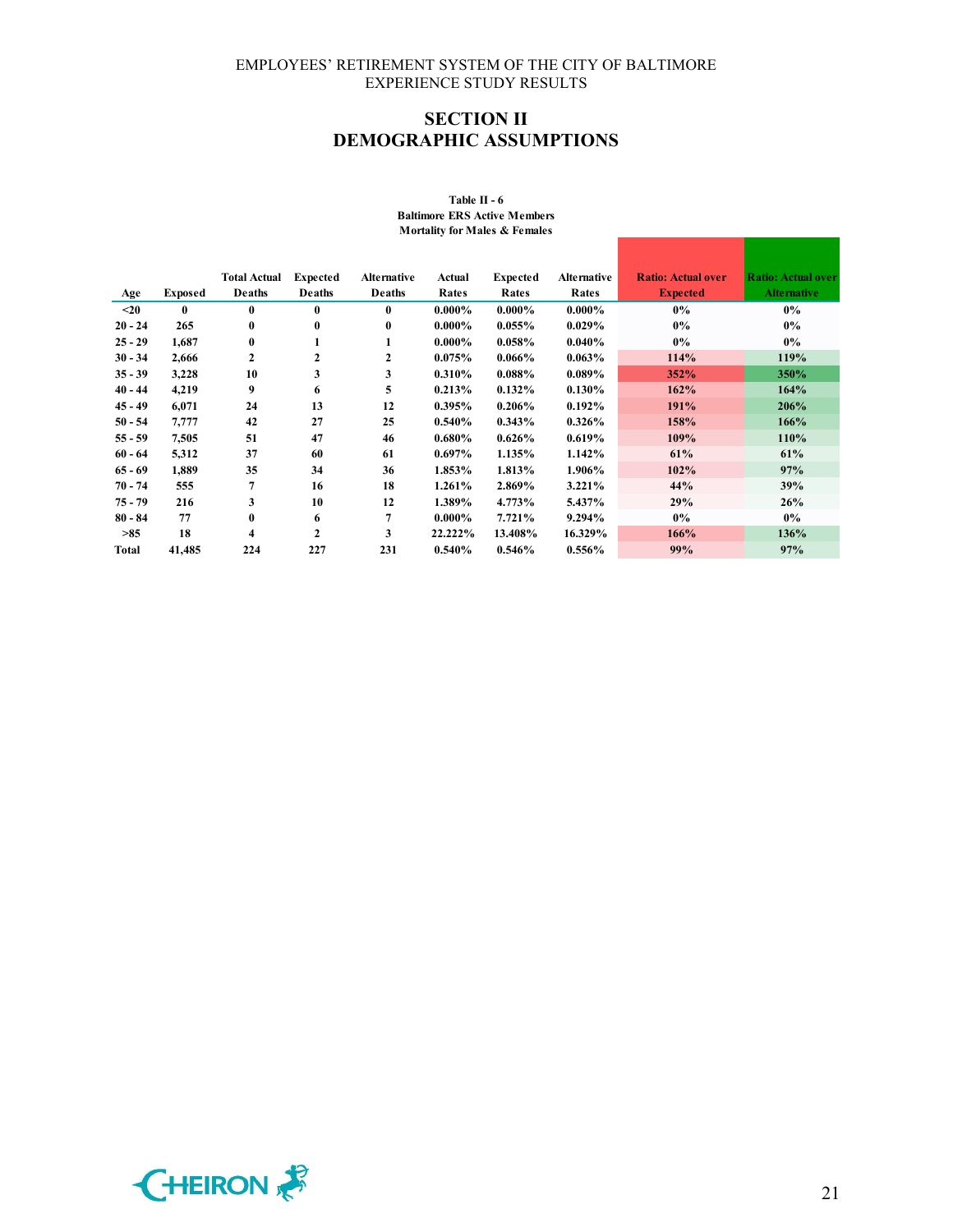## SECTION II
## DEMOGRAPHIC ASSUMPTIONS

**Table II - 6**
**Baltimore ERS Active Members**
**Mortality for Males & Females**

| Age | Exposed | Total Actual Deaths | Expected Deaths | Alternative Deaths | Actual Rates | Expected Rates | Alternative Rates | Ratio: Actual over Expected | Ratio: Actual over Alternative |
|---|---|---|---|---|---|---|---|---|---|
| <20 | 0 | 0 | 0 | 0 | 0.000% | 0.000% | 0.000% | 0% | 0% |
| 20 - 24 | 265 | 0 | 0 | 0 | 0.000% | 0.055% | 0.029% | 0% | 0% |
| 25 - 29 | 1,687 | 0 | 1 | 1 | 0.000% | 0.058% | 0.040% | 0% | 0% |
| 30 - 34 | 2,666 | 2 | 2 | 2 | 0.075% | 0.066% | 0.063% | 114% | 119% |
| 35 - 39 | 3,228 | 10 | 3 | 3 | 0.310% | 0.088% | 0.089% | 352% | 350% |
| 40 - 44 | 4,219 | 9 | 6 | 5 | 0.213% | 0.132% | 0.130% | 162% | 164% |
| 45 - 49 | 6,071 | 24 | 13 | 12 | 0.395% | 0.206% | 0.192% | 191% | 206% |
| 50 - 54 | 7,777 | 42 | 27 | 25 | 0.540% | 0.343% | 0.326% | 158% | 166% |
| 55 - 59 | 7,505 | 51 | 47 | 46 | 0.680% | 0.626% | 0.619% | 109% | 110% |
| 60 - 64 | 5,312 | 37 | 60 | 61 | 0.697% | 1.135% | 1.142% | 61% | 61% |
| 65 - 69 | 1,889 | 35 | 34 | 36 | 1.853% | 1.813% | 1.906% | 102% | 97% |
| 70 - 74 | 555 | 7 | 16 | 18 | 1.261% | 2.869% | 3.221% | 44% | 39% |
| 75 - 79 | 216 | 3 | 10 | 12 | 1.389% | 4.773% | 5.437% | 29% | 26% |
| 80 - 84 | 77 | 0 | 6 | 7 | 0.000% | 7.721% | 9.294% | 0% | 0% |
| >85 | 18 | 4 | 2 | 3 | 22.222% | 13.408% | 16.329% | 166% | 136% |
| Total | 41,485 | 224 | 227 | 231 | 0.540% | 0.546% | 0.556% | 99% | 97% |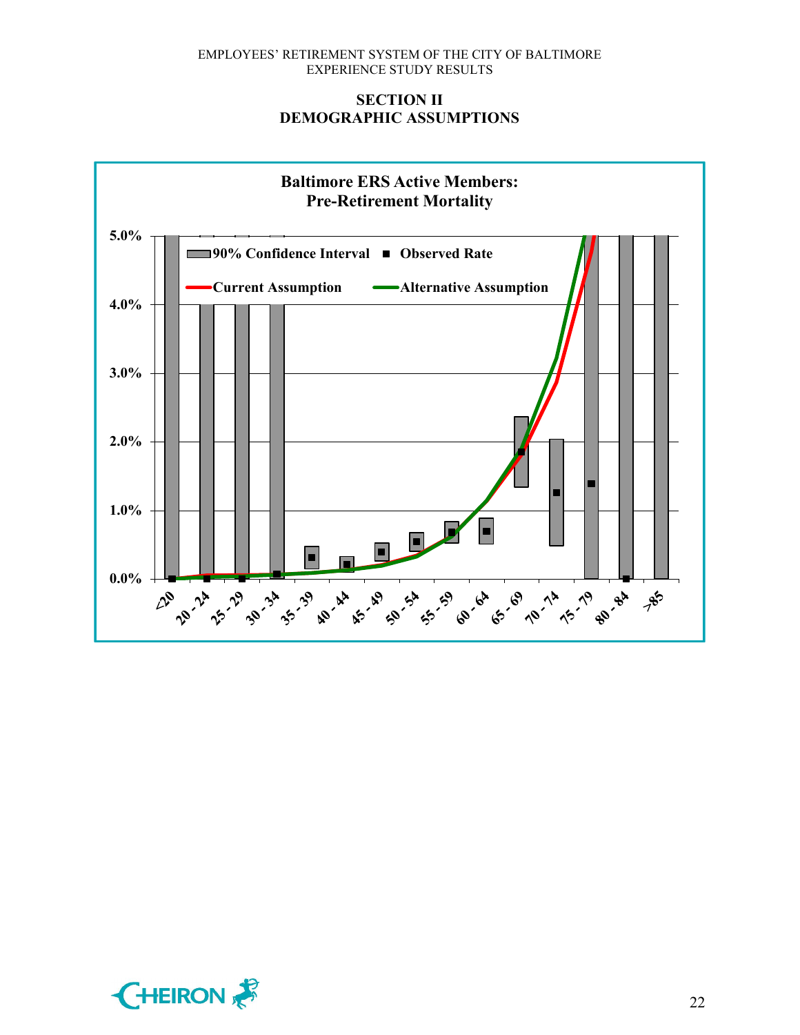## SECTION II
## DEMOGRAPHIC ASSUMPTIONS

**Baltimore ERS Active Members: Pre-Retirement Mortality**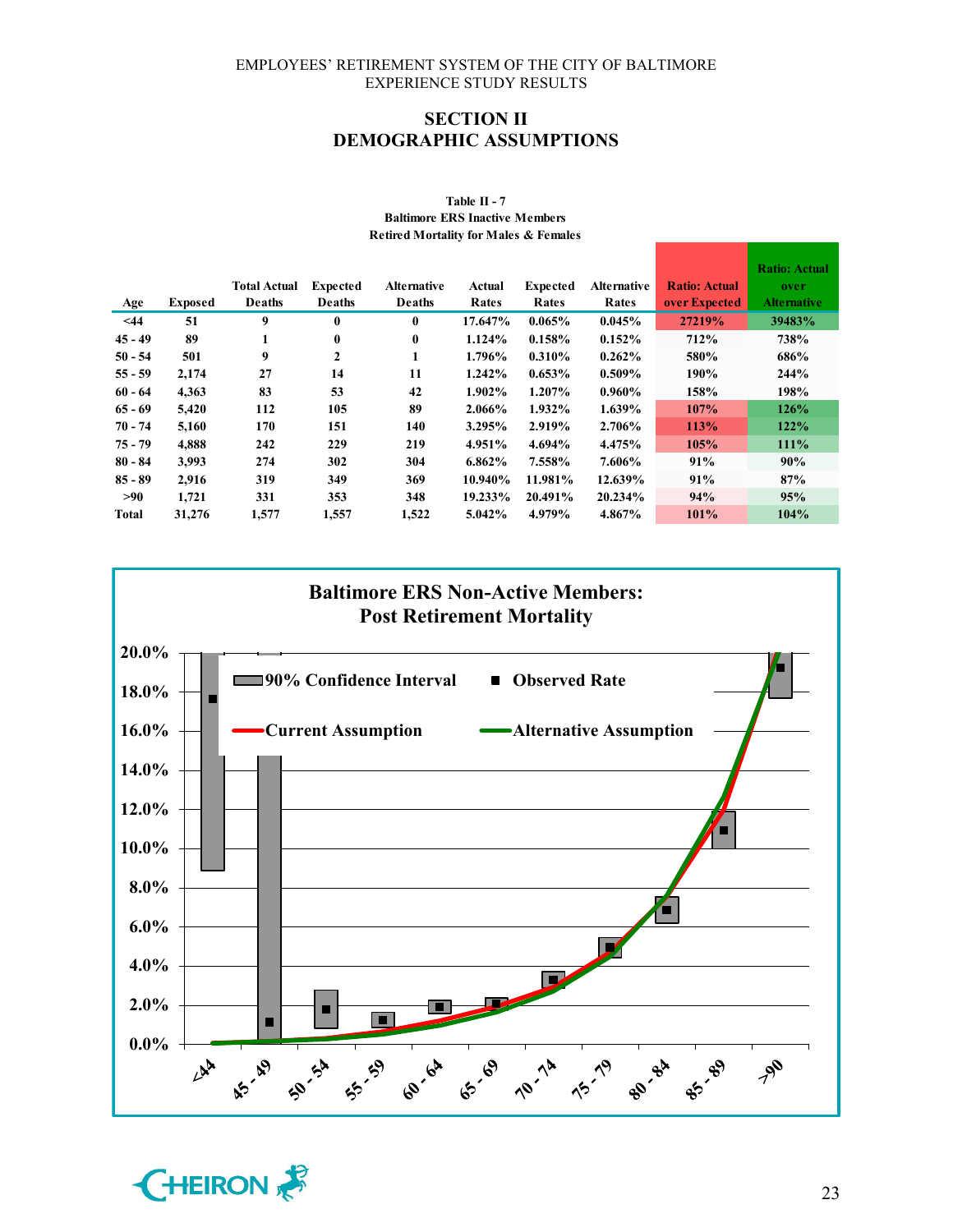## SECTION II
## DEMOGRAPHIC ASSUMPTIONS

**Table II - 7**
**Baltimore ERS Inactive Members**
**Retired Mortality for Males & Females**

| Age | Exposed | Total Actual Deaths | Expected Deaths | Alternative Deaths | Actual Rates | Expected Rates | Alternative Rates | Ratio: Actual over Expected | Ratio: Actual over Alternative |
|---|---|---|---|---|---|---|---|---|---|
| <44 | 51 | 9 | 0 | 0 | 17.647% | 0.065% | 0.045% | 27219% | 39483% |
| 45 - 49 | 89 | 1 | 0 | 0 | 1.124% | 0.158% | 0.152% | 712% | 738% |
| 50 - 54 | 501 | 9 | 2 | 1 | 1.796% | 0.310% | 0.262% | 580% | 686% |
| 55 - 59 | 2,174 | 27 | 14 | 11 | 1.242% | 0.653% | 0.509% | 190% | 244% |
| 60 - 64 | 4,363 | 83 | 53 | 42 | 1.902% | 1.207% | 0.960% | 158% | 198% |
| 65 - 69 | 5,420 | 112 | 105 | 89 | 2.066% | 1.932% | 1.639% | 107% | 126% |
| 70 - 74 | 5,160 | 170 | 151 | 140 | 3.295% | 2.919% | 2.706% | 113% | 122% |
| 75 - 79 | 4,888 | 242 | 229 | 219 | 4.951% | 4.694% | 4.475% | 105% | 111% |
| 80 - 84 | 3,993 | 274 | 302 | 304 | 6.862% | 7.558% | 7.606% | 91% | 90% |
| 85 - 89 | 2,916 | 319 | 349 | 369 | 10.940% | 11.981% | 12.639% | 91% | 87% |
| >90 | 1,721 | 331 | 353 | 348 | 19.233% | 20.491% | 20.234% | 94% | 95% |
| Total | 31,276 | 1,577 | 1,557 | 1,522 | 5.042% | 4.979% | 4.867% | 101% | 104% |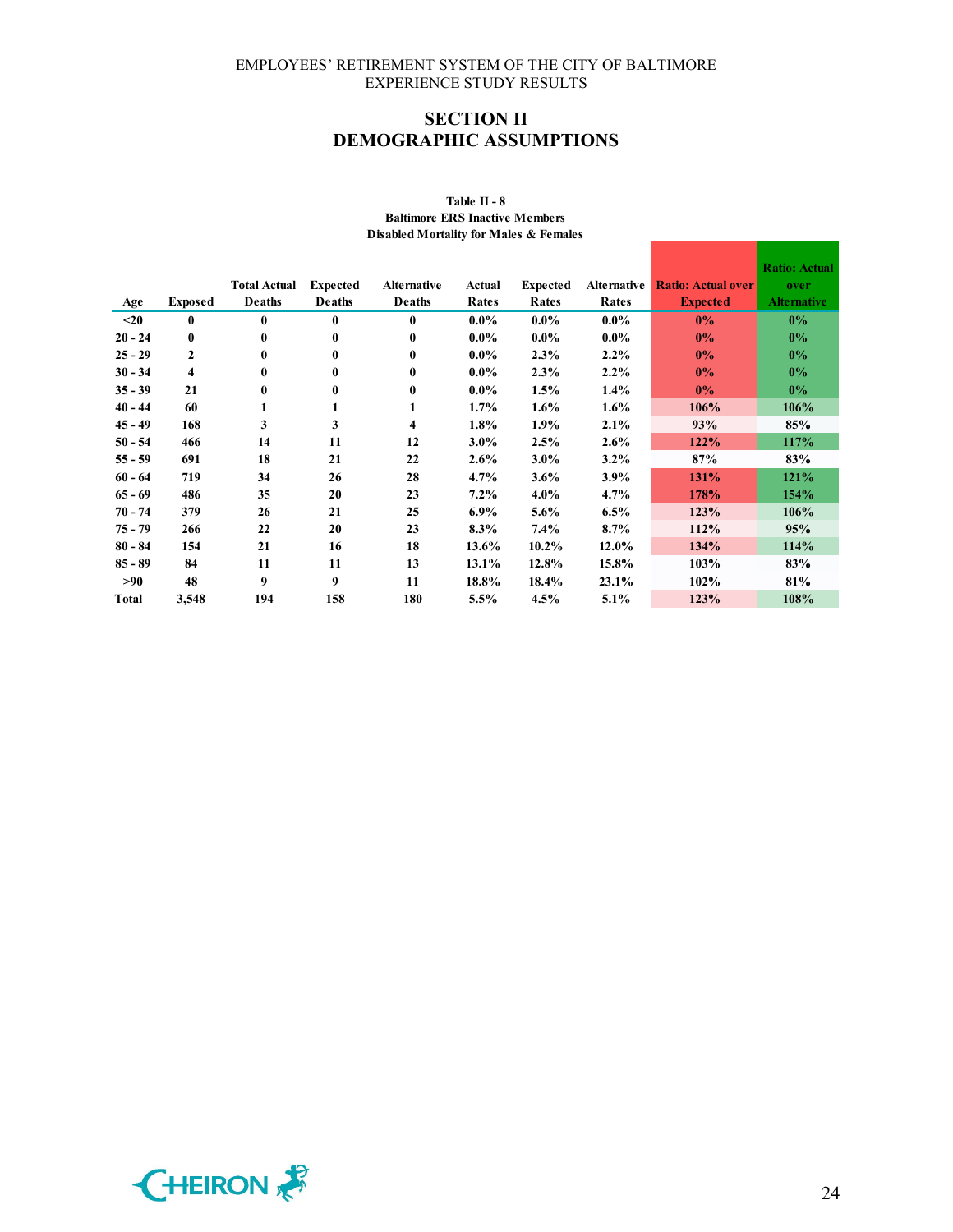## SECTION II
## DEMOGRAPHIC ASSUMPTIONS

**Table II - 8**
**Baltimore ERS Inactive Members**
**Disabled Mortality for Males & Females**

| Age | Exposed | Total Actual Deaths | Expected Deaths | Alternative Deaths | Actual Rates | Expected Rates | Alternative Rates | Ratio: Actual over Expected | Ratio: Actual over Alternative |
|---|---|---|---|---|---|---|---|---|---|
| <20 | 0 | 0 | 0 | 0 | 0.0% | 0.0% | 0.0% | 0% | 0% |
| 20 - 24 | 0 | 0 | 0 | 0 | 0.0% | 0.0% | 0.0% | 0% | 0% |
| 25 - 29 | 2 | 0 | 0 | 0 | 0.0% | 2.3% | 2.2% | 0% | 0% |
| 30 - 34 | 4 | 0 | 0 | 0 | 0.0% | 2.3% | 2.2% | 0% | 0% |
| 35 - 39 | 21 | 0 | 0 | 0 | 0.0% | 1.5% | 1.4% | 0% | 0% |
| 40 - 44 | 60 | 1 | 1 | 1 | 1.7% | 1.6% | 1.6% | 106% | 106% |
| 45 - 49 | 168 | 3 | 3 | 4 | 1.8% | 1.9% | 2.1% | 93% | 85% |
| 50 - 54 | 466 | 14 | 11 | 12 | 3.0% | 2.5% | 2.6% | 122% | 117% |
| 55 - 59 | 691 | 18 | 21 | 22 | 2.6% | 3.0% | 3.2% | 87% | 83% |
| 60 - 64 | 719 | 34 | 26 | 28 | 4.7% | 3.6% | 3.9% | 131% | 121% |
| 65 - 69 | 486 | 35 | 20 | 23 | 7.2% | 4.0% | 4.7% | 178% | 154% |
| 70 - 74 | 379 | 26 | 21 | 25 | 6.9% | 5.6% | 6.5% | 123% | 106% |
| 75 - 79 | 266 | 22 | 20 | 23 | 8.3% | 7.4% | 8.7% | 112% | 95% |
| 80 - 84 | 154 | 21 | 16 | 18 | 13.6% | 10.2% | 12.0% | 134% | 114% |
| 85 - 89 | 84 | 11 | 11 | 13 | 13.1% | 12.8% | 15.8% | 103% | 83% |
| >90 | 48 | 9 | 9 | 11 | 18.8% | 18.4% | 23.1% | 102% | 81% |
| Total | 3,548 | 194 | 158 | 180 | 5.5% | 4.5% | 5.1% | 123% | 108% |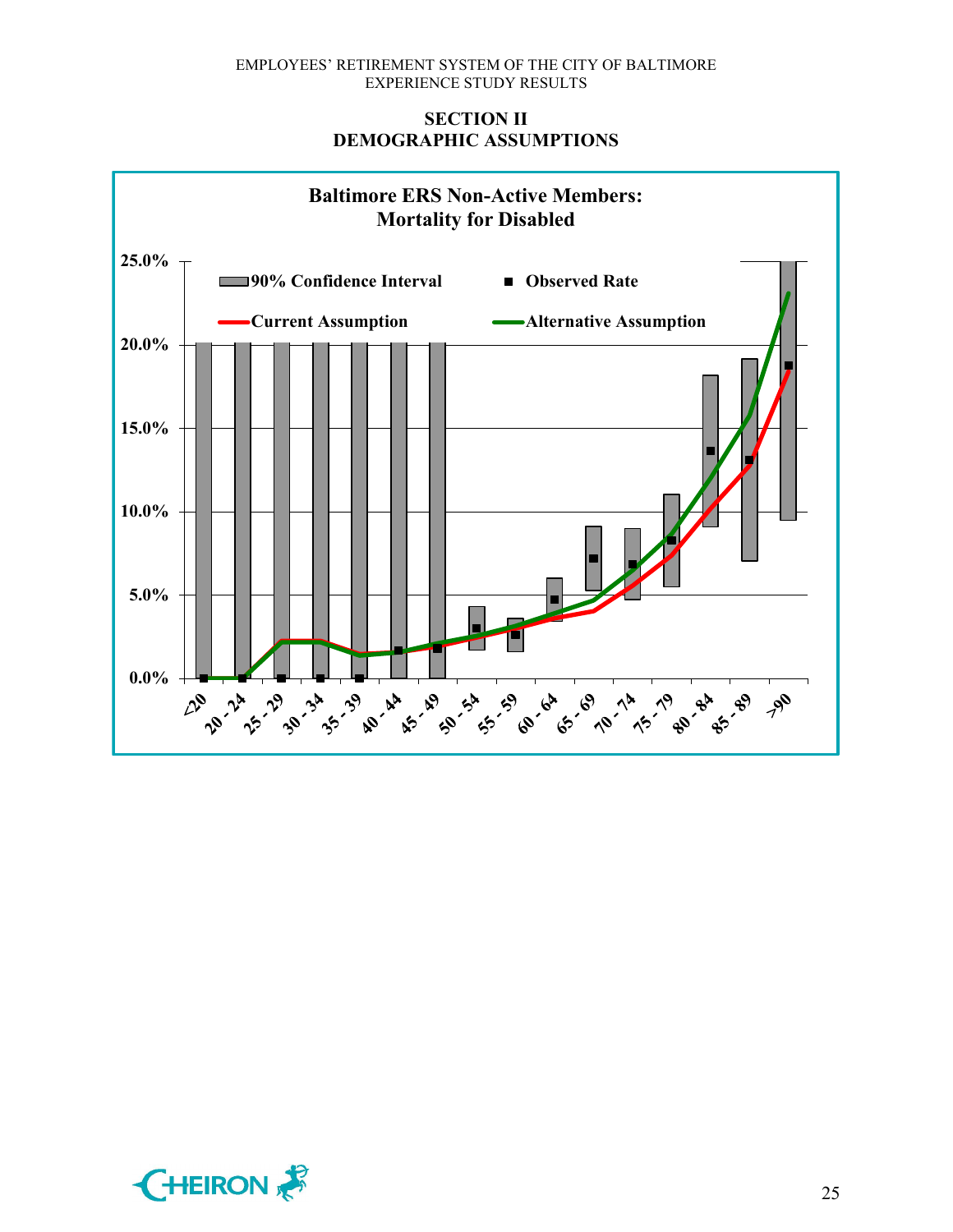## SECTION II
## DEMOGRAPHIC ASSUMPTIONS

**Baltimore ERS Non-Active Members: Mortality for Disabled**

90% Confidence Interval | Observed Rate | Current Assumption | Alternative Assumption

Age groups: <20, 20 - 24, 25 - 29, 30 - 34, 35 - 39, 40 - 44, 45 - 49, 50 - 54, 55 - 59, 60 - 64, 65 - 69, 70 - 74, 75 - 79, 80 - 84, 85 - 89, >90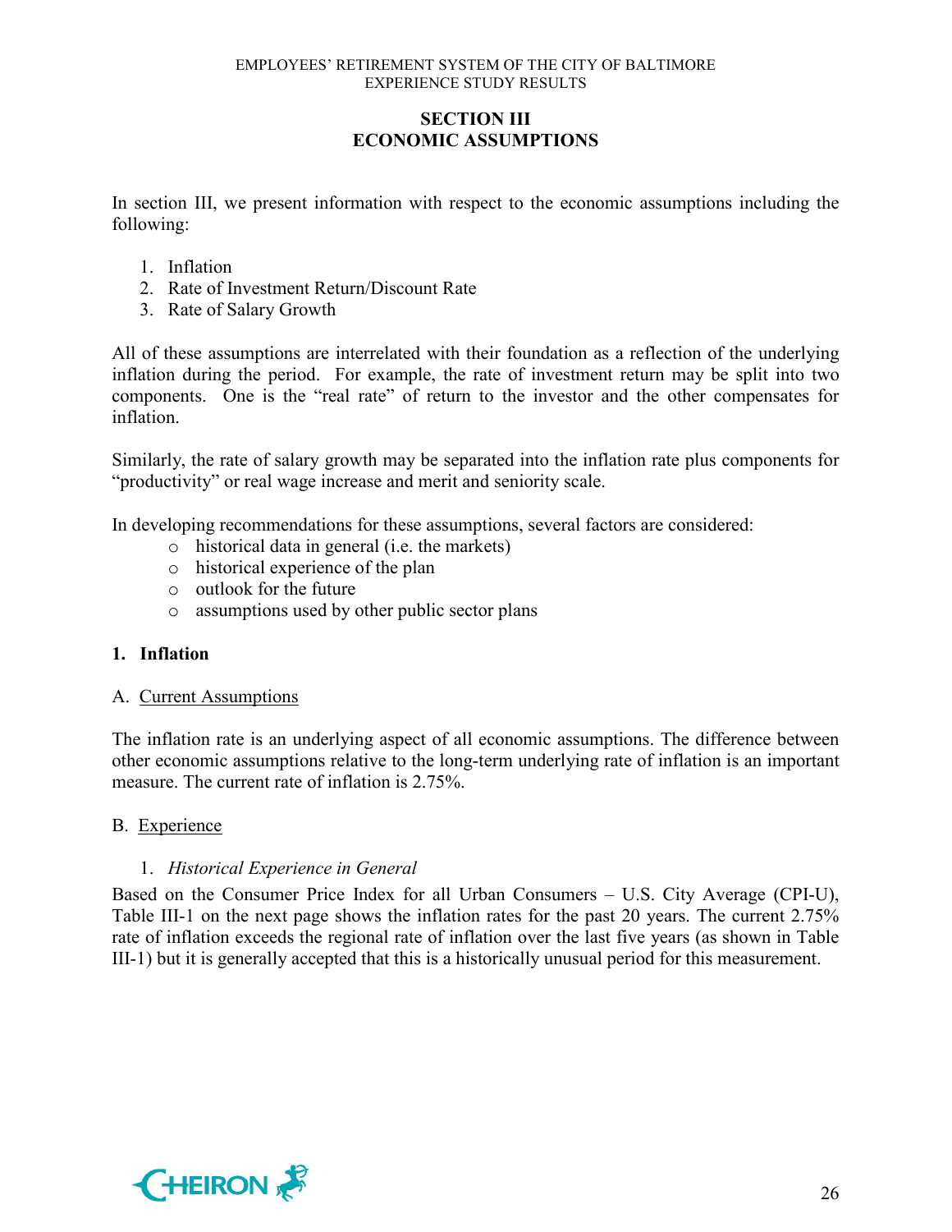# SECTION III
# ECONOMIC ASSUMPTIONS

In section III, we present information with respect to the economic assumptions including the following:

1. Inflation
2. Rate of Investment Return/Discount Rate
3. Rate of Salary Growth

All of these assumptions are interrelated with their foundation as a reflection of the underlying inflation during the period. For example, the rate of investment return may be split into two components. One is the "real rate" of return to the investor and the other compensates for inflation.

Similarly, the rate of salary growth may be separated into the inflation rate plus components for "productivity" or real wage increase and merit and seniority scale.

In developing recommendations for these assumptions, several factors are considered:

- historical data in general (i.e. the markets)
- historical experience of the plan
- outlook for the future
- assumptions used by other public sector plans

## 1. Inflation

### A. Current Assumptions

The inflation rate is an underlying aspect of all economic assumptions. The difference between other economic assumptions relative to the long-term underlying rate of inflation is an important measure. The current rate of inflation is 2.75%.

### B. Experience

1. *Historical Experience in General*

Based on the Consumer Price Index for all Urban Consumers – U.S. City Average (CPI-U), Table III-1 on the next page shows the inflation rates for the past 20 years. The current 2.75% rate of inflation exceeds the regional rate of inflation over the last five years (as shown in Table III-1) but it is generally accepted that this is a historically unusual period for this measurement.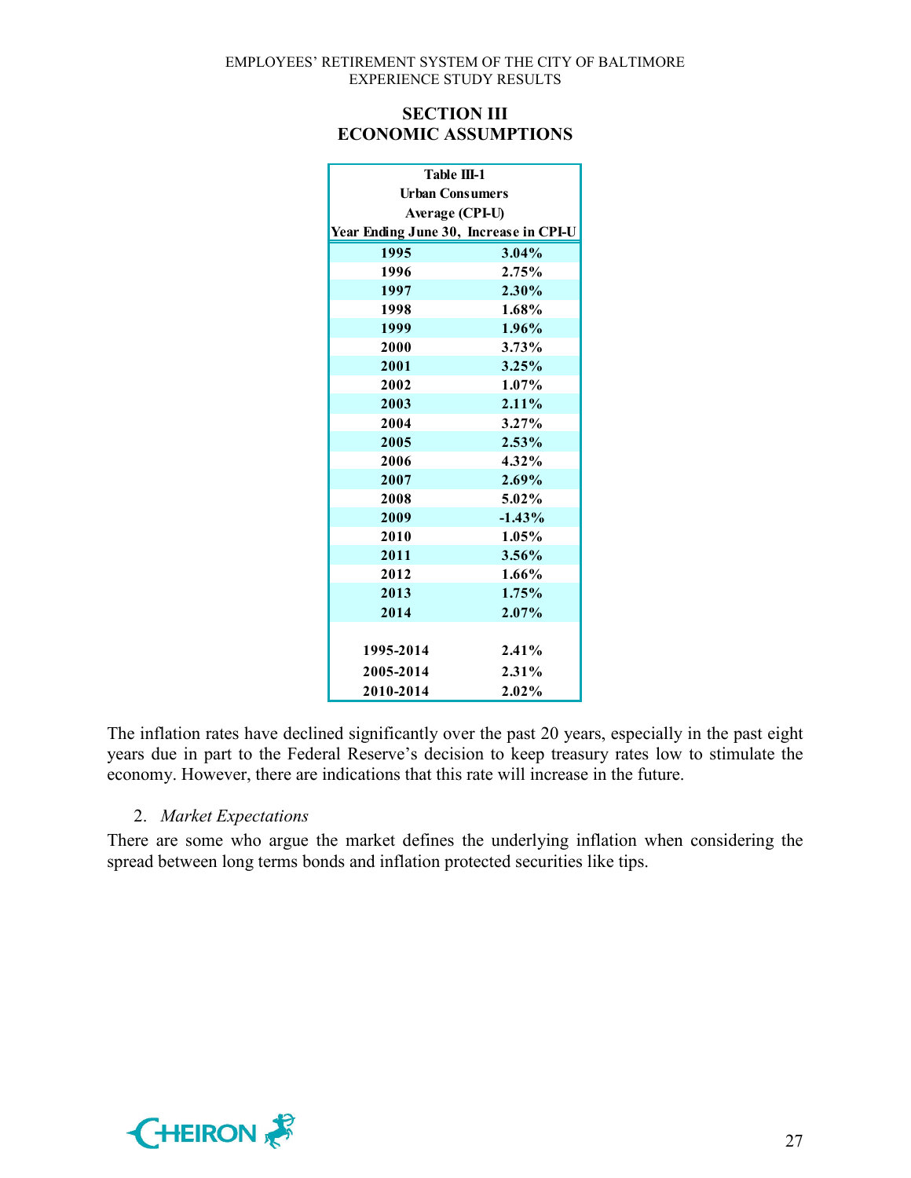## SECTION III
## ECONOMIC ASSUMPTIONS

**Table III-1**
**Urban Consumers**
**Average (CPI-U)**

| Year Ending June 30, | Increase in CPI-U |
|---|---|
| 1995 | 3.04% |
| 1996 | 2.75% |
| 1997 | 2.30% |
| 1998 | 1.68% |
| 1999 | 1.96% |
| 2000 | 3.73% |
| 2001 | 3.25% |
| 2002 | 1.07% |
| 2003 | 2.11% |
| 2004 | 3.27% |
| 2005 | 2.53% |
| 2006 | 4.32% |
| 2007 | 2.69% |
| 2008 | 5.02% |
| 2009 | -1.43% |
| 2010 | 1.05% |
| 2011 | 3.56% |
| 2012 | 1.66% |
| 2013 | 1.75% |
| 2014 | 2.07% |
| | |
| 1995-2014 | 2.41% |
| 2005-2014 | 2.31% |
| 2010-2014 | 2.02% |

The inflation rates have declined significantly over the past 20 years, especially in the past eight years due in part to the Federal Reserve's decision to keep treasury rates low to stimulate the economy. However, there are indications that this rate will increase in the future.

2. *Market Expectations*

There are some who argue the market defines the underlying inflation when considering the spread between long terms bonds and inflation protected securities like tips.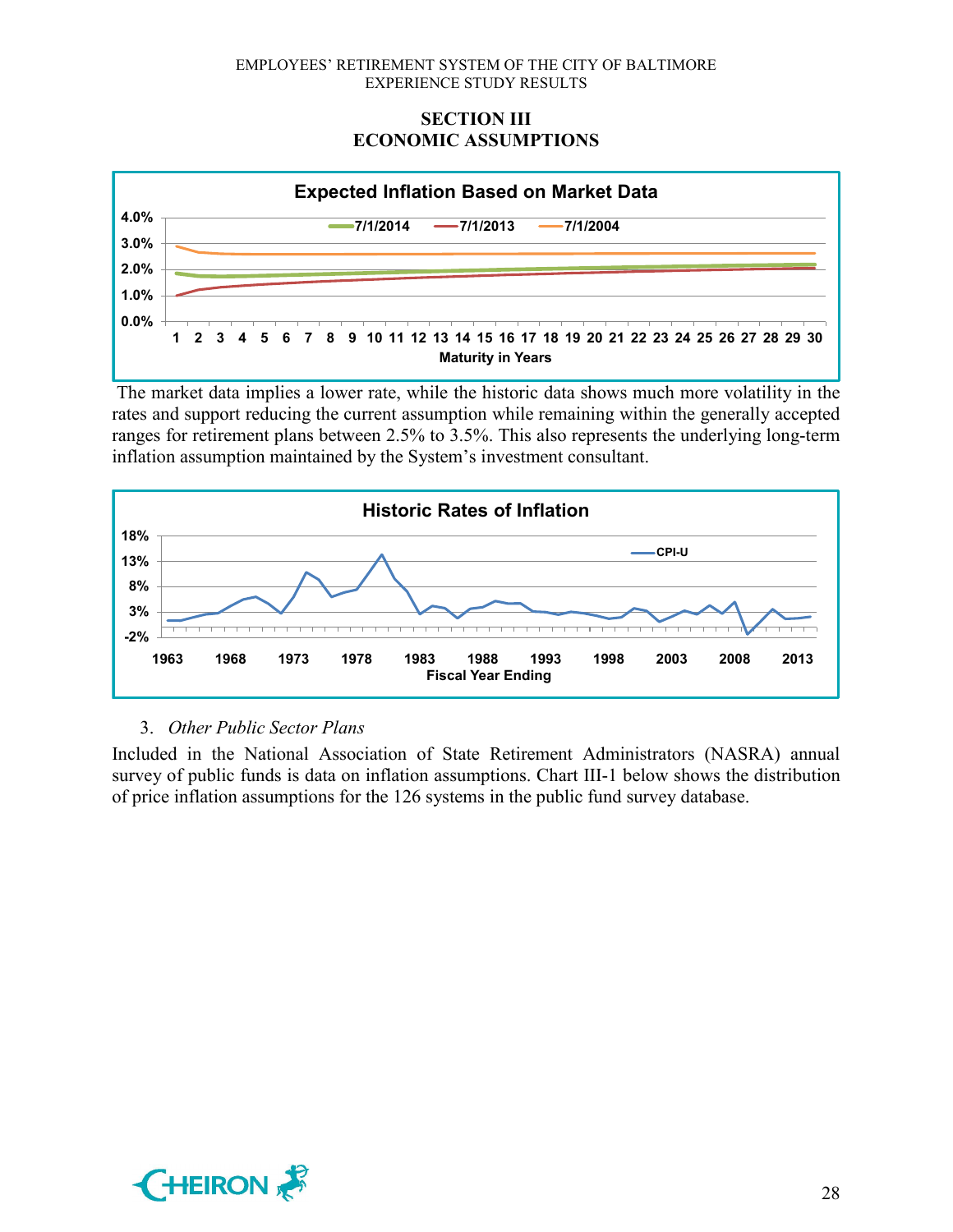## SECTION III
## ECONOMIC ASSUMPTIONS

**Expected Inflation Based on Market Data**

The market data implies a lower rate, while the historic data shows much more volatility in the rates and support reducing the current assumption while remaining within the generally accepted ranges for retirement plans between 2.5% to 3.5%. This also represents the underlying long-term inflation assumption maintained by the System's investment consultant.

**Historic Rates of Inflation**

3. *Other Public Sector Plans*

Included in the National Association of State Retirement Administrators (NASRA) annual survey of public funds is data on inflation assumptions. Chart III-1 below shows the distribution of price inflation assumptions for the 126 systems in the public fund survey database.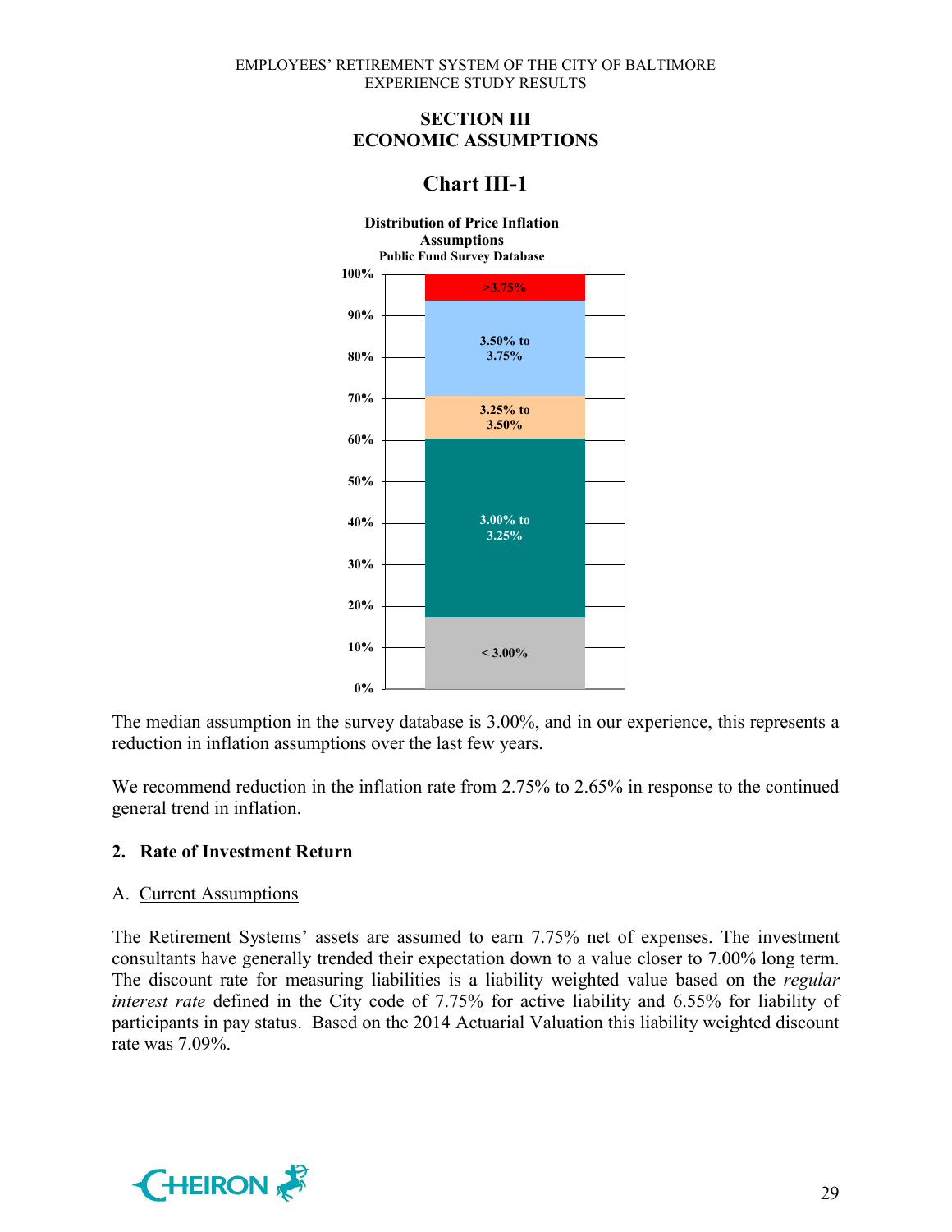# SECTION III
# ECONOMIC ASSUMPTIONS

## Chart III-1

**Distribution of Price Inflation Assumptions**
**Public Fund Survey Database**

| Range | Approximate Cumulative Share |
|---|---|
| < 3.00% | 0% – 17% |
| 3.00% to 3.25% | 17% – 60% |
| 3.25% to 3.50% | 60% – 71% |
| 3.50% to 3.75% | 71% – 94% |
| >3.75% | 94% – 100% |

The median assumption in the survey database is 3.00%, and in our experience, this represents a reduction in inflation assumptions over the last few years.

We recommend reduction in the inflation rate from 2.75% to 2.65% in response to the continued general trend in inflation.

### 2. Rate of Investment Return

A. Current Assumptions

The Retirement Systems' assets are assumed to earn 7.75% net of expenses. The investment consultants have generally trended their expectation down to a value closer to 7.00% long term. The discount rate for measuring liabilities is a liability weighted value based on the *regular interest rate* defined in the City code of 7.75% for active liability and 6.55% for liability of participants in pay status. Based on the 2014 Actuarial Valuation this liability weighted discount rate was 7.09%.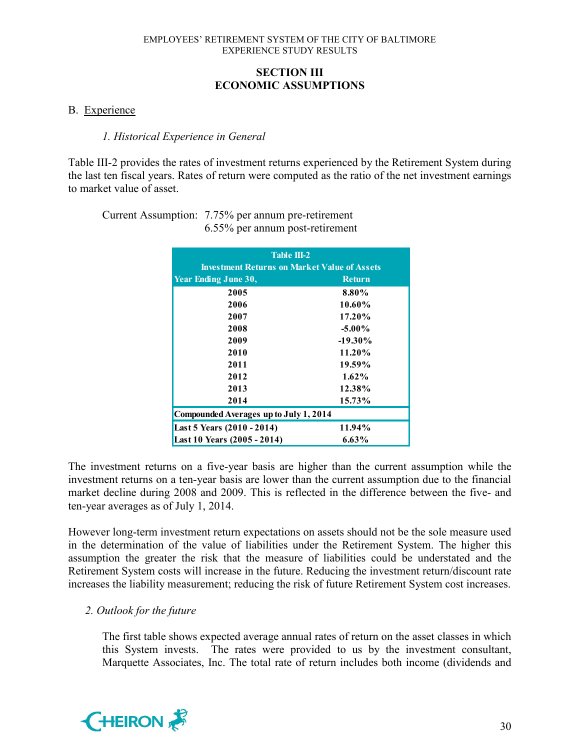## SECTION III
## ECONOMIC ASSUMPTIONS

B. Experience

*1. Historical Experience in General*

Table III-2 provides the rates of investment returns experienced by the Retirement System during the last ten fiscal years. Rates of return were computed as the ratio of the net investment earnings to market value of asset.

Current Assumption: 7.75% per annum pre-retirement
6.55% per annum post-retirement

| Table III-2<br>Investment Returns on Market Value of Assets | |
|---|---|
| **Year Ending June 30,** | **Return** |
| **2005** | **8.80%** |
| **2006** | **10.60%** |
| **2007** | **17.20%** |
| **2008** | **-5.00%** |
| **2009** | **-19.30%** |
| **2010** | **11.20%** |
| **2011** | **19.59%** |
| **2012** | **1.62%** |
| **2013** | **12.38%** |
| **2014** | **15.73%** |
| **Compounded Averages up to July 1, 2014** | |
| **Last 5 Years (2010 - 2014)** | **11.94%** |
| **Last 10 Years (2005 - 2014)** | **6.63%** |

The investment returns on a five-year basis are higher than the current assumption while the investment returns on a ten-year basis are lower than the current assumption due to the financial market decline during 2008 and 2009. This is reflected in the difference between the five- and ten-year averages as of July 1, 2014.

However long-term investment return expectations on assets should not be the sole measure used in the determination of the value of liabilities under the Retirement System. The higher this assumption the greater the risk that the measure of liabilities could be understated and the Retirement System costs will increase in the future. Reducing the investment return/discount rate increases the liability measurement; reducing the risk of future Retirement System cost increases.

*2. Outlook for the future*

The first table shows expected average annual rates of return on the asset classes in which this System invests. The rates were provided to us by the investment consultant, Marquette Associates, Inc. The total rate of return includes both income (dividends and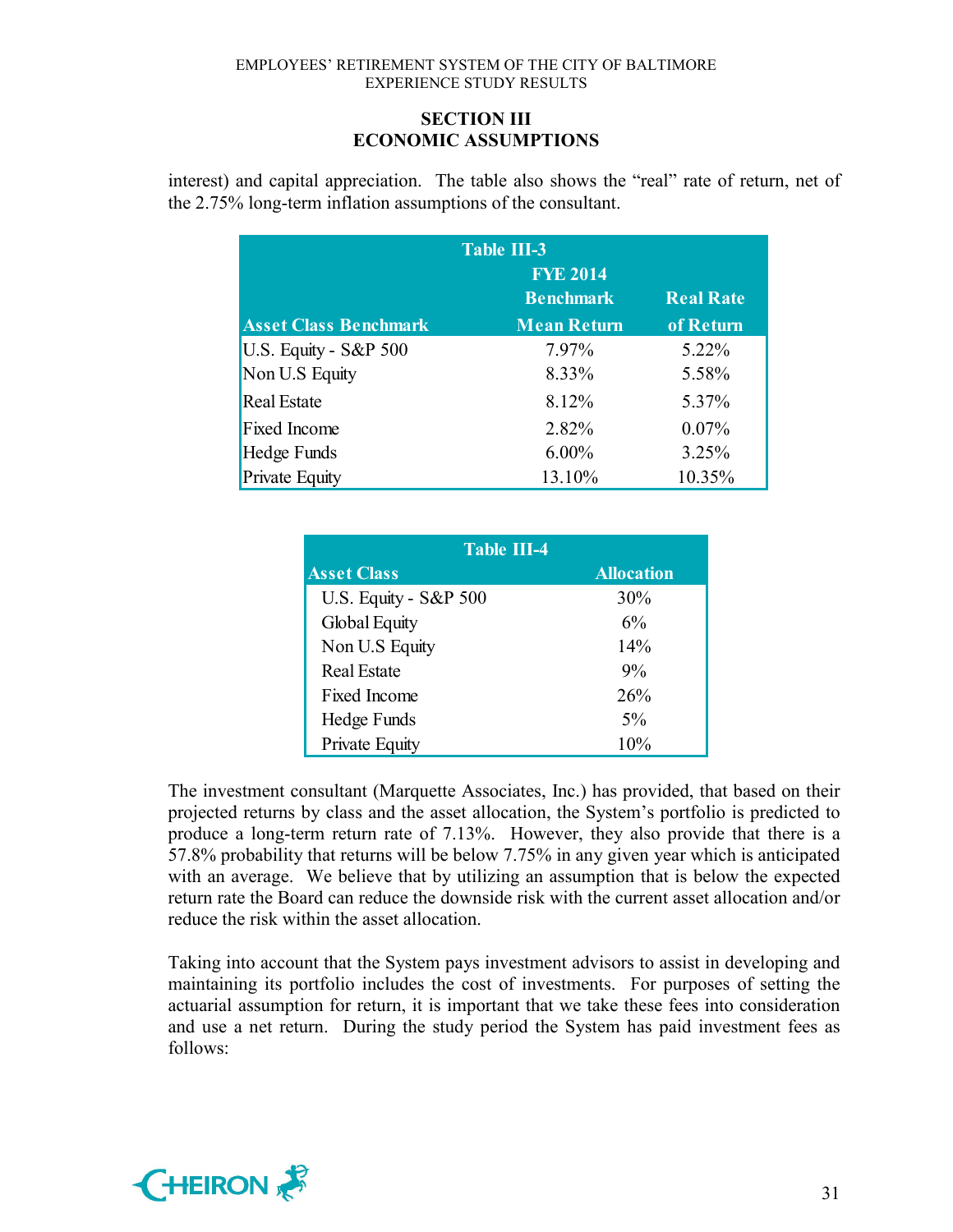## SECTION III
## ECONOMIC ASSUMPTIONS

interest) and capital appreciation. The table also shows the "real" rate of return, net of the 2.75% long-term inflation assumptions of the consultant.

| Table III-3 | | |
|---|---|---|
| Asset Class Benchmark | FYE 2014 Benchmark Mean Return | Real Rate of Return |
| U.S. Equity - S&P 500 | 7.97% | 5.22% |
| Non U.S Equity | 8.33% | 5.58% |
| Real Estate | 8.12% | 5.37% |
| Fixed Income | 2.82% | 0.07% |
| Hedge Funds | 6.00% | 3.25% |
| Private Equity | 13.10% | 10.35% |

| Table III-4 | |
|---|---|
| Asset Class | Allocation |
| U.S. Equity - S&P 500 | 30% |
| Global Equity | 6% |
| Non U.S Equity | 14% |
| Real Estate | 9% |
| Fixed Income | 26% |
| Hedge Funds | 5% |
| Private Equity | 10% |

The investment consultant (Marquette Associates, Inc.) has provided, that based on their projected returns by class and the asset allocation, the System's portfolio is predicted to produce a long-term return rate of 7.13%. However, they also provide that there is a 57.8% probability that returns will be below 7.75% in any given year which is anticipated with an average. We believe that by utilizing an assumption that is below the expected return rate the Board can reduce the downside risk with the current asset allocation and/or reduce the risk within the asset allocation.

Taking into account that the System pays investment advisors to assist in developing and maintaining its portfolio includes the cost of investments. For purposes of setting the actuarial assumption for return, it is important that we take these fees into consideration and use a net return. During the study period the System has paid investment fees as follows: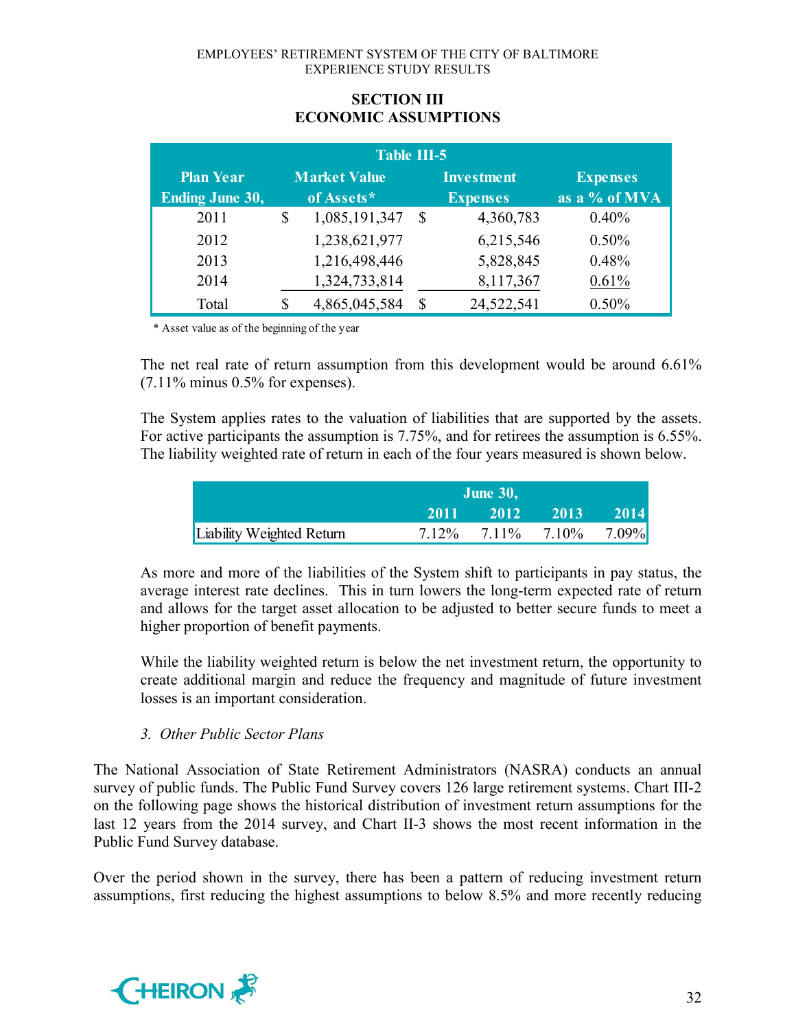## SECTION III
## ECONOMIC ASSUMPTIONS

**Table III-5**

| Plan Year Ending June 30, | Market Value of Assets* | Investment Expenses | Expenses as a % of MVA |
|---|---|---|---|
| 2011 | $ 1,085,191,347 | $ 4,360,783 | 0.40% |
| 2012 | 1,238,621,977 | 6,215,546 | 0.50% |
| 2013 | 1,216,498,446 | 5,828,845 | 0.48% |
| 2014 | 1,324,733,814 | 8,117,367 | 0.61% |
| Total | $ 4,865,045,584 | $ 24,522,541 | 0.50% |

\* Asset value as of the beginning of the year

The net real rate of return assumption from this development would be around 6.61% (7.11% minus 0.5% for expenses).

The System applies rates to the valuation of liabilities that are supported by the assets. For active participants the assumption is 7.75%, and for retirees the assumption is 6.55%. The liability weighted rate of return in each of the four years measured is shown below.

| | June 30, | | | |
|---|---|---|---|---|
| | 2011 | 2012 | 2013 | 2014 |
| Liability Weighted Return | 7.12% | 7.11% | 7.10% | 7.09% |

As more and more of the liabilities of the System shift to participants in pay status, the average interest rate declines. This in turn lowers the long-term expected rate of return and allows for the target asset allocation to be adjusted to better secure funds to meet a higher proportion of benefit payments.

While the liability weighted return is below the net investment return, the opportunity to create additional margin and reduce the frequency and magnitude of future investment losses is an important consideration.

*3. Other Public Sector Plans*

The National Association of State Retirement Administrators (NASRA) conducts an annual survey of public funds. The Public Fund Survey covers 126 large retirement systems. Chart III-2 on the following page shows the historical distribution of investment return assumptions for the last 12 years from the 2014 survey, and Chart II-3 shows the most recent information in the Public Fund Survey database.

Over the period shown in the survey, there has been a pattern of reducing investment return assumptions, first reducing the highest assumptions to below 8.5% and more recently reducing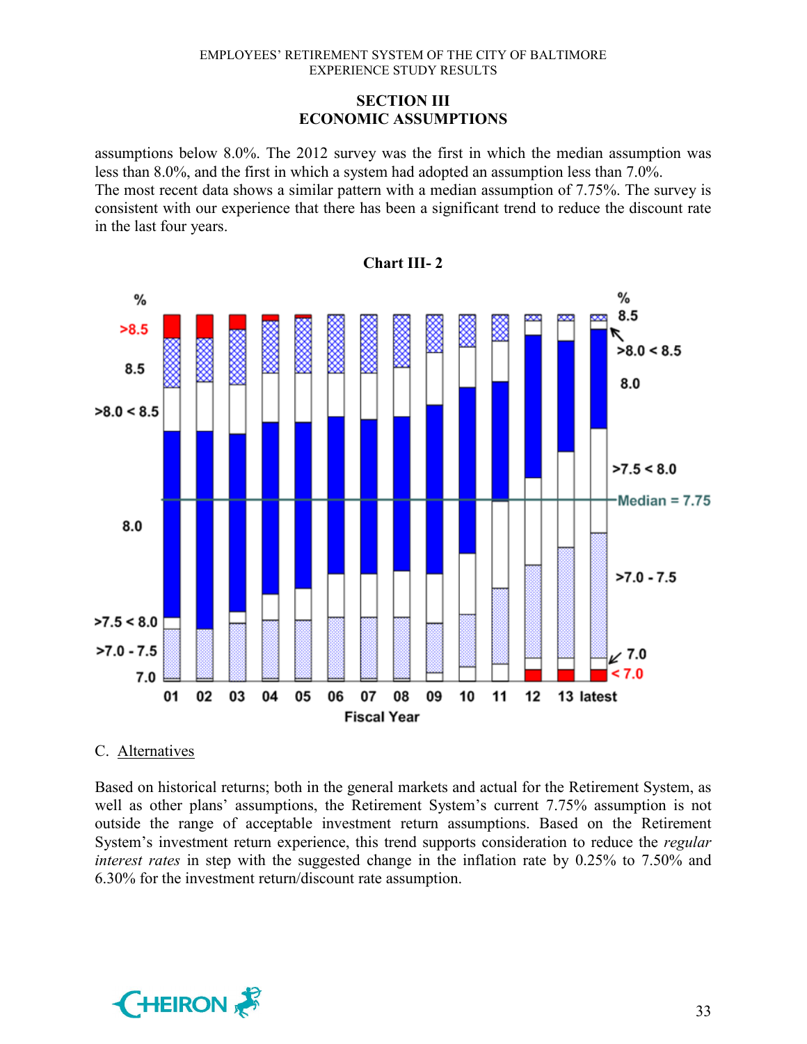## SECTION III
## ECONOMIC ASSUMPTIONS

assumptions below 8.0%. The 2012 survey was the first in which the median assumption was less than 8.0%, and the first in which a system had adopted an assumption less than 7.0%. The most recent data shows a similar pattern with a median assumption of 7.75%. The survey is consistent with our experience that there has been a significant trend to reduce the discount rate in the last four years.

**Chart III- 2**

C. Alternatives

Based on historical returns; both in the general markets and actual for the Retirement System, as well as other plans' assumptions, the Retirement System's current 7.75% assumption is not outside the range of acceptable investment return assumptions. Based on the Retirement System's investment return experience, this trend supports consideration to reduce the *regular interest rates* in step with the suggested change in the inflation rate by 0.25% to 7.50% and 6.30% for the investment return/discount rate assumption.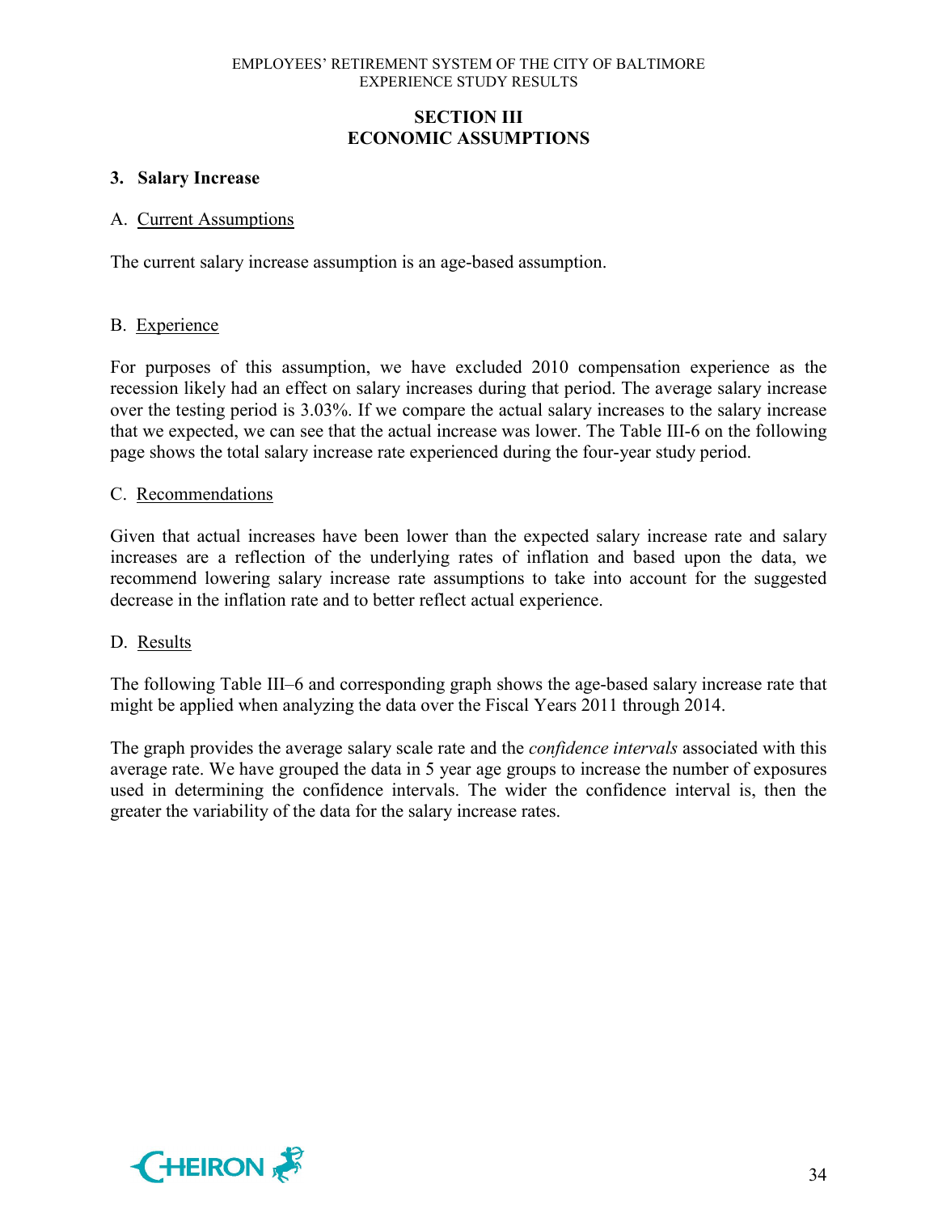## SECTION III
## ECONOMIC ASSUMPTIONS

### 3. Salary Increase

A. Current Assumptions

The current salary increase assumption is an age-based assumption.

B. Experience

For purposes of this assumption, we have excluded 2010 compensation experience as the recession likely had an effect on salary increases during that period. The average salary increase over the testing period is 3.03%. If we compare the actual salary increases to the salary increase that we expected, we can see that the actual increase was lower. The Table III-6 on the following page shows the total salary increase rate experienced during the four-year study period.

C. Recommendations

Given that actual increases have been lower than the expected salary increase rate and salary increases are a reflection of the underlying rates of inflation and based upon the data, we recommend lowering salary increase rate assumptions to take into account for the suggested decrease in the inflation rate and to better reflect actual experience.

D. Results

The following Table III–6 and corresponding graph shows the age-based salary increase rate that might be applied when analyzing the data over the Fiscal Years 2011 through 2014.

The graph provides the average salary scale rate and the *confidence intervals* associated with this average rate. We have grouped the data in 5 year age groups to increase the number of exposures used in determining the confidence intervals. The wider the confidence interval is, then the greater the variability of the data for the salary increase rates.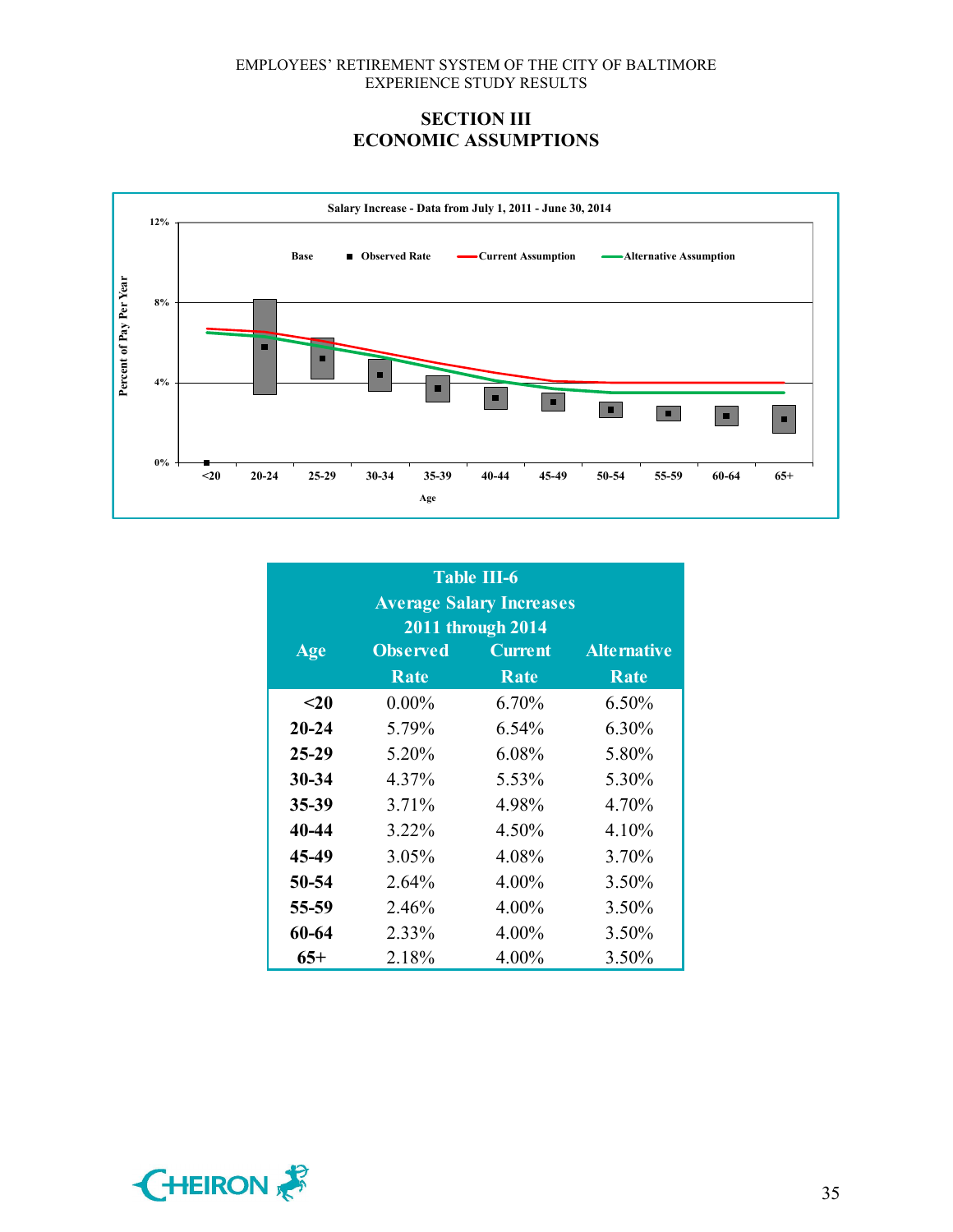## SECTION III
## ECONOMIC ASSUMPTIONS

**Salary Increase - Data from July 1, 2011 - June 30, 2014**

| Table III-6 Average Salary Increases 2011 through 2014 | | | |
|---|---|---|---|
| **Age** | **Observed Rate** | **Current Rate** | **Alternative Rate** |
| **<20** | 0.00% | 6.70% | 6.50% |
| **20-24** | 5.79% | 6.54% | 6.30% |
| **25-29** | 5.20% | 6.08% | 5.80% |
| **30-34** | 4.37% | 5.53% | 5.30% |
| **35-39** | 3.71% | 4.98% | 4.70% |
| **40-44** | 3.22% | 4.50% | 4.10% |
| **45-49** | 3.05% | 4.08% | 3.70% |
| **50-54** | 2.64% | 4.00% | 3.50% |
| **55-59** | 2.46% | 4.00% | 3.50% |
| **60-64** | 2.33% | 4.00% | 3.50% |
| **65+** | 2.18% | 4.00% | 3.50% |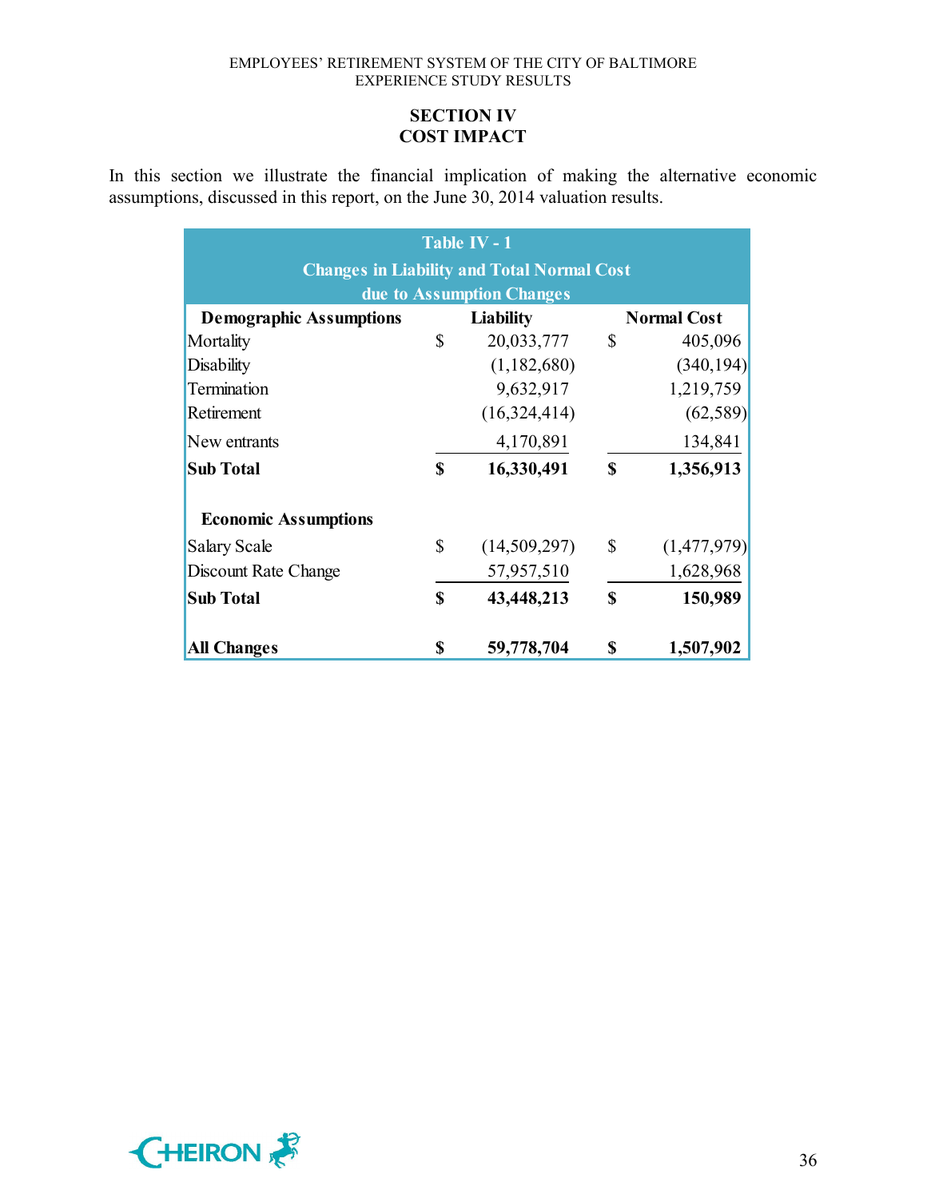# SECTION IV
# COST IMPACT

In this section we illustrate the financial implication of making the alternative economic assumptions, discussed in this report, on the June 30, 2014 valuation results.

**Table IV - 1**
**Changes in Liability and Total Normal Cost due to Assumption Changes**

| Demographic Assumptions | Liability | Normal Cost |
|---|---|---|
| Mortality | $ 20,033,777 | $ 405,096 |
| Disability | (1,182,680) | (340,194) |
| Termination | 9,632,917 | 1,219,759 |
| Retirement | (16,324,414) | (62,589) |
| New entrants | 4,170,891 | 134,841 |
| **Sub Total** | **$ 16,330,491** | **$ 1,356,913** |
| **Economic Assumptions** | | |
| Salary Scale | $ (14,509,297) | $ (1,477,979) |
| Discount Rate Change | 57,957,510 | 1,628,968 |
| **Sub Total** | **$ 43,448,213** | **$ 150,989** |
| **All Changes** | **$ 59,778,704** | **$ 1,507,902** |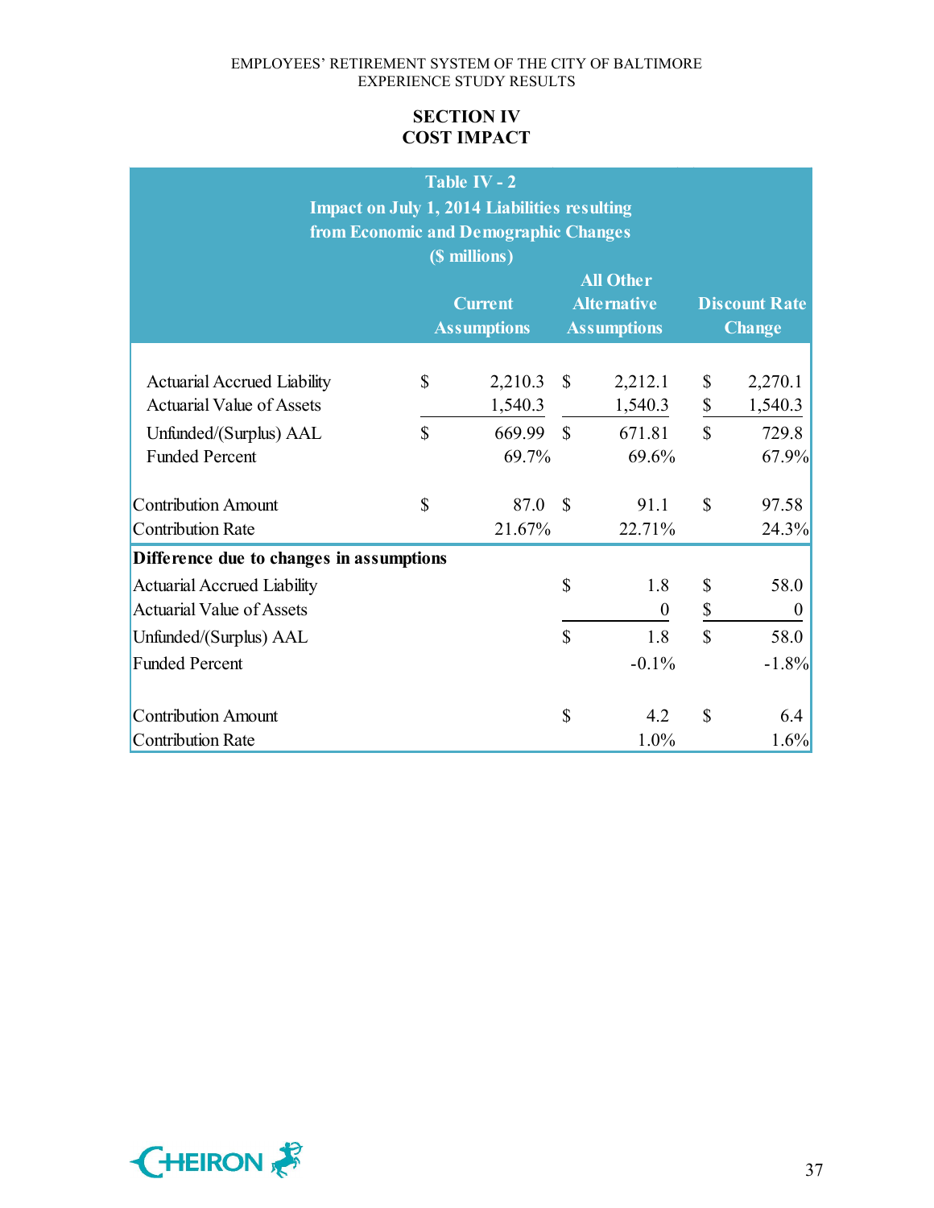## SECTION IV
## COST IMPACT

**Table IV - 2**
**Impact on July 1, 2014 Liabilities resulting from Economic and Demographic Changes**
**($ millions)**

| | Current Assumptions | All Other Alternative Assumptions | Discount Rate Change |
|---|---|---|---|
| Actuarial Accrued Liability | $ 2,210.3 | $ 2,212.1 | $ 2,270.1 |
| Actuarial Value of Assets | 1,540.3 | 1,540.3 | $ 1,540.3 |
| Unfunded/(Surplus) AAL | $ 669.99 | $ 671.81 | $ 729.8 |
| Funded Percent | 69.7% | 69.6% | 67.9% |
| Contribution Amount | $ 87.0 | $ 91.1 | $ 97.58 |
| Contribution Rate | 21.67% | 22.71% | 24.3% |
| **Difference due to changes in assumptions** | | | |
| Actuarial Accrued Liability | | $ 1.8 | $ 58.0 |
| Actuarial Value of Assets | | 0 | $ 0 |
| Unfunded/(Surplus) AAL | | $ 1.8 | $ 58.0 |
| Funded Percent | | -0.1% | -1.8% |
| Contribution Amount | | $ 4.2 | $ 6.4 |
| Contribution Rate | | 1.0% | 1.6% |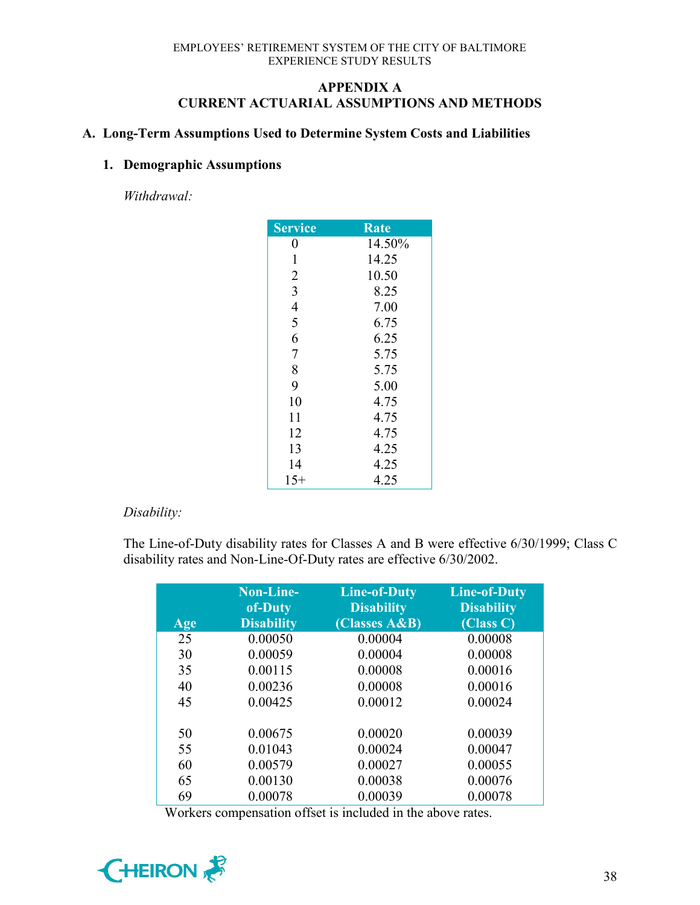## APPENDIX A
## CURRENT ACTUARIAL ASSUMPTIONS AND METHODS

### A. Long-Term Assumptions Used to Determine System Costs and Liabilities

#### 1. Demographic Assumptions

*Withdrawal:*

| Service | Rate |
|---|---|
| 0 | 14.50% |
| 1 | 14.25 |
| 2 | 10.50 |
| 3 | 8.25 |
| 4 | 7.00 |
| 5 | 6.75 |
| 6 | 6.25 |
| 7 | 5.75 |
| 8 | 5.75 |
| 9 | 5.00 |
| 10 | 4.75 |
| 11 | 4.75 |
| 12 | 4.75 |
| 13 | 4.25 |
| 14 | 4.25 |
| 15+ | 4.25 |

*Disability:*

The Line-of-Duty disability rates for Classes A and B were effective 6/30/1999; Class C disability rates and Non-Line-Of-Duty rates are effective 6/30/2002.

| Age | Non-Line-of-Duty Disability | Line-of-Duty Disability (Classes A&B) | Line-of-Duty Disability (Class C) |
|---|---|---|---|
| 25 | 0.00050 | 0.00004 | 0.00008 |
| 30 | 0.00059 | 0.00004 | 0.00008 |
| 35 | 0.00115 | 0.00008 | 0.00016 |
| 40 | 0.00236 | 0.00008 | 0.00016 |
| 45 | 0.00425 | 0.00012 | 0.00024 |
| 50 | 0.00675 | 0.00020 | 0.00039 |
| 55 | 0.01043 | 0.00024 | 0.00047 |
| 60 | 0.00579 | 0.00027 | 0.00055 |
| 65 | 0.00130 | 0.00038 | 0.00076 |
| 69 | 0.00078 | 0.00039 | 0.00078 |

Workers compensation offset is included in the above rates.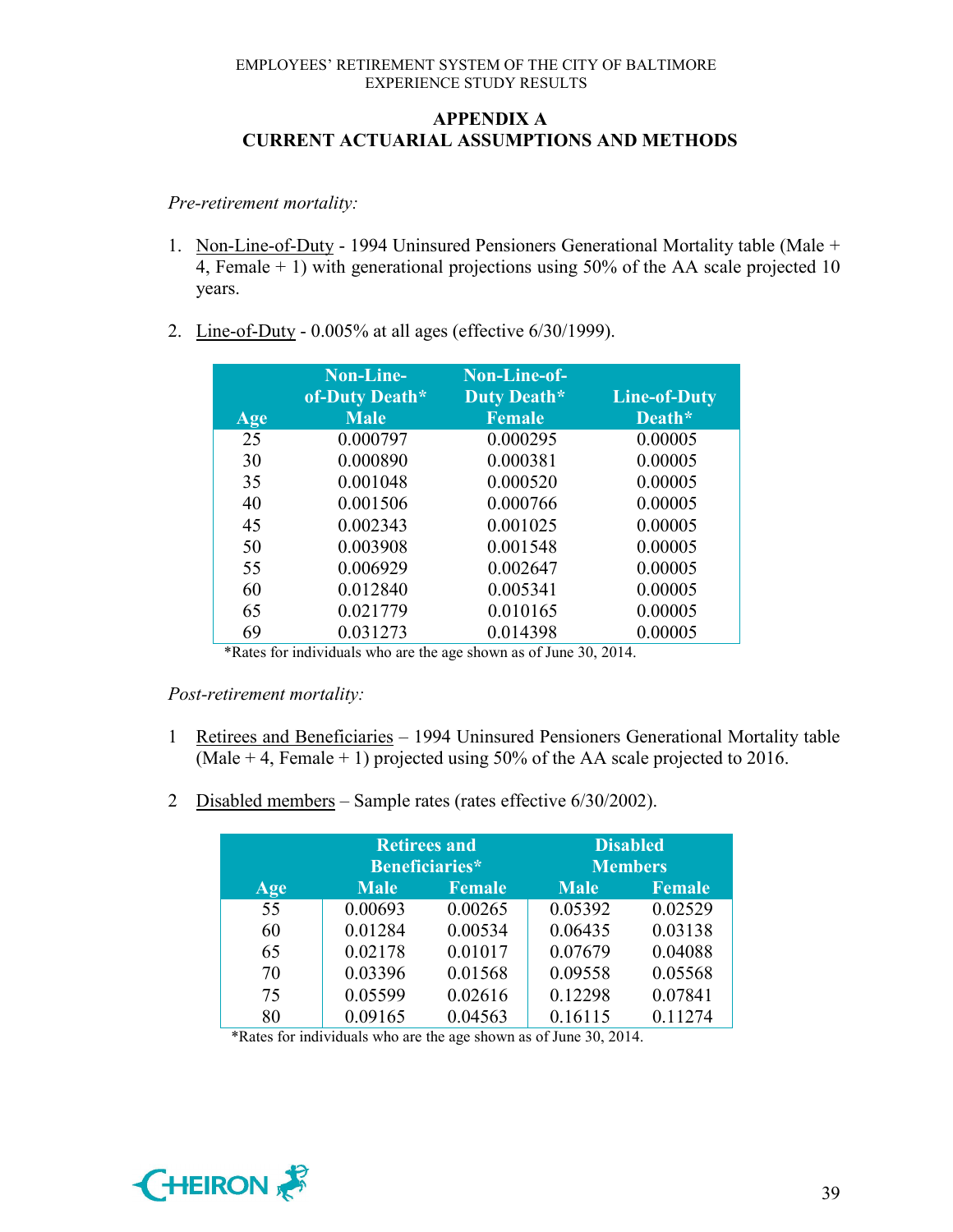## APPENDIX A
## CURRENT ACTUARIAL ASSUMPTIONS AND METHODS

*Pre-retirement mortality:*

1. Non-Line-of-Duty - 1994 Uninsured Pensioners Generational Mortality table (Male + 4, Female + 1) with generational projections using 50% of the AA scale projected 10 years.

2. Line-of-Duty - 0.005% at all ages (effective 6/30/1999).

| Age | Non-Line-of-Duty Death* Male | Non-Line-of-Duty Death* Female | Line-of-Duty Death* |
|---|---|---|---|
| 25 | 0.000797 | 0.000295 | 0.00005 |
| 30 | 0.000890 | 0.000381 | 0.00005 |
| 35 | 0.001048 | 0.000520 | 0.00005 |
| 40 | 0.001506 | 0.000766 | 0.00005 |
| 45 | 0.002343 | 0.001025 | 0.00005 |
| 50 | 0.003908 | 0.001548 | 0.00005 |
| 55 | 0.006929 | 0.002647 | 0.00005 |
| 60 | 0.012840 | 0.005341 | 0.00005 |
| 65 | 0.021779 | 0.010165 | 0.00005 |
| 69 | 0.031273 | 0.014398 | 0.00005 |

*Rates for individuals who are the age shown as of June 30, 2014.

*Post-retirement mortality:*

1 Retirees and Beneficiaries – 1994 Uninsured Pensioners Generational Mortality table (Male + 4, Female + 1) projected using 50% of the AA scale projected to 2016.

2 Disabled members – Sample rates (rates effective 6/30/2002).

| | Retirees and Beneficiaries* | | Disabled Members | |
|---|---|---|---|---|
| Age | Male | Female | Male | Female |
| 55 | 0.00693 | 0.00265 | 0.05392 | 0.02529 |
| 60 | 0.01284 | 0.00534 | 0.06435 | 0.03138 |
| 65 | 0.02178 | 0.01017 | 0.07679 | 0.04088 |
| 70 | 0.03396 | 0.01568 | 0.09558 | 0.05568 |
| 75 | 0.05599 | 0.02616 | 0.12298 | 0.07841 |
| 80 | 0.09165 | 0.04563 | 0.16115 | 0.11274 |

*Rates for individuals who are the age shown as of June 30, 2014.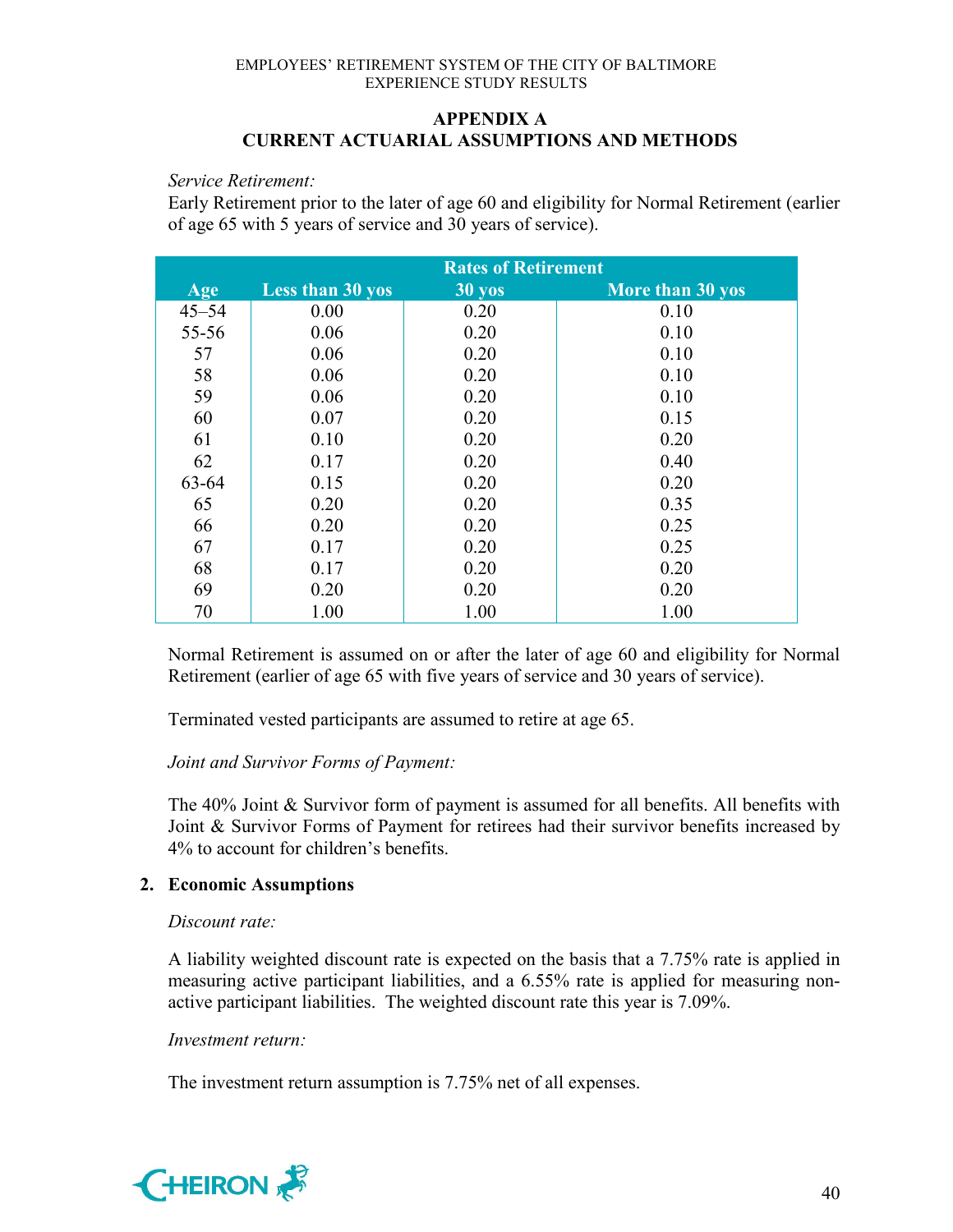## APPENDIX A
## CURRENT ACTUARIAL ASSUMPTIONS AND METHODS

*Service Retirement:*

Early Retirement prior to the later of age 60 and eligibility for Normal Retirement (earlier of age 65 with 5 years of service and 30 years of service).

| | Rates of Retirement | | |
|---|---|---|---|
| Age | Less than 30 yos | 30 yos | More than 30 yos |
| 45–54 | 0.00 | 0.20 | 0.10 |
| 55-56 | 0.06 | 0.20 | 0.10 |
| 57 | 0.06 | 0.20 | 0.10 |
| 58 | 0.06 | 0.20 | 0.10 |
| 59 | 0.06 | 0.20 | 0.10 |
| 60 | 0.07 | 0.20 | 0.15 |
| 61 | 0.10 | 0.20 | 0.20 |
| 62 | 0.17 | 0.20 | 0.40 |
| 63-64 | 0.15 | 0.20 | 0.20 |
| 65 | 0.20 | 0.20 | 0.35 |
| 66 | 0.20 | 0.20 | 0.25 |
| 67 | 0.17 | 0.20 | 0.25 |
| 68 | 0.17 | 0.20 | 0.20 |
| 69 | 0.20 | 0.20 | 0.20 |
| 70 | 1.00 | 1.00 | 1.00 |

Normal Retirement is assumed on or after the later of age 60 and eligibility for Normal Retirement (earlier of age 65 with five years of service and 30 years of service).

Terminated vested participants are assumed to retire at age 65.

*Joint and Survivor Forms of Payment:*

The 40% Joint & Survivor form of payment is assumed for all benefits. All benefits with Joint & Survivor Forms of Payment for retirees had their survivor benefits increased by 4% to account for children's benefits.

**2. Economic Assumptions**

*Discount rate:*

A liability weighted discount rate is expected on the basis that a 7.75% rate is applied in measuring active participant liabilities, and a 6.55% rate is applied for measuring non-active participant liabilities. The weighted discount rate this year is 7.09%.

*Investment return:*

The investment return assumption is 7.75% net of all expenses.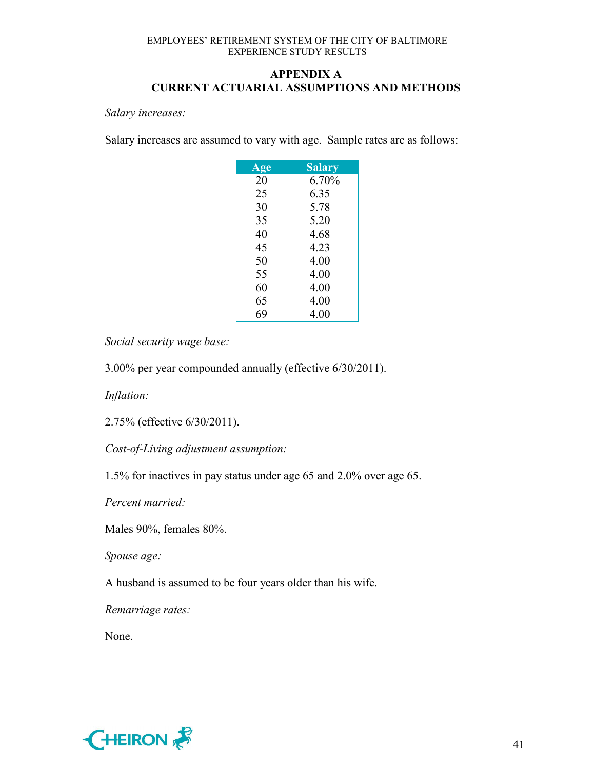## APPENDIX A
## CURRENT ACTUARIAL ASSUMPTIONS AND METHODS

*Salary increases:*

Salary increases are assumed to vary with age. Sample rates are as follows:

| Age | Salary |
|---|---|
| 20 | 6.70% |
| 25 | 6.35 |
| 30 | 5.78 |
| 35 | 5.20 |
| 40 | 4.68 |
| 45 | 4.23 |
| 50 | 4.00 |
| 55 | 4.00 |
| 60 | 4.00 |
| 65 | 4.00 |
| 69 | 4.00 |

*Social security wage base:*

3.00% per year compounded annually (effective 6/30/2011).

*Inflation:*

2.75% (effective 6/30/2011).

*Cost-of-Living adjustment assumption:*

1.5% for inactives in pay status under age 65 and 2.0% over age 65.

*Percent married:*

Males 90%, females 80%.

*Spouse age:*

A husband is assumed to be four years older than his wife.

*Remarriage rates:*

None.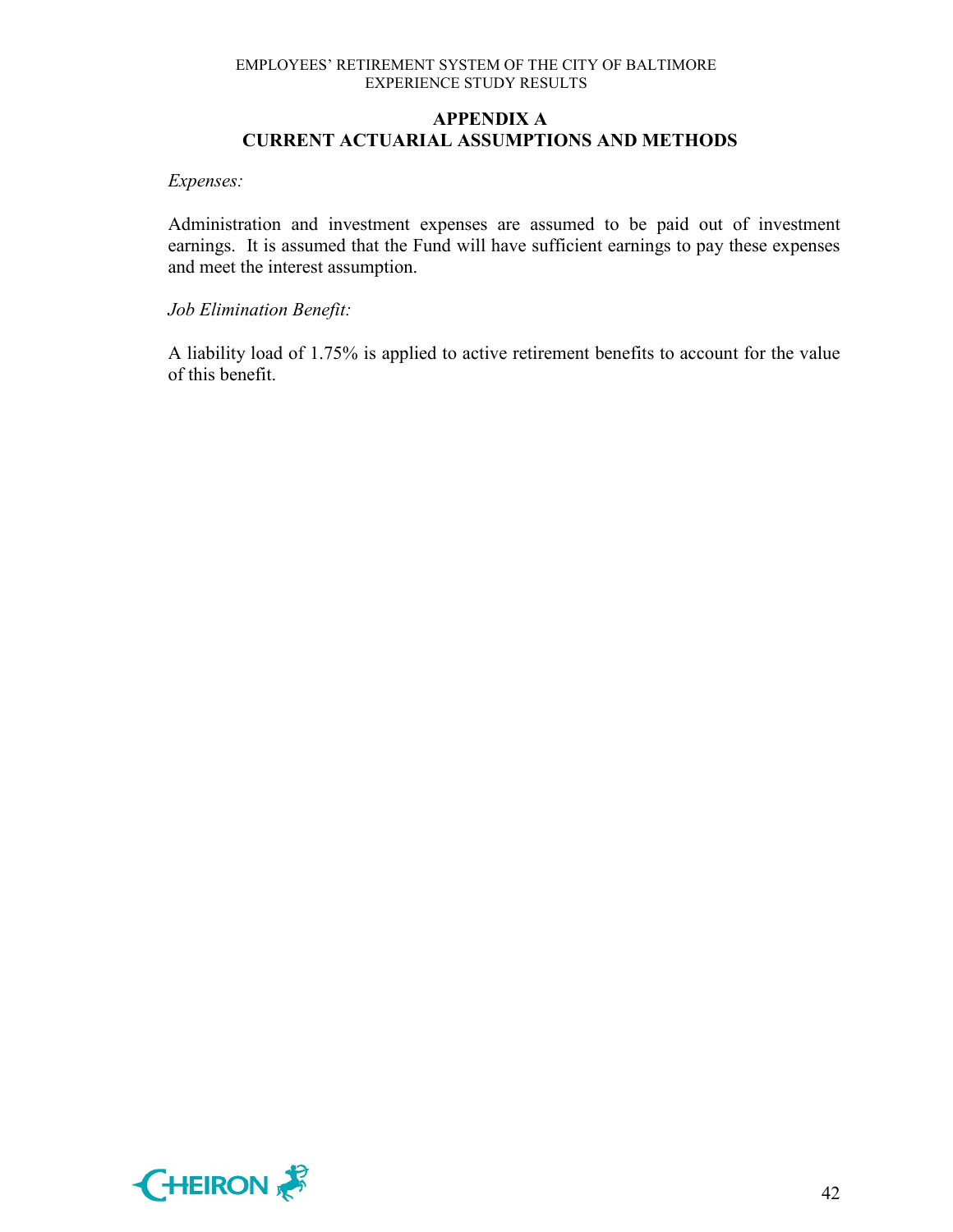## APPENDIX A
## CURRENT ACTUARIAL ASSUMPTIONS AND METHODS

*Expenses:*

Administration and investment expenses are assumed to be paid out of investment earnings. It is assumed that the Fund will have sufficient earnings to pay these expenses and meet the interest assumption.

*Job Elimination Benefit:*

A liability load of 1.75% is applied to active retirement benefits to account for the value of this benefit.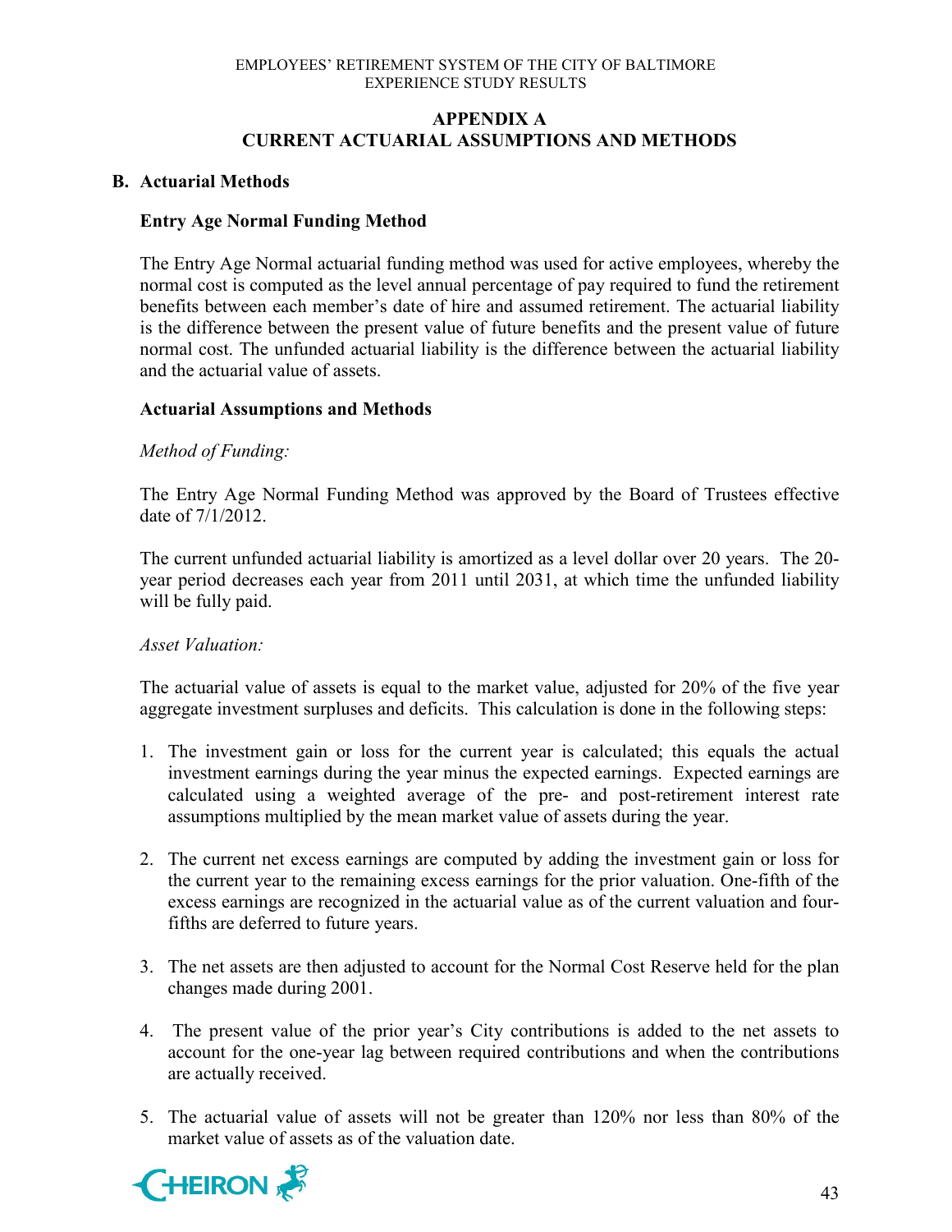## APPENDIX A
## CURRENT ACTUARIAL ASSUMPTIONS AND METHODS

### B. Actuarial Methods

#### Entry Age Normal Funding Method

The Entry Age Normal actuarial funding method was used for active employees, whereby the normal cost is computed as the level annual percentage of pay required to fund the retirement benefits between each member's date of hire and assumed retirement. The actuarial liability is the difference between the present value of future benefits and the present value of future normal cost. The unfunded actuarial liability is the difference between the actuarial liability and the actuarial value of assets.

#### Actuarial Assumptions and Methods

*Method of Funding:*

The Entry Age Normal Funding Method was approved by the Board of Trustees effective date of 7/1/2012.

The current unfunded actuarial liability is amortized as a level dollar over 20 years. The 20-year period decreases each year from 2011 until 2031, at which time the unfunded liability will be fully paid.

*Asset Valuation:*

The actuarial value of assets is equal to the market value, adjusted for 20% of the five year aggregate investment surpluses and deficits. This calculation is done in the following steps:

1. The investment gain or loss for the current year is calculated; this equals the actual investment earnings during the year minus the expected earnings. Expected earnings are calculated using a weighted average of the pre- and post-retirement interest rate assumptions multiplied by the mean market value of assets during the year.
2. The current net excess earnings are computed by adding the investment gain or loss for the current year to the remaining excess earnings for the prior valuation. One-fifth of the excess earnings are recognized in the actuarial value as of the current valuation and four-fifths are deferred to future years.
3. The net assets are then adjusted to account for the Normal Cost Reserve held for the plan changes made during 2001.
4. The present value of the prior year's City contributions is added to the net assets to account for the one-year lag between required contributions and when the contributions are actually received.
5. The actuarial value of assets will not be greater than 120% nor less than 80% of the market value of assets as of the valuation date.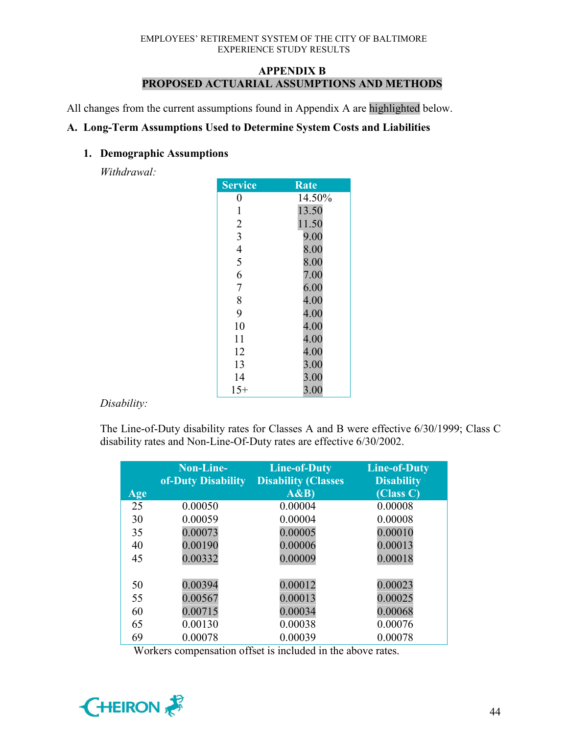## APPENDIX B
## PROPOSED ACTUARIAL ASSUMPTIONS AND METHODS

All changes from the current assumptions found in Appendix A are highlighted below.

### A. Long-Term Assumptions Used to Determine System Costs and Liabilities

#### 1. Demographic Assumptions

*Withdrawal:*

| Service | Rate |
|---|---|
| 0 | 14.50% |
| 1 | 13.50 |
| 2 | 11.50 |
| 3 | 9.00 |
| 4 | 8.00 |
| 5 | 8.00 |
| 6 | 7.00 |
| 7 | 6.00 |
| 8 | 4.00 |
| 9 | 4.00 |
| 10 | 4.00 |
| 11 | 4.00 |
| 12 | 4.00 |
| 13 | 3.00 |
| 14 | 3.00 |
| 15+ | 3.00 |

*Disability:*

The Line-of-Duty disability rates for Classes A and B were effective 6/30/1999; Class C disability rates and Non-Line-Of-Duty rates are effective 6/30/2002.

| Age | Non-Line-of-Duty Disability | Line-of-Duty Disability (Classes A&B) | Line-of-Duty Disability (Class C) |
|---|---|---|---|
| 25 | 0.00050 | 0.00004 | 0.00008 |
| 30 | 0.00059 | 0.00004 | 0.00008 |
| 35 | 0.00073 | 0.00005 | 0.00010 |
| 40 | 0.00190 | 0.00006 | 0.00013 |
| 45 | 0.00332 | 0.00009 | 0.00018 |
| 50 | 0.00394 | 0.00012 | 0.00023 |
| 55 | 0.00567 | 0.00013 | 0.00025 |
| 60 | 0.00715 | 0.00034 | 0.00068 |
| 65 | 0.00130 | 0.00038 | 0.00076 |
| 69 | 0.00078 | 0.00039 | 0.00078 |

Workers compensation offset is included in the above rates.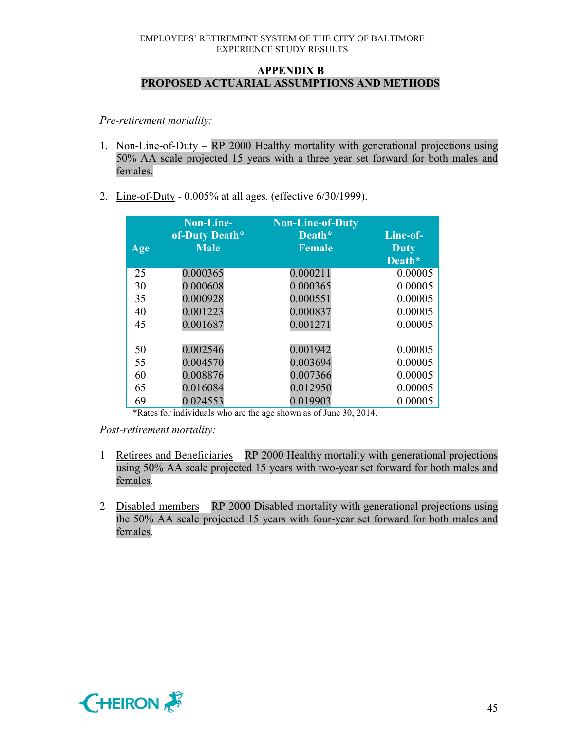## APPENDIX B
## PROPOSED ACTUARIAL ASSUMPTIONS AND METHODS

*Pre-retirement mortality:*

1. Non-Line-of-Duty – RP 2000 Healthy mortality with generational projections using 50% AA scale projected 15 years with a three year set forward for both males and females.

2. Line-of-Duty - 0.005% at all ages. (effective 6/30/1999).

| Age | Non-Line-of-Duty Death* Male | Non-Line-of-Duty Death* Female | Line-of-Duty Death* |
|---|---|---|---|
| 25 | 0.000365 | 0.000211 | 0.00005 |
| 30 | 0.000608 | 0.000365 | 0.00005 |
| 35 | 0.000928 | 0.000551 | 0.00005 |
| 40 | 0.001223 | 0.000837 | 0.00005 |
| 45 | 0.001687 | 0.001271 | 0.00005 |
| 50 | 0.002546 | 0.001942 | 0.00005 |
| 55 | 0.004570 | 0.003694 | 0.00005 |
| 60 | 0.008876 | 0.007366 | 0.00005 |
| 65 | 0.016084 | 0.012950 | 0.00005 |
| 69 | 0.024553 | 0.019903 | 0.00005 |

*Rates for individuals who are the age shown as of June 30, 2014.

*Post-retirement mortality:*

1. Retirees and Beneficiaries – RP 2000 Healthy mortality with generational projections using 50% AA scale projected 15 years with two-year set forward for both males and females.

2. Disabled members – RP 2000 Disabled mortality with generational projections using the 50% AA scale projected 15 years with four-year set forward for both males and females.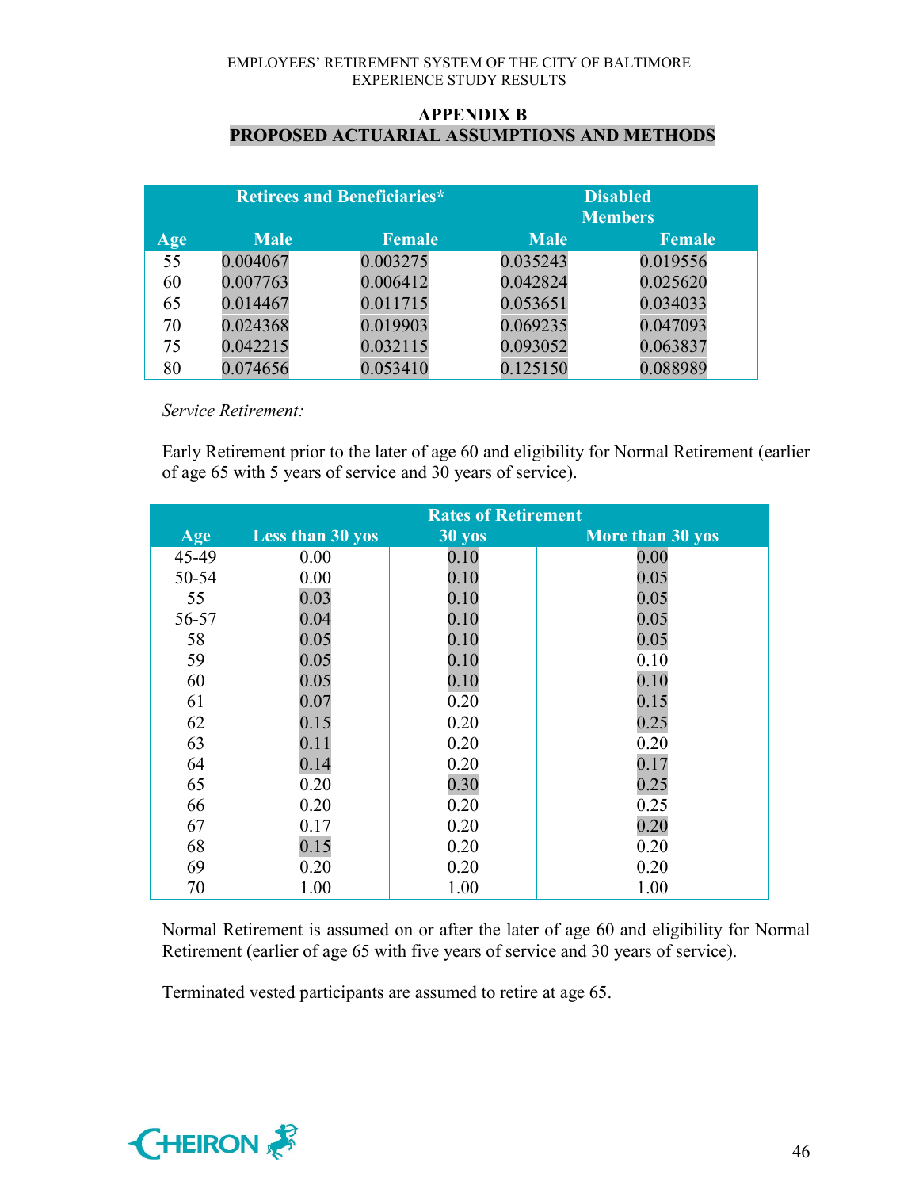## APPENDIX B
## PROPOSED ACTUARIAL ASSUMPTIONS AND METHODS

| | Retirees and Beneficiaries* | | Disabled Members | |
|---|---|---|---|---|
| Age | Male | Female | Male | Female |
| 55 | 0.004067 | 0.003275 | 0.035243 | 0.019556 |
| 60 | 0.007763 | 0.006412 | 0.042824 | 0.025620 |
| 65 | 0.014467 | 0.011715 | 0.053651 | 0.034033 |
| 70 | 0.024368 | 0.019903 | 0.069235 | 0.047093 |
| 75 | 0.042215 | 0.032115 | 0.093052 | 0.063837 |
| 80 | 0.074656 | 0.053410 | 0.125150 | 0.088989 |

*Service Retirement:*

Early Retirement prior to the later of age 60 and eligibility for Normal Retirement (earlier of age 65 with 5 years of service and 30 years of service).

| | Rates of Retirement | | |
|---|---|---|---|
| Age | Less than 30 yos | 30 yos | More than 30 yos |
| 45-49 | 0.00 | 0.10 | 0.00 |
| 50-54 | 0.00 | 0.10 | 0.05 |
| 55 | 0.03 | 0.10 | 0.05 |
| 56-57 | 0.04 | 0.10 | 0.05 |
| 58 | 0.05 | 0.10 | 0.05 |
| 59 | 0.05 | 0.10 | 0.10 |
| 60 | 0.05 | 0.10 | 0.10 |
| 61 | 0.07 | 0.20 | 0.15 |
| 62 | 0.15 | 0.20 | 0.25 |
| 63 | 0.11 | 0.20 | 0.20 |
| 64 | 0.14 | 0.20 | 0.17 |
| 65 | 0.20 | 0.30 | 0.25 |
| 66 | 0.20 | 0.20 | 0.25 |
| 67 | 0.17 | 0.20 | 0.20 |
| 68 | 0.15 | 0.20 | 0.20 |
| 69 | 0.20 | 0.20 | 0.20 |
| 70 | 1.00 | 1.00 | 1.00 |

Normal Retirement is assumed on or after the later of age 60 and eligibility for Normal Retirement (earlier of age 65 with five years of service and 30 years of service).

Terminated vested participants are assumed to retire at age 65.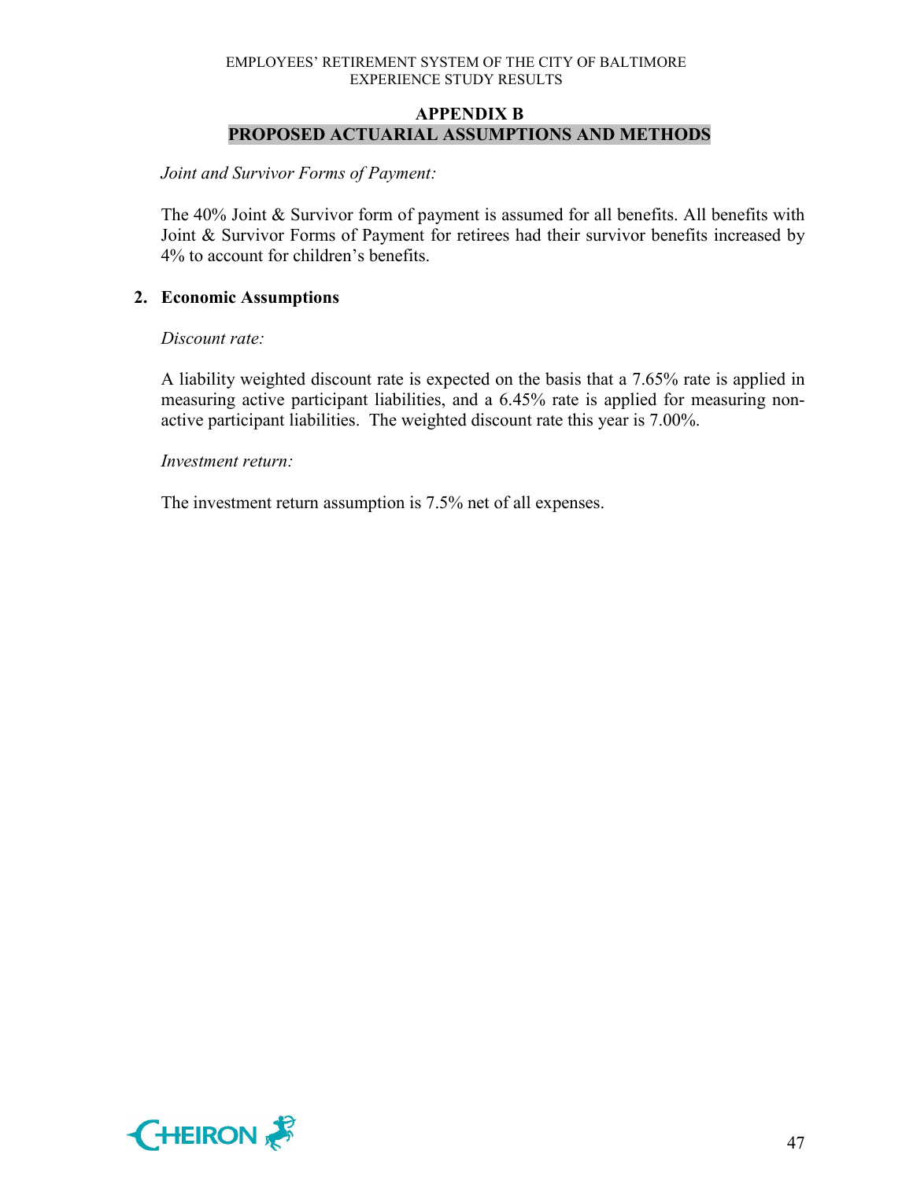## APPENDIX B
## PROPOSED ACTUARIAL ASSUMPTIONS AND METHODS

*Joint and Survivor Forms of Payment:*

The 40% Joint & Survivor form of payment is assumed for all benefits. All benefits with Joint & Survivor Forms of Payment for retirees had their survivor benefits increased by 4% to account for children's benefits.

### 2. Economic Assumptions

*Discount rate:*

A liability weighted discount rate is expected on the basis that a 7.65% rate is applied in measuring active participant liabilities, and a 6.45% rate is applied for measuring non-active participant liabilities. The weighted discount rate this year is 7.00%.

*Investment return:*

The investment return assumption is 7.5% net of all expenses.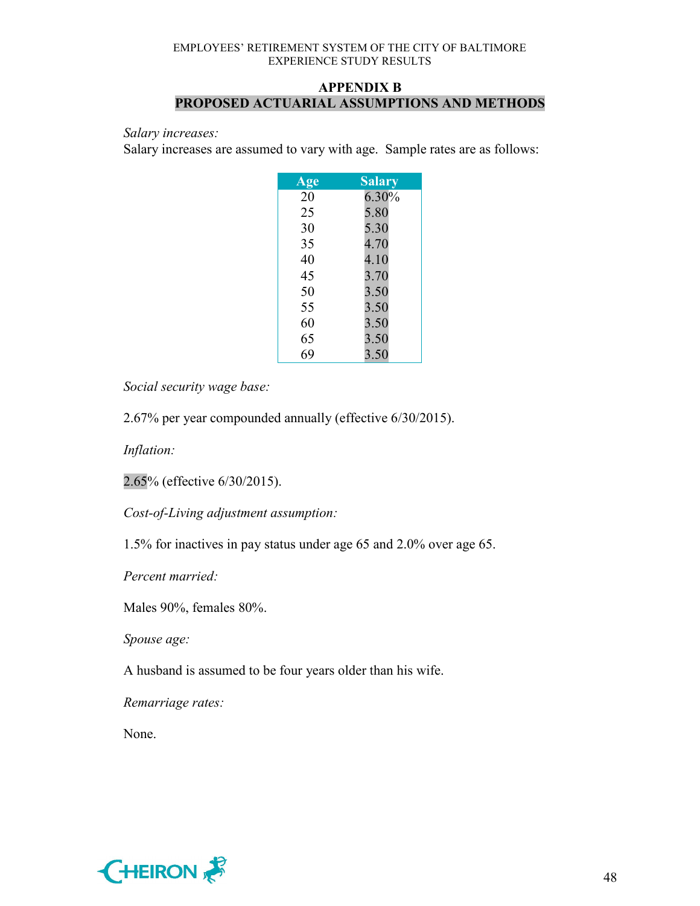## APPENDIX B
## PROPOSED ACTUARIAL ASSUMPTIONS AND METHODS

*Salary increases:*
Salary increases are assumed to vary with age. Sample rates are as follows:

| Age | Salary |
|---|---|
| 20 | 6.30% |
| 25 | 5.80 |
| 30 | 5.30 |
| 35 | 4.70 |
| 40 | 4.10 |
| 45 | 3.70 |
| 50 | 3.50 |
| 55 | 3.50 |
| 60 | 3.50 |
| 65 | 3.50 |
| 69 | 3.50 |

*Social security wage base:*

2.67% per year compounded annually (effective 6/30/2015).

*Inflation:*

2.65% (effective 6/30/2015).

*Cost-of-Living adjustment assumption:*

1.5% for inactives in pay status under age 65 and 2.0% over age 65.

*Percent married:*

Males 90%, females 80%.

*Spouse age:*

A husband is assumed to be four years older than his wife.

*Remarriage rates:*

None.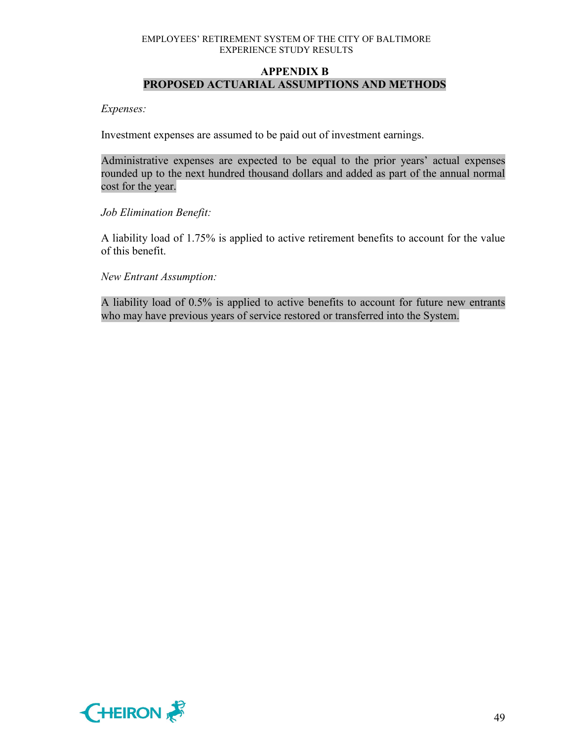## APPENDIX B
## PROPOSED ACTUARIAL ASSUMPTIONS AND METHODS

*Expenses:*

Investment expenses are assumed to be paid out of investment earnings.

Administrative expenses are expected to be equal to the prior years' actual expenses rounded up to the next hundred thousand dollars and added as part of the annual normal cost for the year.

*Job Elimination Benefit:*

A liability load of 1.75% is applied to active retirement benefits to account for the value of this benefit.

*New Entrant Assumption:*

A liability load of 0.5% is applied to active benefits to account for future new entrants who may have previous years of service restored or transferred into the System.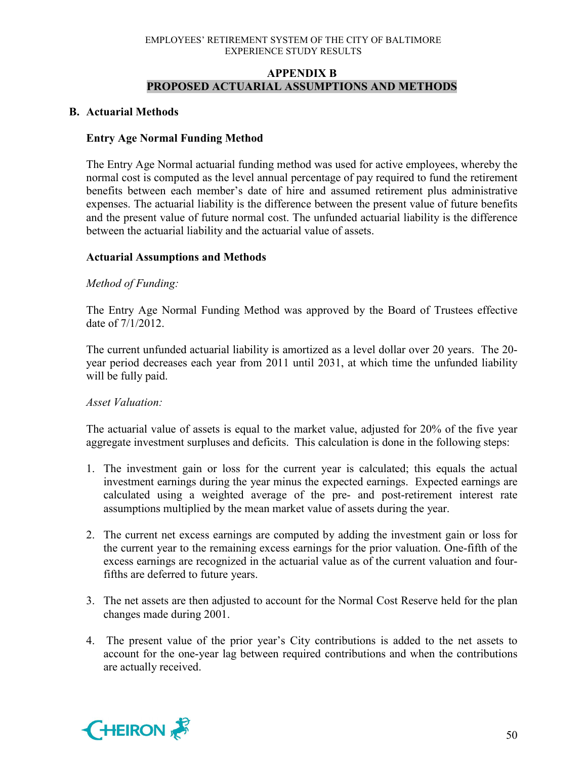## APPENDIX B
## PROPOSED ACTUARIAL ASSUMPTIONS AND METHODS

### B. Actuarial Methods

#### Entry Age Normal Funding Method

The Entry Age Normal actuarial funding method was used for active employees, whereby the normal cost is computed as the level annual percentage of pay required to fund the retirement benefits between each member's date of hire and assumed retirement plus administrative expenses. The actuarial liability is the difference between the present value of future benefits and the present value of future normal cost. The unfunded actuarial liability is the difference between the actuarial liability and the actuarial value of assets.

#### Actuarial Assumptions and Methods

*Method of Funding:*

The Entry Age Normal Funding Method was approved by the Board of Trustees effective date of 7/1/2012.

The current unfunded actuarial liability is amortized as a level dollar over 20 years. The 20-year period decreases each year from 2011 until 2031, at which time the unfunded liability will be fully paid.

*Asset Valuation:*

The actuarial value of assets is equal to the market value, adjusted for 20% of the five year aggregate investment surpluses and deficits. This calculation is done in the following steps:

1. The investment gain or loss for the current year is calculated; this equals the actual investment earnings during the year minus the expected earnings. Expected earnings are calculated using a weighted average of the pre- and post-retirement interest rate assumptions multiplied by the mean market value of assets during the year.

2. The current net excess earnings are computed by adding the investment gain or loss for the current year to the remaining excess earnings for the prior valuation. One-fifth of the excess earnings are recognized in the actuarial value as of the current valuation and four-fifths are deferred to future years.

3. The net assets are then adjusted to account for the Normal Cost Reserve held for the plan changes made during 2001.

4. The present value of the prior year's City contributions is added to the net assets to account for the one-year lag between required contributions and when the contributions are actually received.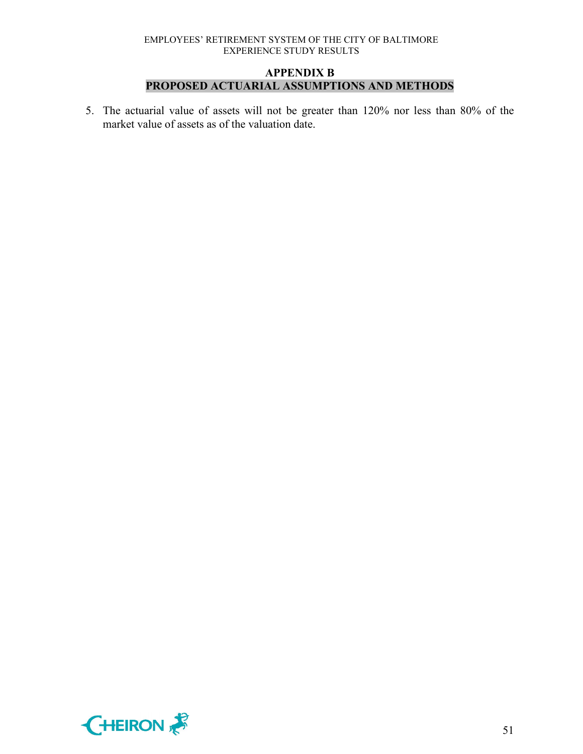## APPENDIX B

## PROPOSED ACTUARIAL ASSUMPTIONS AND METHODS

5. The actuarial value of assets will not be greater than 120% nor less than 80% of the market value of assets as of the valuation date.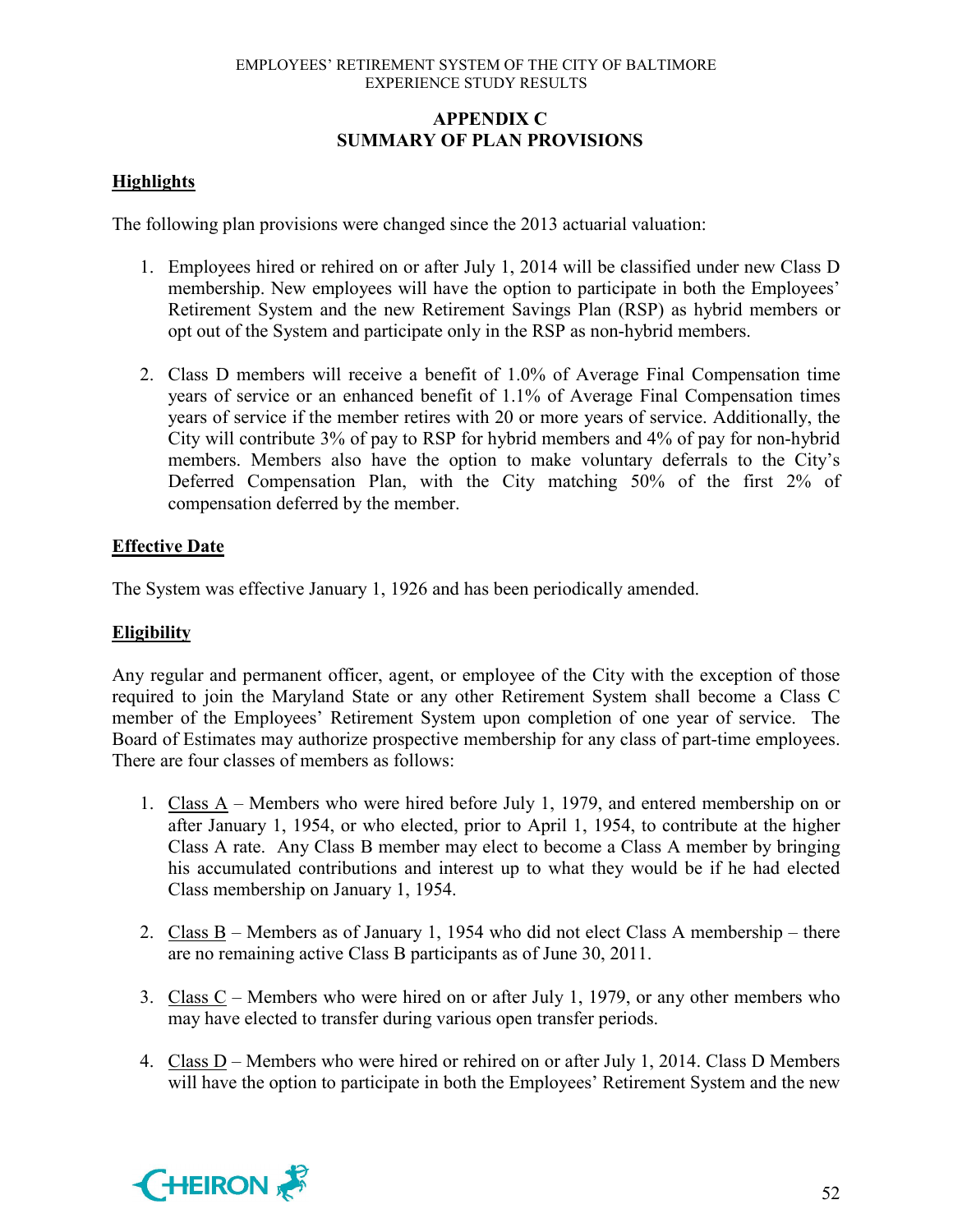## APPENDIX C
## SUMMARY OF PLAN PROVISIONS

### Highlights

The following plan provisions were changed since the 2013 actuarial valuation:

1. Employees hired or rehired on or after July 1, 2014 will be classified under new Class D membership. New employees will have the option to participate in both the Employees' Retirement System and the new Retirement Savings Plan (RSP) as hybrid members or opt out of the System and participate only in the RSP as non-hybrid members.

2. Class D members will receive a benefit of 1.0% of Average Final Compensation time years of service or an enhanced benefit of 1.1% of Average Final Compensation times years of service if the member retires with 20 or more years of service. Additionally, the City will contribute 3% of pay to RSP for hybrid members and 4% of pay for non-hybrid members. Members also have the option to make voluntary deferrals to the City's Deferred Compensation Plan, with the City matching 50% of the first 2% of compensation deferred by the member.

### Effective Date

The System was effective January 1, 1926 and has been periodically amended.

### Eligibility

Any regular and permanent officer, agent, or employee of the City with the exception of those required to join the Maryland State or any other Retirement System shall become a Class C member of the Employees' Retirement System upon completion of one year of service. The Board of Estimates may authorize prospective membership for any class of part-time employees. There are four classes of members as follows:

1. Class A – Members who were hired before July 1, 1979, and entered membership on or after January 1, 1954, or who elected, prior to April 1, 1954, to contribute at the higher Class A rate. Any Class B member may elect to become a Class A member by bringing his accumulated contributions and interest up to what they would be if he had elected Class membership on January 1, 1954.

2. Class B – Members as of January 1, 1954 who did not elect Class A membership – there are no remaining active Class B participants as of June 30, 2011.

3. Class C – Members who were hired on or after July 1, 1979, or any other members who may have elected to transfer during various open transfer periods.

4. Class D – Members who were hired or rehired on or after July 1, 2014. Class D Members will have the option to participate in both the Employees' Retirement System and the new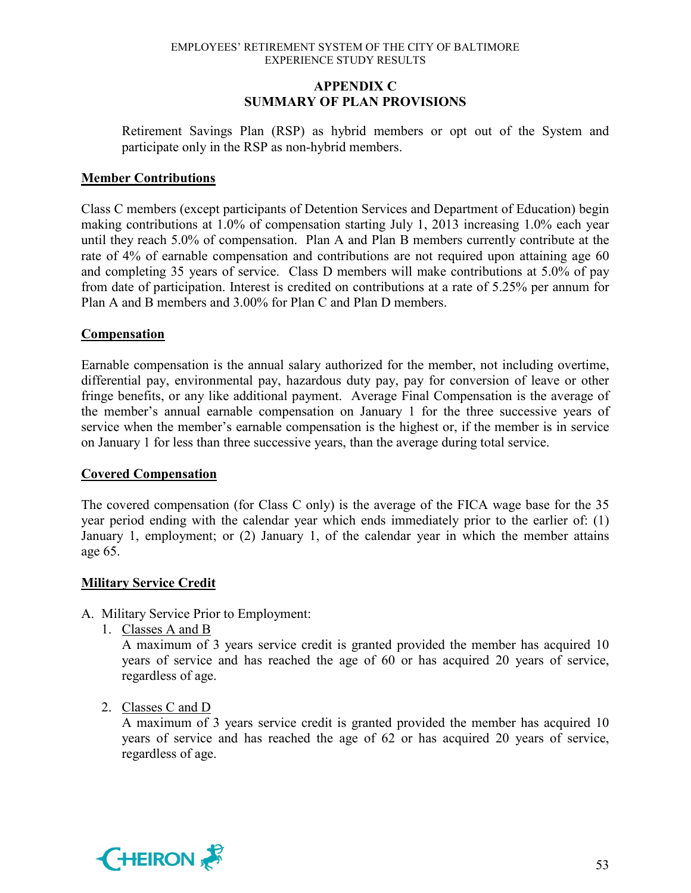## APPENDIX C
## SUMMARY OF PLAN PROVISIONS

Retirement Savings Plan (RSP) as hybrid members or opt out of the System and participate only in the RSP as non-hybrid members.

**Member Contributions**

Class C members (except participants of Detention Services and Department of Education) begin making contributions at 1.0% of compensation starting July 1, 2013 increasing 1.0% each year until they reach 5.0% of compensation. Plan A and Plan B members currently contribute at the rate of 4% of earnable compensation and contributions are not required upon attaining age 60 and completing 35 years of service. Class D members will make contributions at 5.0% of pay from date of participation. Interest is credited on contributions at a rate of 5.25% per annum for Plan A and B members and 3.00% for Plan C and Plan D members.

**Compensation**

Earnable compensation is the annual salary authorized for the member, not including overtime, differential pay, environmental pay, hazardous duty pay, pay for conversion of leave or other fringe benefits, or any like additional payment. Average Final Compensation is the average of the member's annual earnable compensation on January 1 for the three successive years of service when the member's earnable compensation is the highest or, if the member is in service on January 1 for less than three successive years, than the average during total service.

**Covered Compensation**

The covered compensation (for Class C only) is the average of the FICA wage base for the 35 year period ending with the calendar year which ends immediately prior to the earlier of: (1) January 1, employment; or (2) January 1, of the calendar year in which the member attains age 65.

**Military Service Credit**

A. Military Service Prior to Employment:
   1. Classes A and B
      A maximum of 3 years service credit is granted provided the member has acquired 10 years of service and has reached the age of 60 or has acquired 20 years of service, regardless of age.

   2. Classes C and D
      A maximum of 3 years service credit is granted provided the member has acquired 10 years of service and has reached the age of 62 or has acquired 20 years of service, regardless of age.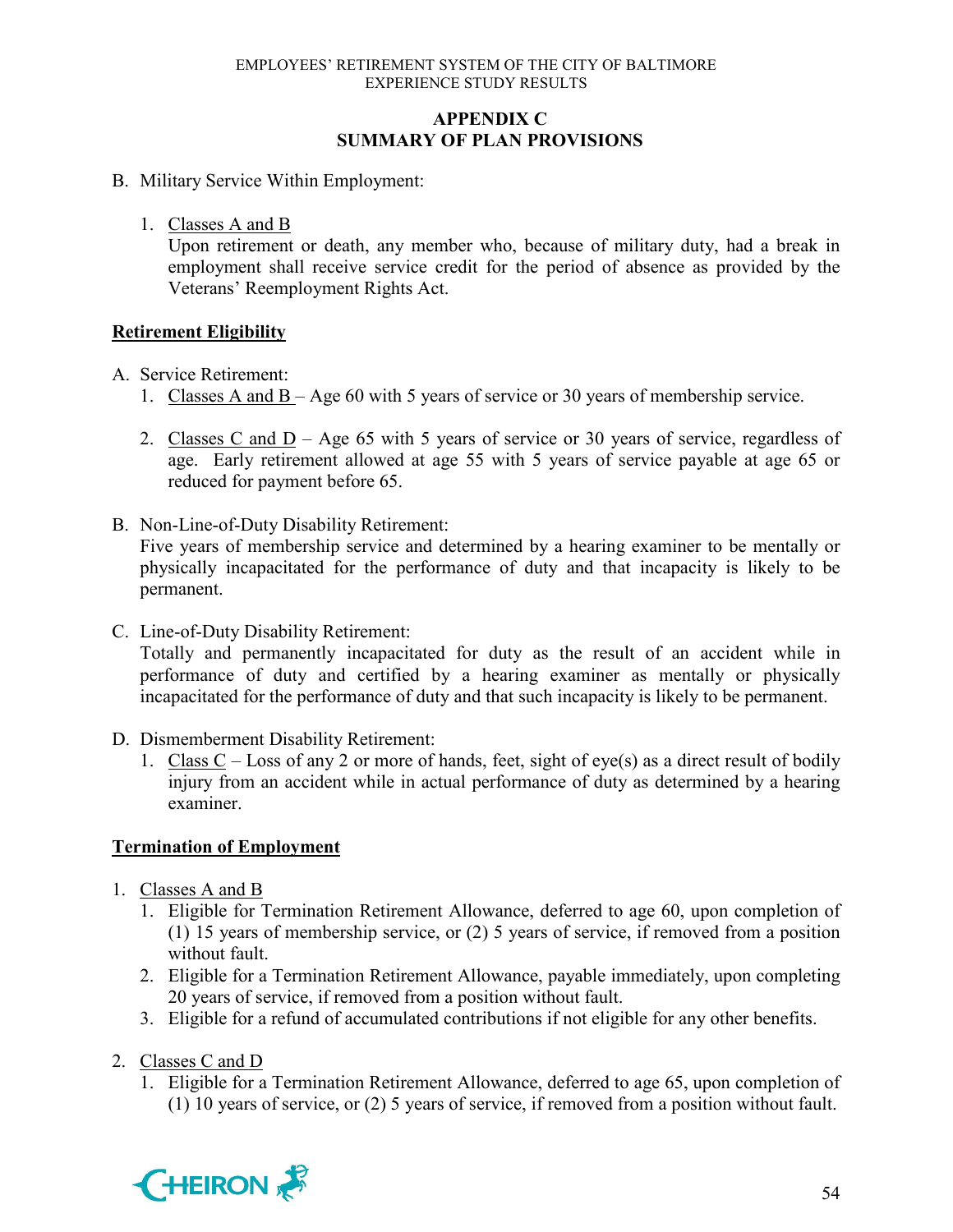## APPENDIX C
## SUMMARY OF PLAN PROVISIONS

B. Military Service Within Employment:

   1. Classes A and B
      Upon retirement or death, any member who, because of military duty, had a break in employment shall receive service credit for the period of absence as provided by the Veterans' Reemployment Rights Act.

**Retirement Eligibility**

A. Service Retirement:
   1. Classes A and B – Age 60 with 5 years of service or 30 years of membership service.

   2. Classes C and D – Age 65 with 5 years of service or 30 years of service, regardless of age. Early retirement allowed at age 55 with 5 years of service payable at age 65 or reduced for payment before 65.

B. Non-Line-of-Duty Disability Retirement:
   Five years of membership service and determined by a hearing examiner to be mentally or physically incapacitated for the performance of duty and that incapacity is likely to be permanent.

C. Line-of-Duty Disability Retirement:
   Totally and permanently incapacitated for duty as the result of an accident while in performance of duty and certified by a hearing examiner as mentally or physically incapacitated for the performance of duty and that such incapacity is likely to be permanent.

D. Dismemberment Disability Retirement:
   1. Class C – Loss of any 2 or more of hands, feet, sight of eye(s) as a direct result of bodily injury from an accident while in actual performance of duty as determined by a hearing examiner.

**Termination of Employment**

1. Classes A and B
   1. Eligible for Termination Retirement Allowance, deferred to age 60, upon completion of (1) 15 years of membership service, or (2) 5 years of service, if removed from a position without fault.
   2. Eligible for a Termination Retirement Allowance, payable immediately, upon completing 20 years of service, if removed from a position without fault.
   3. Eligible for a refund of accumulated contributions if not eligible for any other benefits.

2. Classes C and D
   1. Eligible for a Termination Retirement Allowance, deferred to age 65, upon completion of (1) 10 years of service, or (2) 5 years of service, if removed from a position without fault.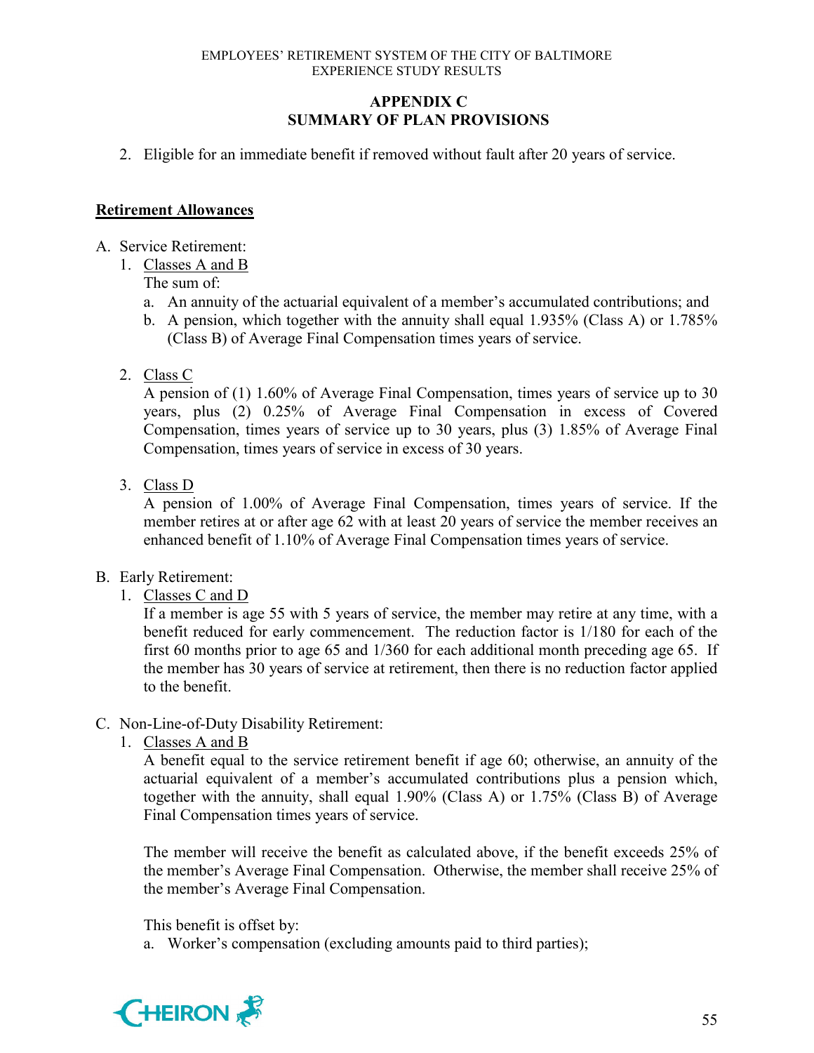## APPENDIX C
## SUMMARY OF PLAN PROVISIONS

2. Eligible for an immediate benefit if removed without fault after 20 years of service.

**Retirement Allowances**

A. Service Retirement:
   1. Classes A and B
      The sum of:
      a. An annuity of the actuarial equivalent of a member's accumulated contributions; and
      b. A pension, which together with the annuity shall equal 1.935% (Class A) or 1.785% (Class B) of Average Final Compensation times years of service.

   2. Class C
      A pension of (1) 1.60% of Average Final Compensation, times years of service up to 30 years, plus (2) 0.25% of Average Final Compensation in excess of Covered Compensation, times years of service up to 30 years, plus (3) 1.85% of Average Final Compensation, times years of service in excess of 30 years.

   3. Class D
      A pension of 1.00% of Average Final Compensation, times years of service. If the member retires at or after age 62 with at least 20 years of service the member receives an enhanced benefit of 1.10% of Average Final Compensation times years of service.

B. Early Retirement:
   1. Classes C and D
      If a member is age 55 with 5 years of service, the member may retire at any time, with a benefit reduced for early commencement. The reduction factor is 1/180 for each of the first 60 months prior to age 65 and 1/360 for each additional month preceding age 65. If the member has 30 years of service at retirement, then there is no reduction factor applied to the benefit.

C. Non-Line-of-Duty Disability Retirement:
   1. Classes A and B
      A benefit equal to the service retirement benefit if age 60; otherwise, an annuity of the actuarial equivalent of a member's accumulated contributions plus a pension which, together with the annuity, shall equal 1.90% (Class A) or 1.75% (Class B) of Average Final Compensation times years of service.

      The member will receive the benefit as calculated above, if the benefit exceeds 25% of the member's Average Final Compensation. Otherwise, the member shall receive 25% of the member's Average Final Compensation.

      This benefit is offset by:
      a. Worker's compensation (excluding amounts paid to third parties);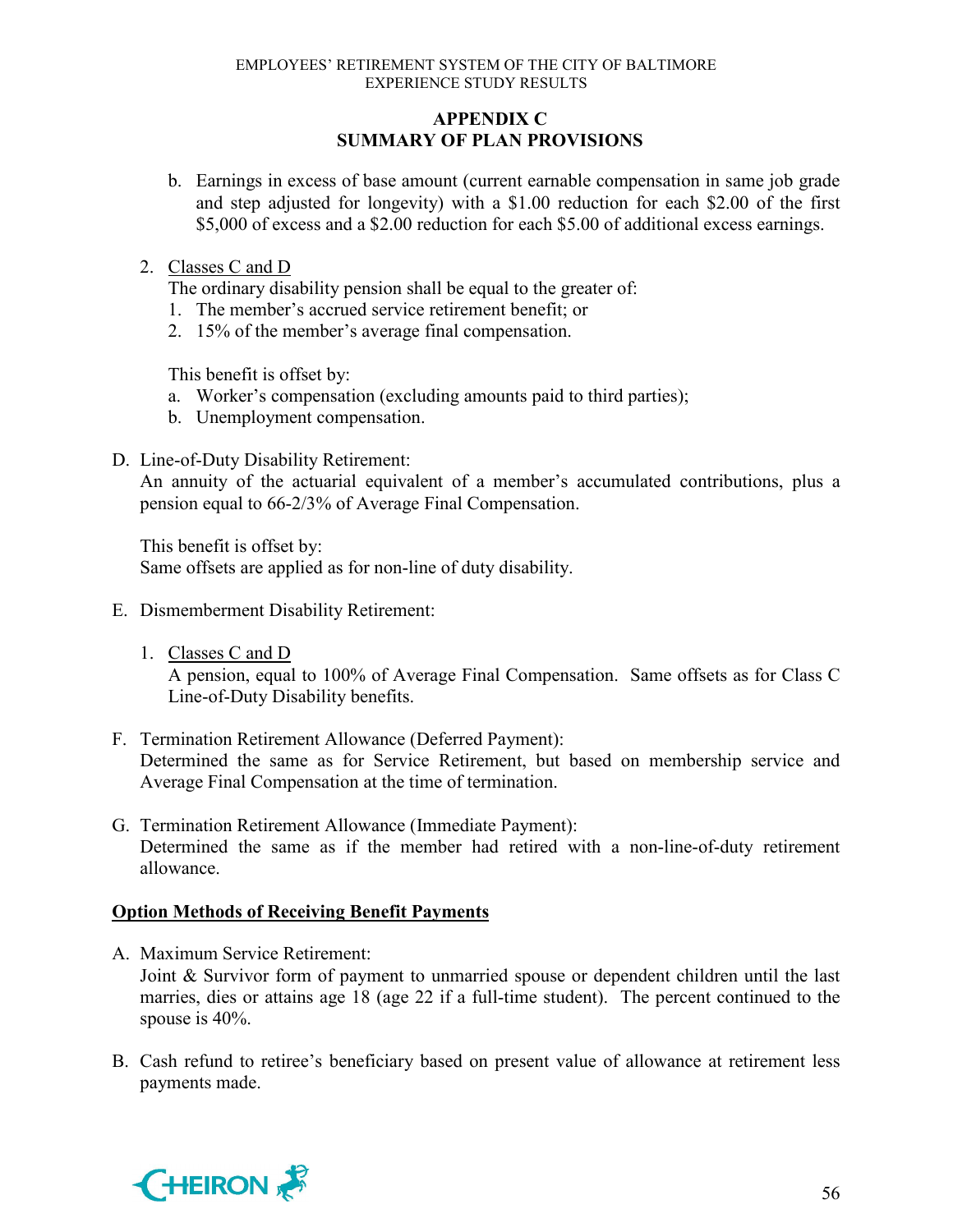## APPENDIX C
## SUMMARY OF PLAN PROVISIONS

   b. Earnings in excess of base amount (current earnable compensation in same job grade and step adjusted for longevity) with a $1.00 reduction for each $2.00 of the first $5,000 of excess and a $2.00 reduction for each $5.00 of additional excess earnings.

2. Classes C and D

   The ordinary disability pension shall be equal to the greater of:

   1. The member's accrued service retirement benefit; or
   2. 15% of the member's average final compensation.

   This benefit is offset by:

   a. Worker's compensation (excluding amounts paid to third parties);
   b. Unemployment compensation.

D. Line-of-Duty Disability Retirement:

   An annuity of the actuarial equivalent of a member's accumulated contributions, plus a pension equal to 66-2/3% of Average Final Compensation.

   This benefit is offset by:

   Same offsets are applied as for non-line of duty disability.

E. Dismemberment Disability Retirement:

   1. Classes C and D

      A pension, equal to 100% of Average Final Compensation. Same offsets as for Class C Line-of-Duty Disability benefits.

F. Termination Retirement Allowance (Deferred Payment):

   Determined the same as for Service Retirement, but based on membership service and Average Final Compensation at the time of termination.

G. Termination Retirement Allowance (Immediate Payment):

   Determined the same as if the member had retired with a non-line-of-duty retirement allowance.

**Option Methods of Receiving Benefit Payments**

A. Maximum Service Retirement:

   Joint & Survivor form of payment to unmarried spouse or dependent children until the last marries, dies or attains age 18 (age 22 if a full-time student). The percent continued to the spouse is 40%.

B. Cash refund to retiree's beneficiary based on present value of allowance at retirement less payments made.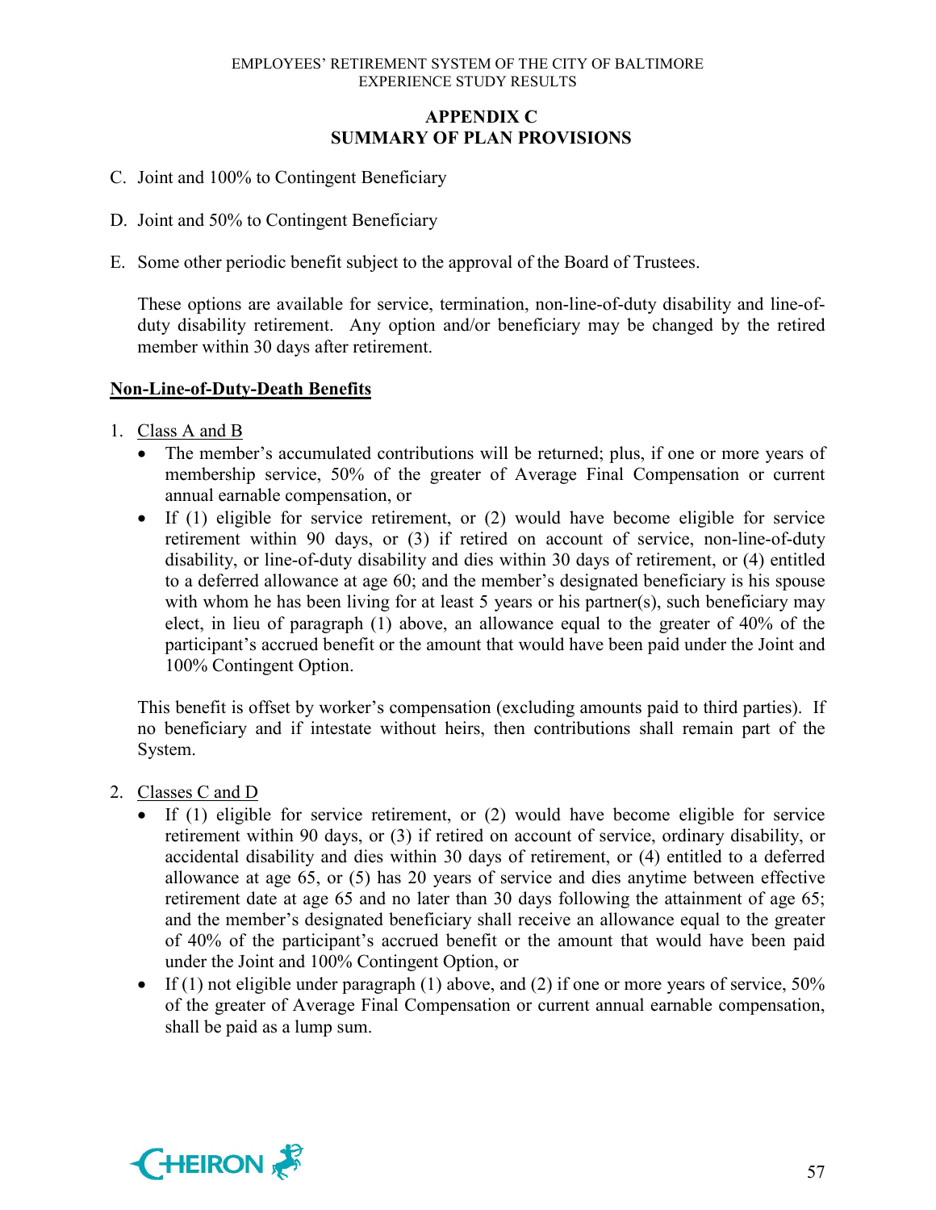## APPENDIX C
## SUMMARY OF PLAN PROVISIONS

C. Joint and 100% to Contingent Beneficiary

D. Joint and 50% to Contingent Beneficiary

E. Some other periodic benefit subject to the approval of the Board of Trustees.

These options are available for service, termination, non-line-of-duty disability and line-of-duty disability retirement. Any option and/or beneficiary may be changed by the retired member within 30 days after retirement.

**Non-Line-of-Duty-Death Benefits**

1. Class A and B
   - The member's accumulated contributions will be returned; plus, if one or more years of membership service, 50% of the greater of Average Final Compensation or current annual earnable compensation, or
   - If (1) eligible for service retirement, or (2) would have become eligible for service retirement within 90 days, or (3) if retired on account of service, non-line-of-duty disability, or line-of-duty disability and dies within 30 days of retirement, or (4) entitled to a deferred allowance at age 60; and the member's designated beneficiary is his spouse with whom he has been living for at least 5 years or his partner(s), such beneficiary may elect, in lieu of paragraph (1) above, an allowance equal to the greater of 40% of the participant's accrued benefit or the amount that would have been paid under the Joint and 100% Contingent Option.

   This benefit is offset by worker's compensation (excluding amounts paid to third parties). If no beneficiary and if intestate without heirs, then contributions shall remain part of the System.

2. Classes C and D
   - If (1) eligible for service retirement, or (2) would have become eligible for service retirement within 90 days, or (3) if retired on account of service, ordinary disability, or accidental disability and dies within 30 days of retirement, or (4) entitled to a deferred allowance at age 65, or (5) has 20 years of service and dies anytime between effective retirement date at age 65 and no later than 30 days following the attainment of age 65; and the member's designated beneficiary shall receive an allowance equal to the greater of 40% of the participant's accrued benefit or the amount that would have been paid under the Joint and 100% Contingent Option, or
   - If (1) not eligible under paragraph (1) above, and (2) if one or more years of service, 50% of the greater of Average Final Compensation or current annual earnable compensation, shall be paid as a lump sum.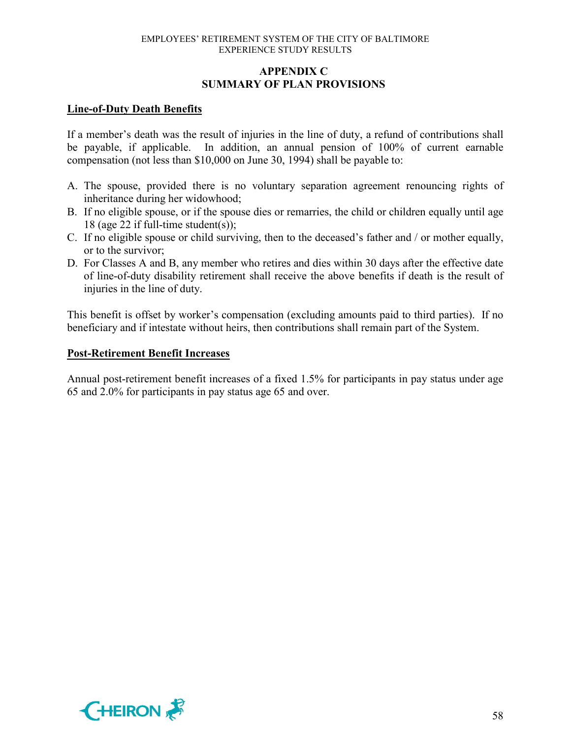## APPENDIX C
## SUMMARY OF PLAN PROVISIONS

**Line-of-Duty Death Benefits**

If a member's death was the result of injuries in the line of duty, a refund of contributions shall be payable, if applicable. In addition, an annual pension of 100% of current earnable compensation (not less than $10,000 on June 30, 1994) shall be payable to:

A. The spouse, provided there is no voluntary separation agreement renouncing rights of inheritance during her widowhood;
B. If no eligible spouse, or if the spouse dies or remarries, the child or children equally until age 18 (age 22 if full-time student(s));
C. If no eligible spouse or child surviving, then to the deceased's father and / or mother equally, or to the survivor;
D. For Classes A and B, any member who retires and dies within 30 days after the effective date of line-of-duty disability retirement shall receive the above benefits if death is the result of injuries in the line of duty.

This benefit is offset by worker's compensation (excluding amounts paid to third parties). If no beneficiary and if intestate without heirs, then contributions shall remain part of the System.

**Post-Retirement Benefit Increases**

Annual post-retirement benefit increases of a fixed 1.5% for participants in pay status under age 65 and 2.0% for participants in pay status age 65 and over.